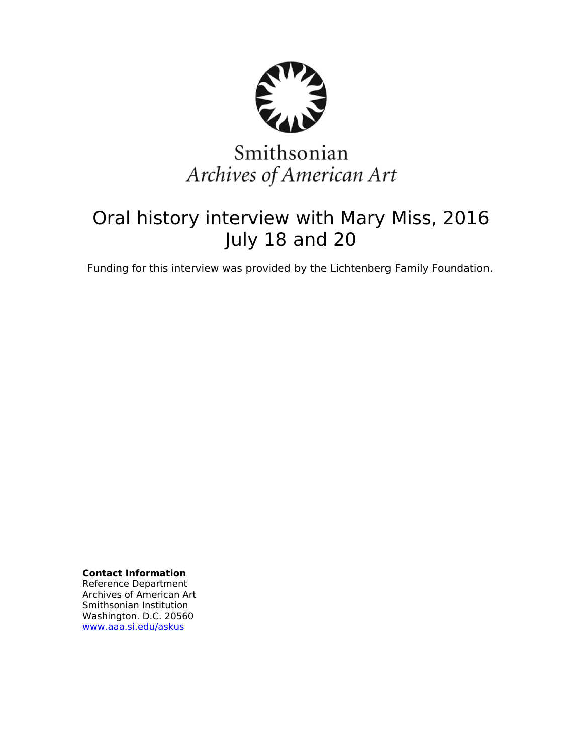Smithsonian
*Archives of American Art*

# Oral history interview with Mary Miss, 2016 July 18 and 20

Funding for this interview was provided by the Lichtenberg Family Foundation.

**Contact Information**
Reference Department
Archives of American Art
Smithsonian Institution
Washington. D.C. 20560
www.aaa.si.edu/askus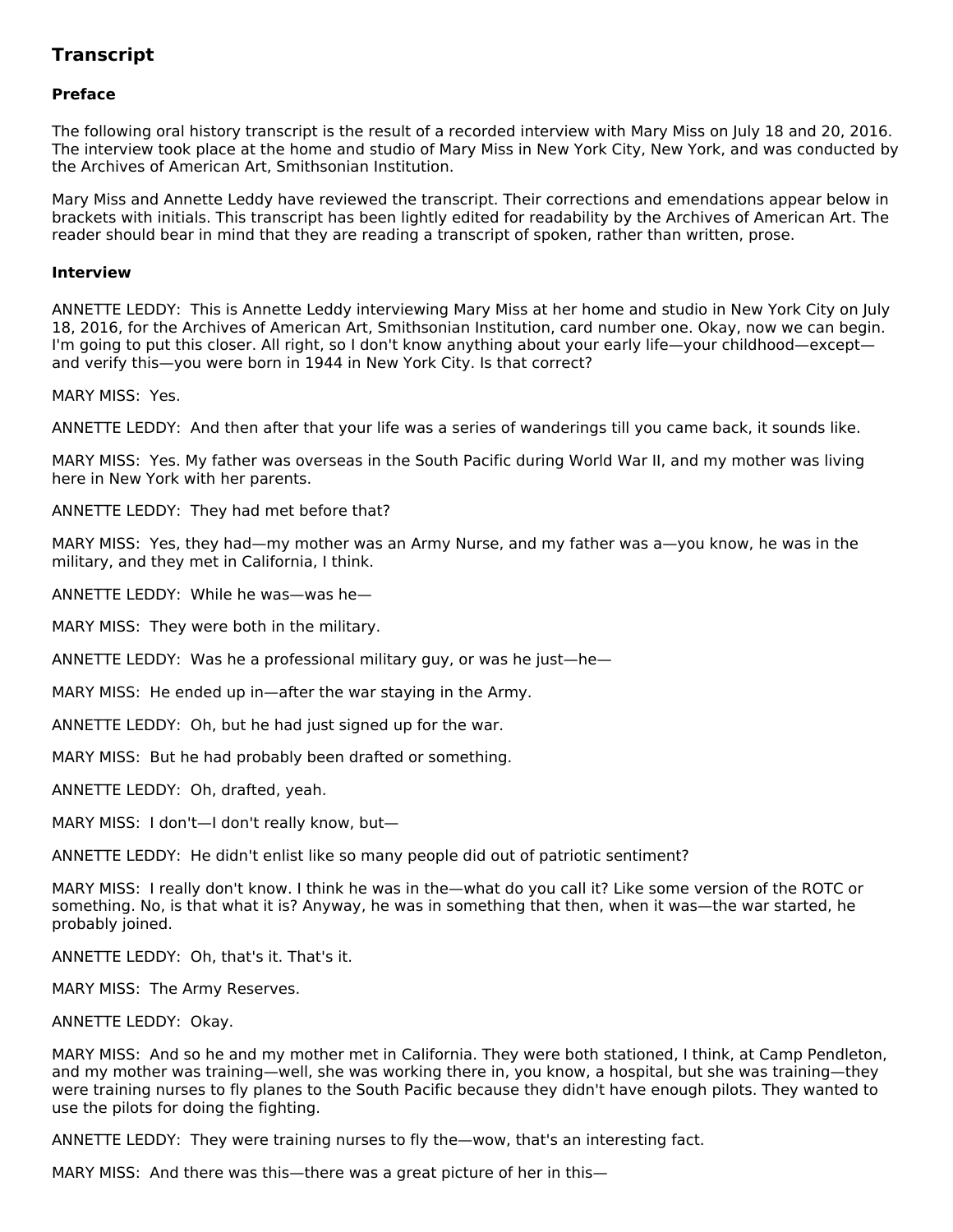## Transcript

### Preface

The following oral history transcript is the result of a recorded interview with Mary Miss on July 18 and 20, 2016. The interview took place at the home and studio of Mary Miss in New York City, New York, and was conducted by the Archives of American Art, Smithsonian Institution.

Mary Miss and Annette Leddy have reviewed the transcript. Their corrections and emendations appear below in brackets with initials. This transcript has been lightly edited for readability by the Archives of American Art. The reader should bear in mind that they are reading a transcript of spoken, rather than written, prose.

### Interview

ANNETTE LEDDY: This is Annette Leddy interviewing Mary Miss at her home and studio in New York City on July 18, 2016, for the Archives of American Art, Smithsonian Institution, card number one. Okay, now we can begin. I'm going to put this closer. All right, so I don't know anything about your early life—your childhood—except—and verify this—you were born in 1944 in New York City. Is that correct?

MARY MISS: Yes.

ANNETTE LEDDY: And then after that your life was a series of wanderings till you came back, it sounds like.

MARY MISS: Yes. My father was overseas in the South Pacific during World War II, and my mother was living here in New York with her parents.

ANNETTE LEDDY: They had met before that?

MARY MISS: Yes, they had—my mother was an Army Nurse, and my father was a—you know, he was in the military, and they met in California, I think.

ANNETTE LEDDY: While he was—was he—

MARY MISS: They were both in the military.

ANNETTE LEDDY: Was he a professional military guy, or was he just—he—

MARY MISS: He ended up in—after the war staying in the Army.

ANNETTE LEDDY: Oh, but he had just signed up for the war.

MARY MISS: But he had probably been drafted or something.

ANNETTE LEDDY: Oh, drafted, yeah.

MARY MISS: I don't—I don't really know, but—

ANNETTE LEDDY: He didn't enlist like so many people did out of patriotic sentiment?

MARY MISS: I really don't know. I think he was in the—what do you call it? Like some version of the ROTC or something. No, is that what it is? Anyway, he was in something that then, when it was—the war started, he probably joined.

ANNETTE LEDDY: Oh, that's it. That's it.

MARY MISS: The Army Reserves.

ANNETTE LEDDY: Okay.

MARY MISS: And so he and my mother met in California. They were both stationed, I think, at Camp Pendleton, and my mother was training—well, she was working there in, you know, a hospital, but she was training—they were training nurses to fly planes to the South Pacific because they didn't have enough pilots. They wanted to use the pilots for doing the fighting.

ANNETTE LEDDY: They were training nurses to fly the—wow, that's an interesting fact.

MARY MISS: And there was this—there was a great picture of her in this—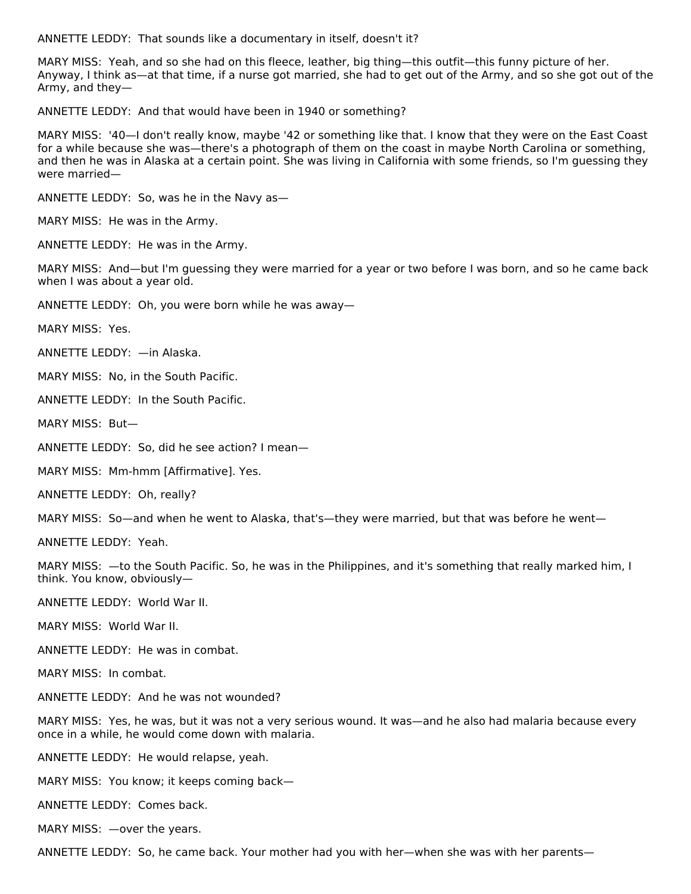ANNETTE LEDDY: That sounds like a documentary in itself, doesn't it?

MARY MISS: Yeah, and so she had on this fleece, leather, big thing—this outfit—this funny picture of her. Anyway, I think as—at that time, if a nurse got married, she had to get out of the Army, and so she got out of the Army, and they—

ANNETTE LEDDY: And that would have been in 1940 or something?

MARY MISS: '40—I don't really know, maybe '42 or something like that. I know that they were on the East Coast for a while because she was—there's a photograph of them on the coast in maybe North Carolina or something, and then he was in Alaska at a certain point. She was living in California with some friends, so I'm guessing they were married—

ANNETTE LEDDY: So, was he in the Navy as—

MARY MISS: He was in the Army.

ANNETTE LEDDY: He was in the Army.

MARY MISS: And—but I'm guessing they were married for a year or two before I was born, and so he came back when I was about a year old.

ANNETTE LEDDY: Oh, you were born while he was away—

MARY MISS: Yes.

ANNETTE LEDDY: —in Alaska.

MARY MISS: No, in the South Pacific.

ANNETTE LEDDY: In the South Pacific.

MARY MISS: But—

ANNETTE LEDDY: So, did he see action? I mean—

MARY MISS: Mm-hmm [Affirmative]. Yes.

ANNETTE LEDDY: Oh, really?

MARY MISS: So—and when he went to Alaska, that's—they were married, but that was before he went—

ANNETTE LEDDY: Yeah.

MARY MISS: —to the South Pacific. So, he was in the Philippines, and it's something that really marked him, I think. You know, obviously—

ANNETTE LEDDY: World War II.

MARY MISS: World War II.

ANNETTE LEDDY: He was in combat.

MARY MISS: In combat.

ANNETTE LEDDY: And he was not wounded?

MARY MISS: Yes, he was, but it was not a very serious wound. It was—and he also had malaria because every once in a while, he would come down with malaria.

ANNETTE LEDDY: He would relapse, yeah.

MARY MISS: You know; it keeps coming back—

ANNETTE LEDDY: Comes back.

MARY MISS: —over the years.

ANNETTE LEDDY: So, he came back. Your mother had you with her—when she was with her parents—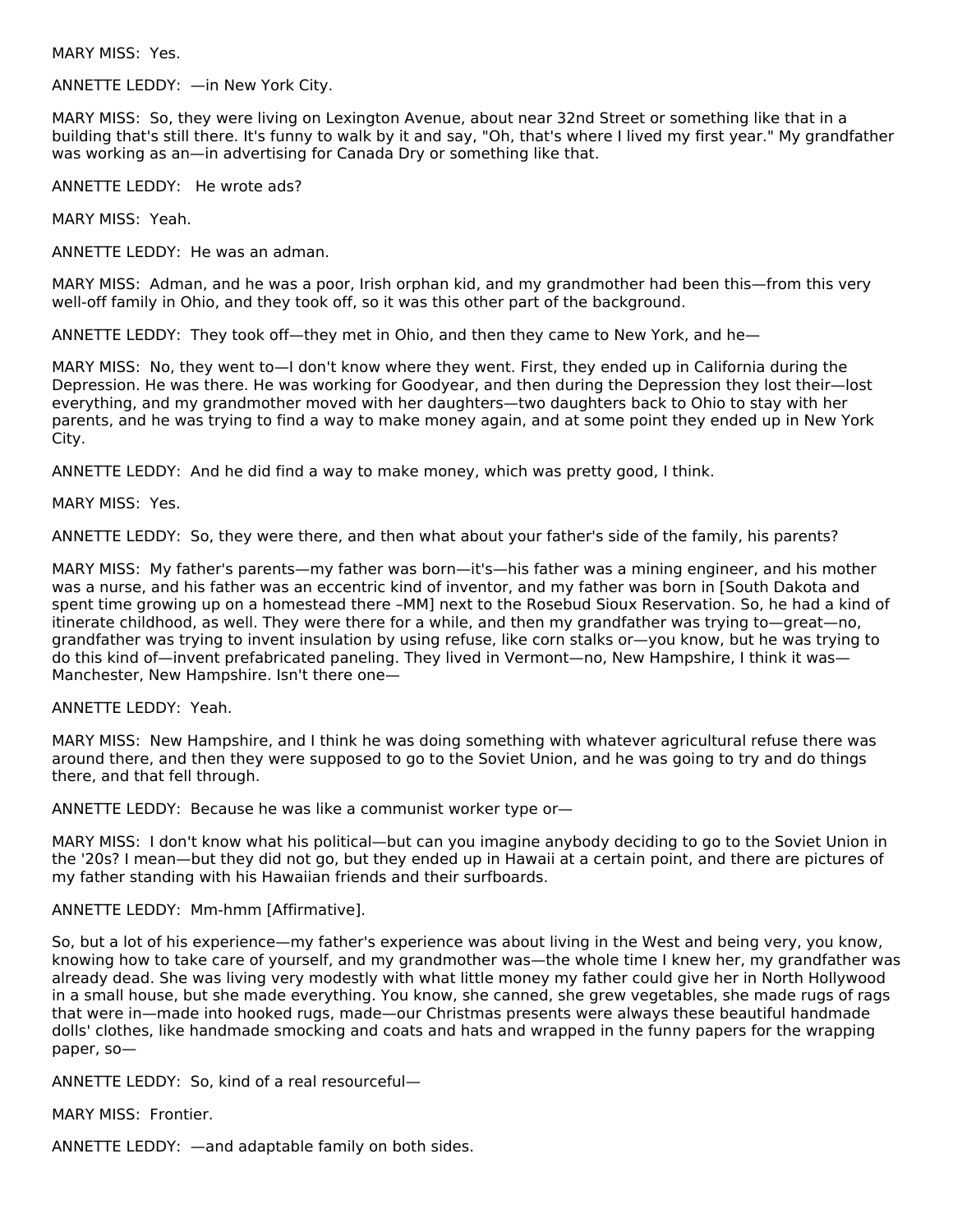MARY MISS: Yes.

ANNETTE LEDDY: —in New York City.

MARY MISS: So, they were living on Lexington Avenue, about near 32nd Street or something like that in a building that's still there. It's funny to walk by it and say, "Oh, that's where I lived my first year." My grandfather was working as an—in advertising for Canada Dry or something like that.

ANNETTE LEDDY: He wrote ads?

MARY MISS: Yeah.

ANNETTE LEDDY: He was an adman.

MARY MISS: Adman, and he was a poor, Irish orphan kid, and my grandmother had been this—from this very well-off family in Ohio, and they took off, so it was this other part of the background.

ANNETTE LEDDY: They took off—they met in Ohio, and then they came to New York, and he—

MARY MISS: No, they went to—I don't know where they went. First, they ended up in California during the Depression. He was there. He was working for Goodyear, and then during the Depression they lost their—lost everything, and my grandmother moved with her daughters—two daughters back to Ohio to stay with her parents, and he was trying to find a way to make money again, and at some point they ended up in New York City.

ANNETTE LEDDY: And he did find a way to make money, which was pretty good, I think.

MARY MISS: Yes.

ANNETTE LEDDY: So, they were there, and then what about your father's side of the family, his parents?

MARY MISS: My father's parents—my father was born—it's—his father was a mining engineer, and his mother was a nurse, and his father was an eccentric kind of inventor, and my father was born in [South Dakota and spent time growing up on a homestead there –MM] next to the Rosebud Sioux Reservation. So, he had a kind of itinerate childhood, as well. They were there for a while, and then my grandfather was trying to—great—no, grandfather was trying to invent insulation by using refuse, like corn stalks or—you know, but he was trying to do this kind of—invent prefabricated paneling. They lived in Vermont—no, New Hampshire, I think it was—Manchester, New Hampshire. Isn't there one—

ANNETTE LEDDY: Yeah.

MARY MISS: New Hampshire, and I think he was doing something with whatever agricultural refuse there was around there, and then they were supposed to go to the Soviet Union, and he was going to try and do things there, and that fell through.

ANNETTE LEDDY: Because he was like a communist worker type or—

MARY MISS: I don't know what his political—but can you imagine anybody deciding to go to the Soviet Union in the '20s? I mean—but they did not go, but they ended up in Hawaii at a certain point, and there are pictures of my father standing with his Hawaiian friends and their surfboards.

ANNETTE LEDDY: Mm-hmm [Affirmative].

So, but a lot of his experience—my father's experience was about living in the West and being very, you know, knowing how to take care of yourself, and my grandmother was—the whole time I knew her, my grandfather was already dead. She was living very modestly with what little money my father could give her in North Hollywood in a small house, but she made everything. You know, she canned, she grew vegetables, she made rugs of rags that were in—made into hooked rugs, made—our Christmas presents were always these beautiful handmade dolls' clothes, like handmade smocking and coats and hats and wrapped in the funny papers for the wrapping paper, so—

ANNETTE LEDDY: So, kind of a real resourceful—

MARY MISS: Frontier.

ANNETTE LEDDY: —and adaptable family on both sides.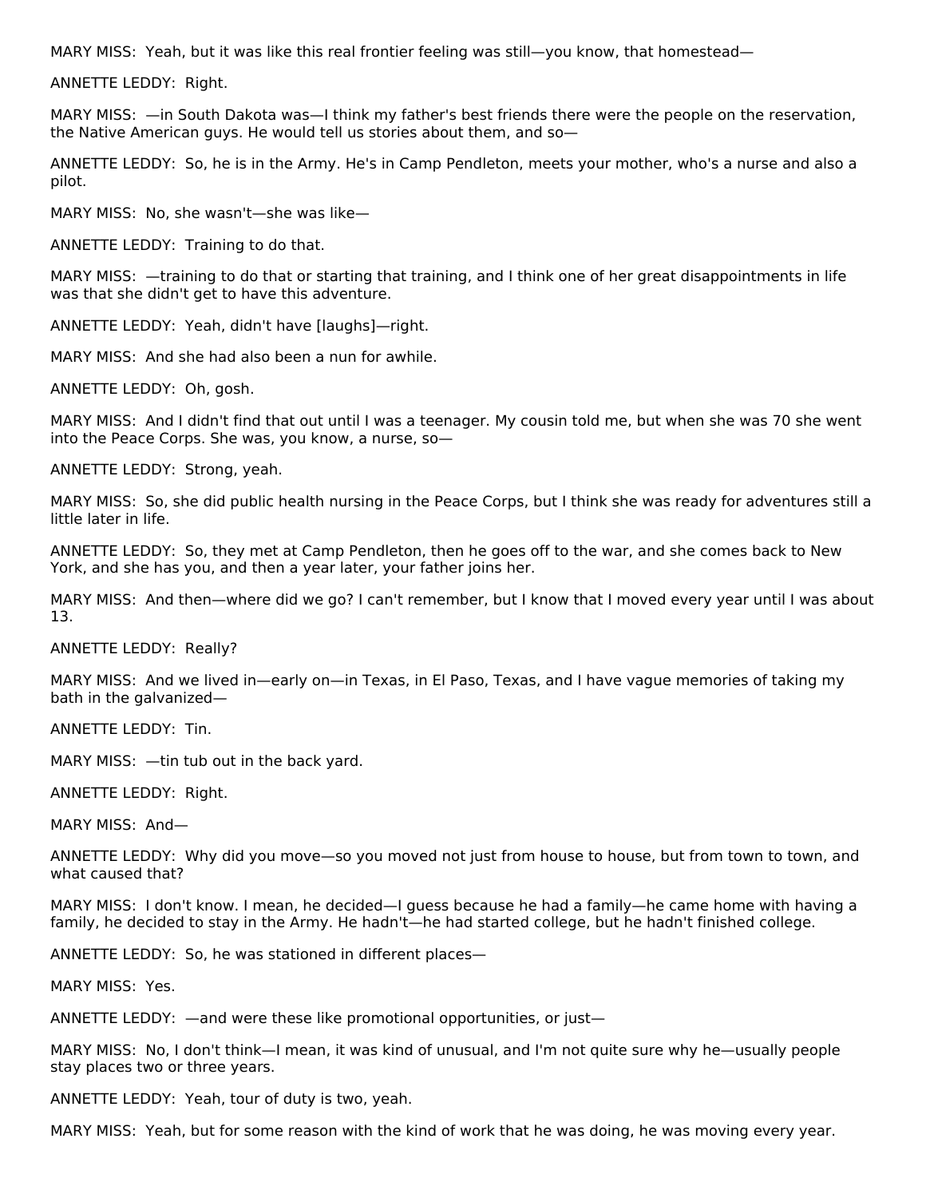MARY MISS: Yeah, but it was like this real frontier feeling was still—you know, that homestead—

ANNETTE LEDDY: Right.

MARY MISS: —in South Dakota was—I think my father's best friends there were the people on the reservation, the Native American guys. He would tell us stories about them, and so—

ANNETTE LEDDY: So, he is in the Army. He's in Camp Pendleton, meets your mother, who's a nurse and also a pilot.

MARY MISS: No, she wasn't—she was like—

ANNETTE LEDDY: Training to do that.

MARY MISS: —training to do that or starting that training, and I think one of her great disappointments in life was that she didn't get to have this adventure.

ANNETTE LEDDY: Yeah, didn't have [laughs]—right.

MARY MISS: And she had also been a nun for awhile.

ANNETTE LEDDY: Oh, gosh.

MARY MISS: And I didn't find that out until I was a teenager. My cousin told me, but when she was 70 she went into the Peace Corps. She was, you know, a nurse, so—

ANNETTE LEDDY: Strong, yeah.

MARY MISS: So, she did public health nursing in the Peace Corps, but I think she was ready for adventures still a little later in life.

ANNETTE LEDDY: So, they met at Camp Pendleton, then he goes off to the war, and she comes back to New York, and she has you, and then a year later, your father joins her.

MARY MISS: And then—where did we go? I can't remember, but I know that I moved every year until I was about 13.

ANNETTE LEDDY: Really?

MARY MISS: And we lived in—early on—in Texas, in El Paso, Texas, and I have vague memories of taking my bath in the galvanized—

ANNETTE LEDDY: Tin.

MARY MISS: —tin tub out in the back yard.

ANNETTE LEDDY: Right.

MARY MISS: And—

ANNETTE LEDDY: Why did you move—so you moved not just from house to house, but from town to town, and what caused that?

MARY MISS: I don't know. I mean, he decided—I guess because he had a family—he came home with having a family, he decided to stay in the Army. He hadn't—he had started college, but he hadn't finished college.

ANNETTE LEDDY: So, he was stationed in different places—

MARY MISS: Yes.

ANNETTE LEDDY: —and were these like promotional opportunities, or just—

MARY MISS: No, I don't think—I mean, it was kind of unusual, and I'm not quite sure why he—usually people stay places two or three years.

ANNETTE LEDDY: Yeah, tour of duty is two, yeah.

MARY MISS: Yeah, but for some reason with the kind of work that he was doing, he was moving every year.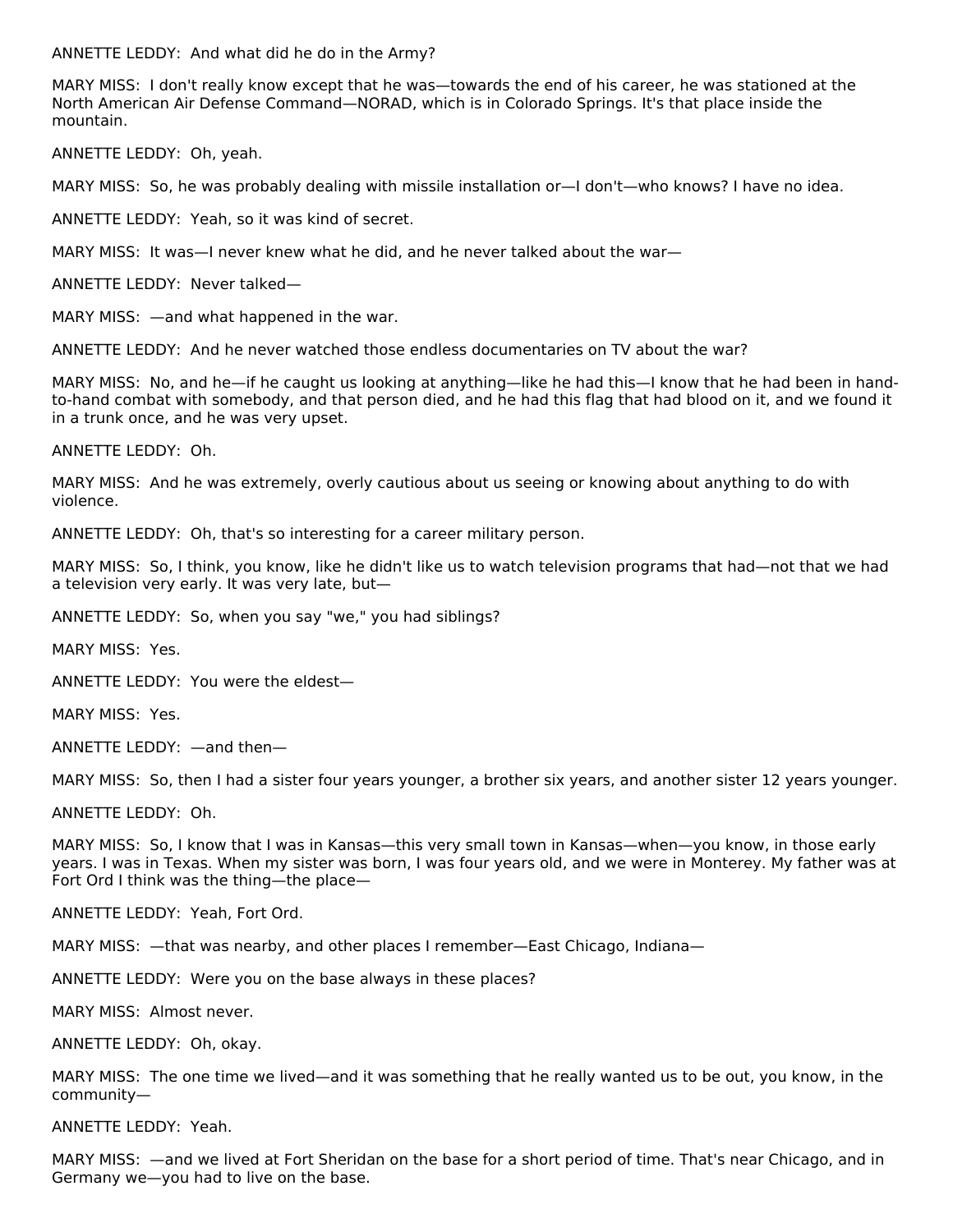ANNETTE LEDDY: And what did he do in the Army?

MARY MISS: I don't really know except that he was—towards the end of his career, he was stationed at the North American Air Defense Command—NORAD, which is in Colorado Springs. It's that place inside the mountain.

ANNETTE LEDDY: Oh, yeah.

MARY MISS: So, he was probably dealing with missile installation or—I don't—who knows? I have no idea.

ANNETTE LEDDY: Yeah, so it was kind of secret.

MARY MISS: It was—I never knew what he did, and he never talked about the war—

ANNETTE LEDDY: Never talked—

MARY MISS: —and what happened in the war.

ANNETTE LEDDY: And he never watched those endless documentaries on TV about the war?

MARY MISS: No, and he—if he caught us looking at anything—like he had this—I know that he had been in hand-to-hand combat with somebody, and that person died, and he had this flag that had blood on it, and we found it in a trunk once, and he was very upset.

ANNETTE LEDDY: Oh.

MARY MISS: And he was extremely, overly cautious about us seeing or knowing about anything to do with violence.

ANNETTE LEDDY: Oh, that's so interesting for a career military person.

MARY MISS: So, I think, you know, like he didn't like us to watch television programs that had—not that we had a television very early. It was very late, but—

ANNETTE LEDDY: So, when you say "we," you had siblings?

MARY MISS: Yes.

ANNETTE LEDDY: You were the eldest—

MARY MISS: Yes.

ANNETTE LEDDY: —and then—

MARY MISS: So, then I had a sister four years younger, a brother six years, and another sister 12 years younger.

ANNETTE LEDDY: Oh.

MARY MISS: So, I know that I was in Kansas—this very small town in Kansas—when—you know, in those early years. I was in Texas. When my sister was born, I was four years old, and we were in Monterey. My father was at Fort Ord I think was the thing—the place—

ANNETTE LEDDY: Yeah, Fort Ord.

MARY MISS: —that was nearby, and other places I remember—East Chicago, Indiana—

ANNETTE LEDDY: Were you on the base always in these places?

MARY MISS: Almost never.

ANNETTE LEDDY: Oh, okay.

MARY MISS: The one time we lived—and it was something that he really wanted us to be out, you know, in the community—

ANNETTE LEDDY: Yeah.

MARY MISS: —and we lived at Fort Sheridan on the base for a short period of time. That's near Chicago, and in Germany we—you had to live on the base.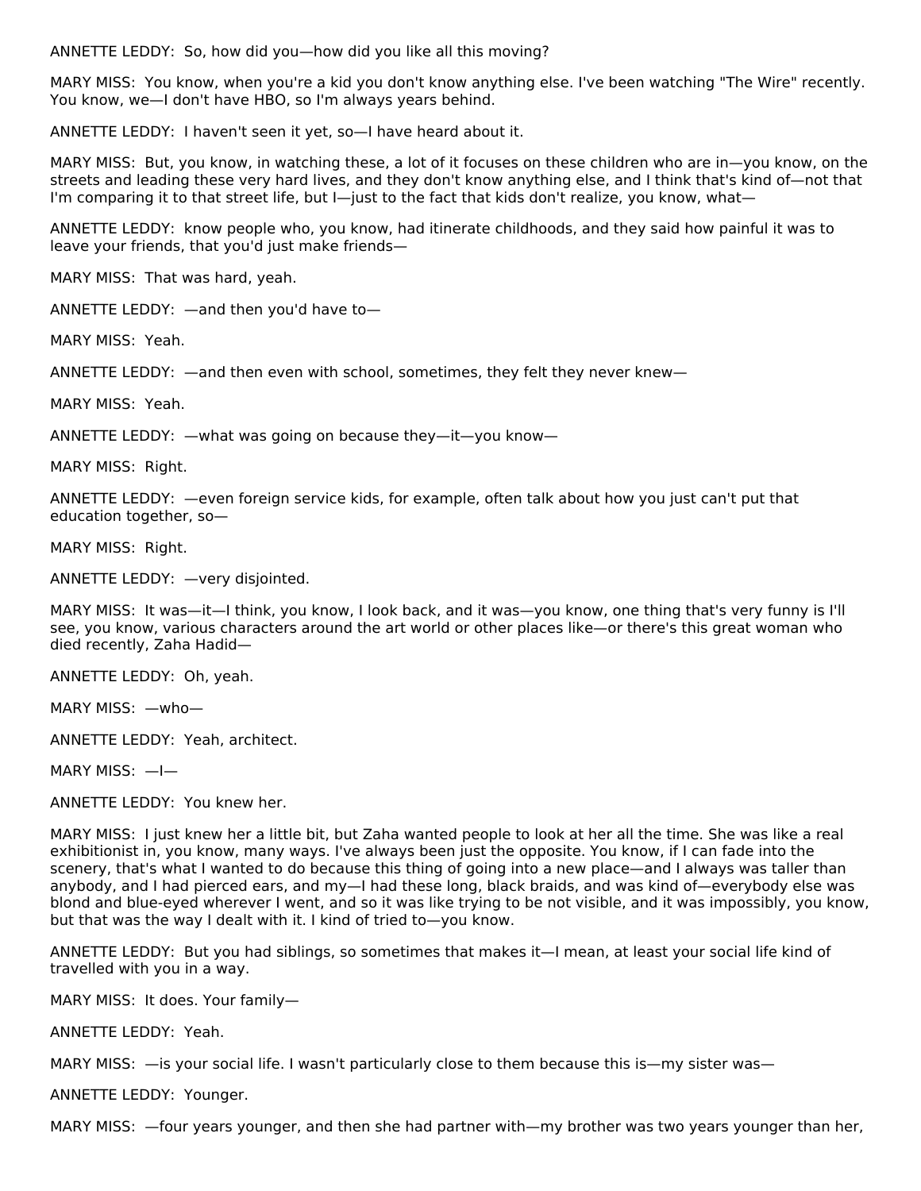ANNETTE LEDDY: So, how did you—how did you like all this moving?

MARY MISS: You know, when you're a kid you don't know anything else. I've been watching "The Wire" recently. You know, we—I don't have HBO, so I'm always years behind.

ANNETTE LEDDY: I haven't seen it yet, so—I have heard about it.

MARY MISS: But, you know, in watching these, a lot of it focuses on these children who are in—you know, on the streets and leading these very hard lives, and they don't know anything else, and I think that's kind of—not that I'm comparing it to that street life, but I—just to the fact that kids don't realize, you know, what—

ANNETTE LEDDY: know people who, you know, had itinerate childhoods, and they said how painful it was to leave your friends, that you'd just make friends—

MARY MISS: That was hard, yeah.

ANNETTE LEDDY: —and then you'd have to—

MARY MISS: Yeah.

ANNETTE LEDDY: —and then even with school, sometimes, they felt they never knew—

MARY MISS: Yeah.

ANNETTE LEDDY: —what was going on because they—it—you know—

MARY MISS: Right.

ANNETTE LEDDY: —even foreign service kids, for example, often talk about how you just can't put that education together, so—

MARY MISS: Right.

ANNETTE LEDDY: —very disjointed.

MARY MISS: It was—it—I think, you know, I look back, and it was—you know, one thing that's very funny is I'll see, you know, various characters around the art world or other places like—or there's this great woman who died recently, Zaha Hadid—

ANNETTE LEDDY: Oh, yeah.

MARY MISS: —who—

ANNETTE LEDDY: Yeah, architect.

MARY MISS: —I—

ANNETTE LEDDY: You knew her.

MARY MISS: I just knew her a little bit, but Zaha wanted people to look at her all the time. She was like a real exhibitionist in, you know, many ways. I've always been just the opposite. You know, if I can fade into the scenery, that's what I wanted to do because this thing of going into a new place—and I always was taller than anybody, and I had pierced ears, and my—I had these long, black braids, and was kind of—everybody else was blond and blue-eyed wherever I went, and so it was like trying to be not visible, and it was impossibly, you know, but that was the way I dealt with it. I kind of tried to—you know.

ANNETTE LEDDY: But you had siblings, so sometimes that makes it—I mean, at least your social life kind of travelled with you in a way.

MARY MISS: It does. Your family—

ANNETTE LEDDY: Yeah.

MARY MISS: —is your social life. I wasn't particularly close to them because this is—my sister was—

ANNETTE LEDDY: Younger.

MARY MISS: —four years younger, and then she had partner with—my brother was two years younger than her,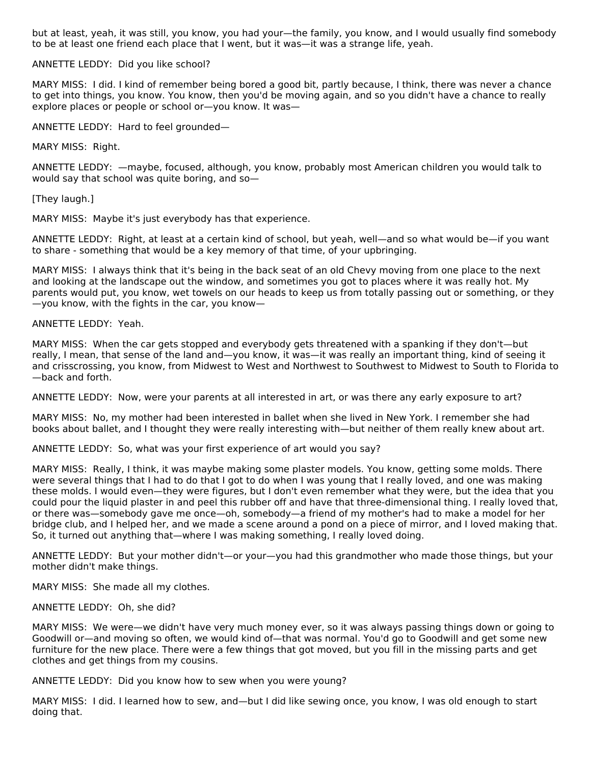but at least, yeah, it was still, you know, you had your—the family, you know, and I would usually find somebody to be at least one friend each place that I went, but it was—it was a strange life, yeah.

ANNETTE LEDDY: Did you like school?

MARY MISS: I did. I kind of remember being bored a good bit, partly because, I think, there was never a chance to get into things, you know. You know, then you'd be moving again, and so you didn't have a chance to really explore places or people or school or—you know. It was—

ANNETTE LEDDY: Hard to feel grounded—

MARY MISS: Right.

ANNETTE LEDDY: —maybe, focused, although, you know, probably most American children you would talk to would say that school was quite boring, and so—

[They laugh.]

MARY MISS: Maybe it's just everybody has that experience.

ANNETTE LEDDY: Right, at least at a certain kind of school, but yeah, well—and so what would be—if you want to share - something that would be a key memory of that time, of your upbringing.

MARY MISS: I always think that it's being in the back seat of an old Chevy moving from one place to the next and looking at the landscape out the window, and sometimes you got to places where it was really hot. My parents would put, you know, wet towels on our heads to keep us from totally passing out or something, or they—you know, with the fights in the car, you know—

ANNETTE LEDDY: Yeah.

MARY MISS: When the car gets stopped and everybody gets threatened with a spanking if they don't—but really, I mean, that sense of the land and—you know, it was—it was really an important thing, kind of seeing it and crisscrossing, you know, from Midwest to West and Northwest to Southwest to Midwest to South to Florida to—back and forth.

ANNETTE LEDDY: Now, were your parents at all interested in art, or was there any early exposure to art?

MARY MISS: No, my mother had been interested in ballet when she lived in New York. I remember she had books about ballet, and I thought they were really interesting with—but neither of them really knew about art.

ANNETTE LEDDY: So, what was your first experience of art would you say?

MARY MISS: Really, I think, it was maybe making some plaster models. You know, getting some molds. There were several things that I had to do that I got to do when I was young that I really loved, and one was making these molds. I would even—they were figures, but I don't even remember what they were, but the idea that you could pour the liquid plaster in and peel this rubber off and have that three-dimensional thing. I really loved that, or there was—somebody gave me once—oh, somebody—a friend of my mother's had to make a model for her bridge club, and I helped her, and we made a scene around a pond on a piece of mirror, and I loved making that. So, it turned out anything that—where I was making something, I really loved doing.

ANNETTE LEDDY: But your mother didn't—or your—you had this grandmother who made those things, but your mother didn't make things.

MARY MISS: She made all my clothes.

ANNETTE LEDDY: Oh, she did?

MARY MISS: We were—we didn't have very much money ever, so it was always passing things down or going to Goodwill or—and moving so often, we would kind of—that was normal. You'd go to Goodwill and get some new furniture for the new place. There were a few things that got moved, but you fill in the missing parts and get clothes and get things from my cousins.

ANNETTE LEDDY: Did you know how to sew when you were young?

MARY MISS: I did. I learned how to sew, and—but I did like sewing once, you know, I was old enough to start doing that.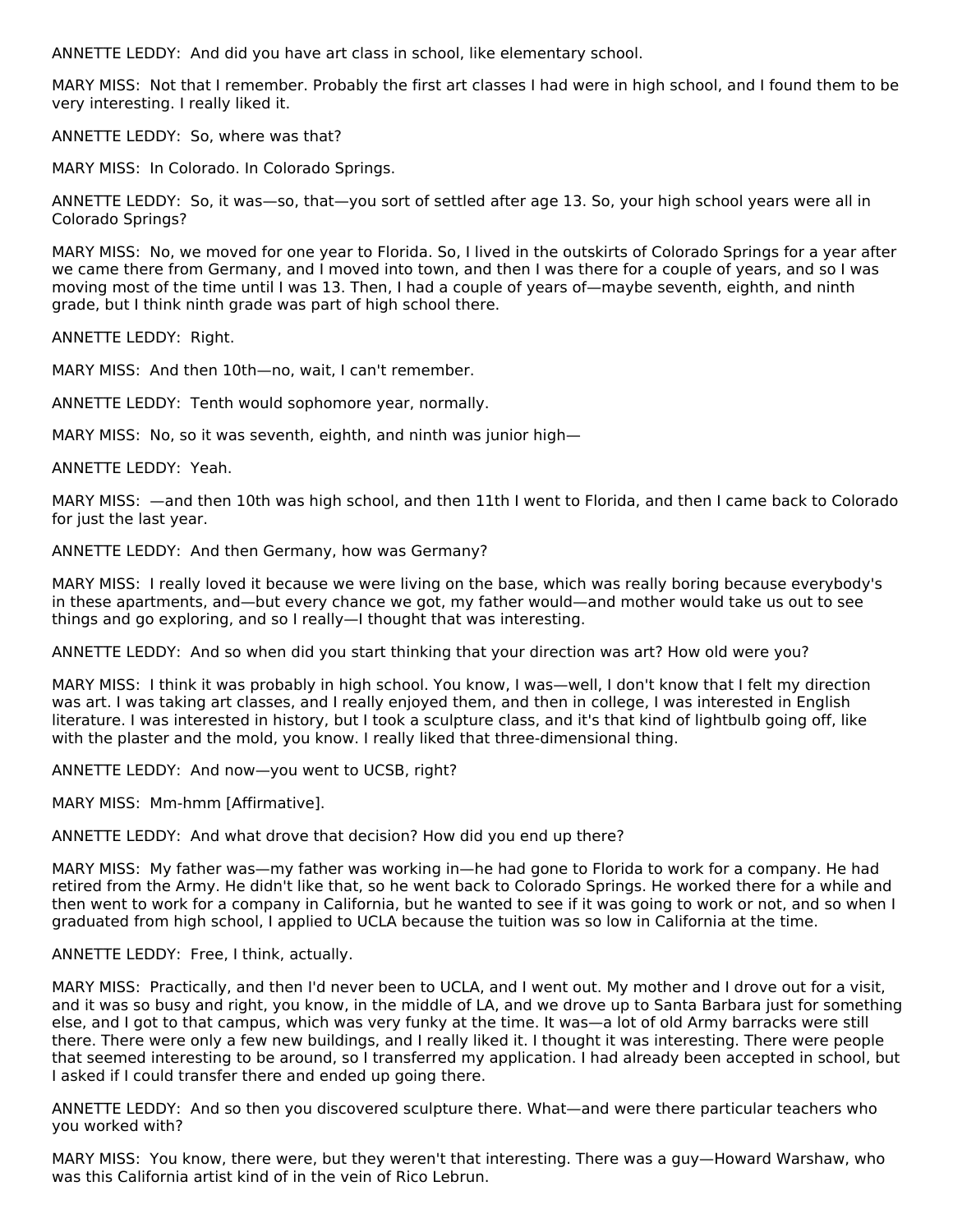ANNETTE LEDDY:  And did you have art class in school, like elementary school.

MARY MISS:  Not that I remember. Probably the first art classes I had were in high school, and I found them to be very interesting. I really liked it.

ANNETTE LEDDY:  So, where was that?

MARY MISS:  In Colorado. In Colorado Springs.

ANNETTE LEDDY:  So, it was—so, that—you sort of settled after age 13. So, your high school years were all in Colorado Springs?

MARY MISS:  No, we moved for one year to Florida. So, I lived in the outskirts of Colorado Springs for a year after we came there from Germany, and I moved into town, and then I was there for a couple of years, and so I was moving most of the time until I was 13. Then, I had a couple of years of—maybe seventh, eighth, and ninth grade, but I think ninth grade was part of high school there.

ANNETTE LEDDY:  Right.

MARY MISS:  And then 10th—no, wait, I can't remember.

ANNETTE LEDDY:  Tenth would sophomore year, normally.

MARY MISS:  No, so it was seventh, eighth, and ninth was junior high—

ANNETTE LEDDY:  Yeah.

MARY MISS:  —and then 10th was high school, and then 11th I went to Florida, and then I came back to Colorado for just the last year.

ANNETTE LEDDY:  And then Germany, how was Germany?

MARY MISS:  I really loved it because we were living on the base, which was really boring because everybody's in these apartments, and—but every chance we got, my father would—and mother would take us out to see things and go exploring, and so I really—I thought that was interesting.

ANNETTE LEDDY:  And so when did you start thinking that your direction was art? How old were you?

MARY MISS:  I think it was probably in high school. You know, I was—well, I don't know that I felt my direction was art. I was taking art classes, and I really enjoyed them, and then in college, I was interested in English literature. I was interested in history, but I took a sculpture class, and it's that kind of lightbulb going off, like with the plaster and the mold, you know. I really liked that three-dimensional thing.

ANNETTE LEDDY:  And now—you went to UCSB, right?

MARY MISS:  Mm-hmm [Affirmative].

ANNETTE LEDDY:  And what drove that decision? How did you end up there?

MARY MISS:  My father was—my father was working in—he had gone to Florida to work for a company. He had retired from the Army. He didn't like that, so he went back to Colorado Springs. He worked there for a while and then went to work for a company in California, but he wanted to see if it was going to work or not, and so when I graduated from high school, I applied to UCLA because the tuition was so low in California at the time.

ANNETTE LEDDY:  Free, I think, actually.

MARY MISS:  Practically, and then I'd never been to UCLA, and I went out. My mother and I drove out for a visit, and it was so busy and right, you know, in the middle of LA, and we drove up to Santa Barbara just for something else, and I got to that campus, which was very funky at the time. It was—a lot of old Army barracks were still there. There were only a few new buildings, and I really liked it. I thought it was interesting. There were people that seemed interesting to be around, so I transferred my application. I had already been accepted in school, but I asked if I could transfer there and ended up going there.

ANNETTE LEDDY:  And so then you discovered sculpture there. What—and were there particular teachers who you worked with?

MARY MISS:  You know, there were, but they weren't that interesting. There was a guy—Howard Warshaw, who was this California artist kind of in the vein of Rico Lebrun.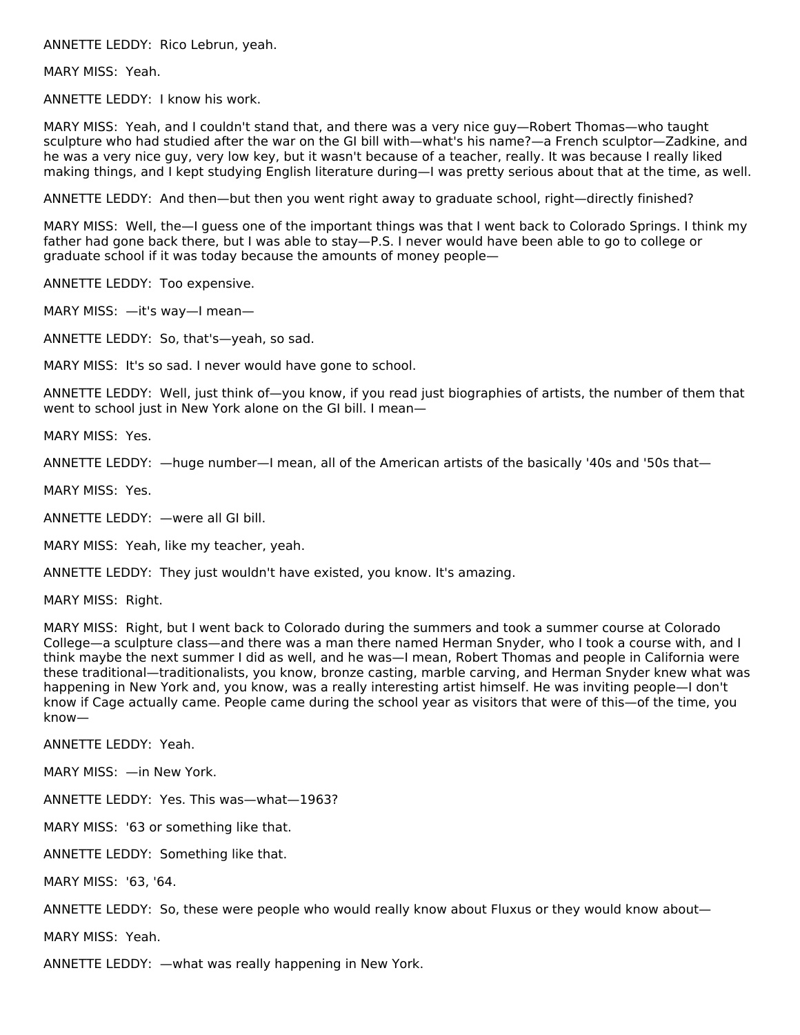ANNETTE LEDDY: Rico Lebrun, yeah.

MARY MISS: Yeah.

ANNETTE LEDDY: I know his work.

MARY MISS: Yeah, and I couldn't stand that, and there was a very nice guy—Robert Thomas—who taught sculpture who had studied after the war on the GI bill with—what's his name?—a French sculptor—Zadkine, and he was a very nice guy, very low key, but it wasn't because of a teacher, really. It was because I really liked making things, and I kept studying English literature during—I was pretty serious about that at the time, as well.

ANNETTE LEDDY: And then—but then you went right away to graduate school, right—directly finished?

MARY MISS: Well, the—I guess one of the important things was that I went back to Colorado Springs. I think my father had gone back there, but I was able to stay—P.S. I never would have been able to go to college or graduate school if it was today because the amounts of money people—

ANNETTE LEDDY: Too expensive.

MARY MISS: —it's way—I mean—

ANNETTE LEDDY: So, that's—yeah, so sad.

MARY MISS: It's so sad. I never would have gone to school.

ANNETTE LEDDY: Well, just think of—you know, if you read just biographies of artists, the number of them that went to school just in New York alone on the GI bill. I mean—

MARY MISS: Yes.

ANNETTE LEDDY: —huge number—I mean, all of the American artists of the basically '40s and '50s that—

MARY MISS: Yes.

ANNETTE LEDDY: —were all GI bill.

MARY MISS: Yeah, like my teacher, yeah.

ANNETTE LEDDY: They just wouldn't have existed, you know. It's amazing.

MARY MISS: Right.

MARY MISS: Right, but I went back to Colorado during the summers and took a summer course at Colorado College—a sculpture class—and there was a man there named Herman Snyder, who I took a course with, and I think maybe the next summer I did as well, and he was—I mean, Robert Thomas and people in California were these traditional—traditionalists, you know, bronze casting, marble carving, and Herman Snyder knew what was happening in New York and, you know, was a really interesting artist himself. He was inviting people—I don't know if Cage actually came. People came during the school year as visitors that were of this—of the time, you know—

ANNETTE LEDDY: Yeah.

MARY MISS: —in New York.

ANNETTE LEDDY: Yes. This was—what—1963?

MARY MISS: '63 or something like that.

ANNETTE LEDDY: Something like that.

MARY MISS: '63, '64.

ANNETTE LEDDY: So, these were people who would really know about Fluxus or they would know about—

MARY MISS: Yeah.

ANNETTE LEDDY: —what was really happening in New York.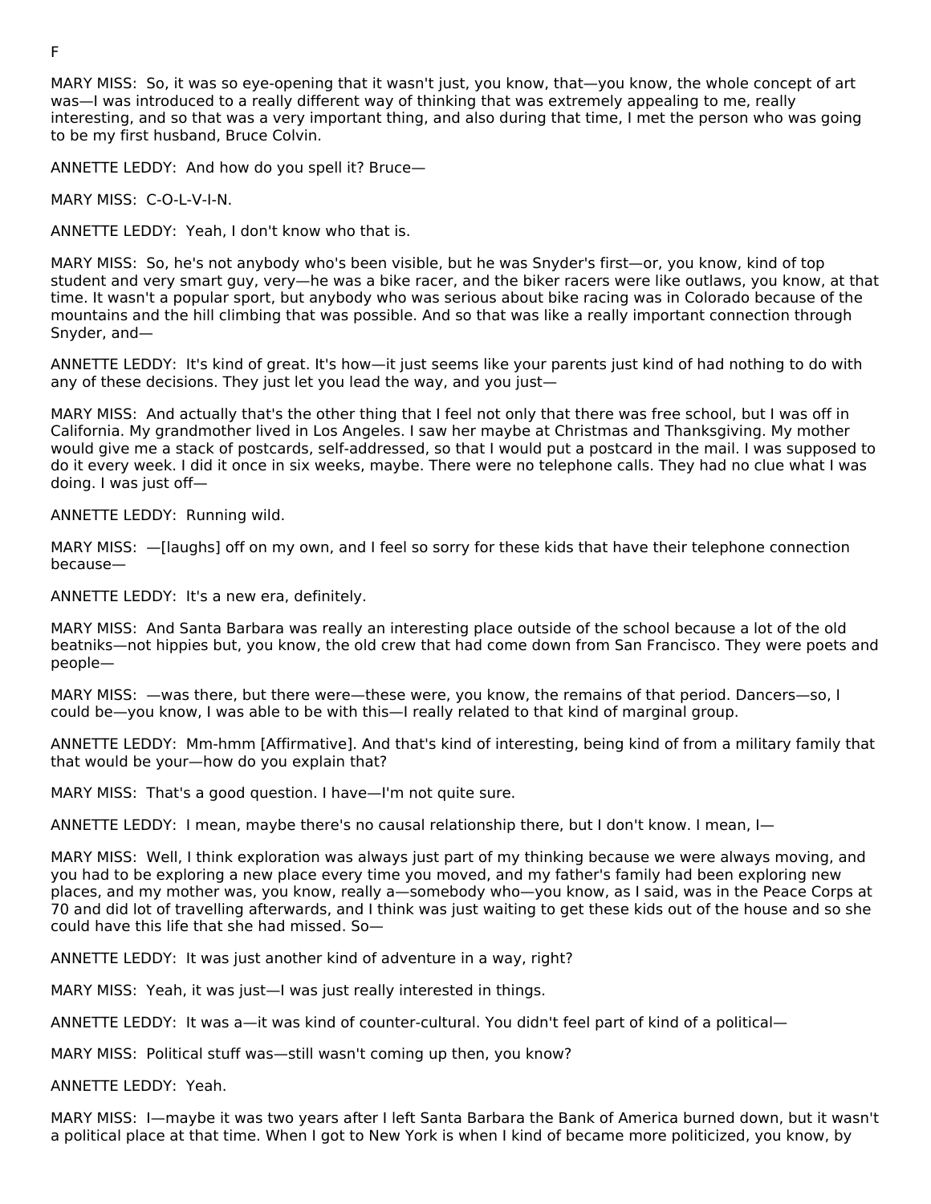F

MARY MISS: So, it was so eye-opening that it wasn't just, you know, that—you know, the whole concept of art was—I was introduced to a really different way of thinking that was extremely appealing to me, really interesting, and so that was a very important thing, and also during that time, I met the person who was going to be my first husband, Bruce Colvin.

ANNETTE LEDDY: And how do you spell it? Bruce—

MARY MISS: C-O-L-V-I-N.

ANNETTE LEDDY: Yeah, I don't know who that is.

MARY MISS: So, he's not anybody who's been visible, but he was Snyder's first—or, you know, kind of top student and very smart guy, very—he was a bike racer, and the biker racers were like outlaws, you know, at that time. It wasn't a popular sport, but anybody who was serious about bike racing was in Colorado because of the mountains and the hill climbing that was possible. And so that was like a really important connection through Snyder, and—

ANNETTE LEDDY: It's kind of great. It's how—it just seems like your parents just kind of had nothing to do with any of these decisions. They just let you lead the way, and you just—

MARY MISS: And actually that's the other thing that I feel not only that there was free school, but I was off in California. My grandmother lived in Los Angeles. I saw her maybe at Christmas and Thanksgiving. My mother would give me a stack of postcards, self-addressed, so that I would put a postcard in the mail. I was supposed to do it every week. I did it once in six weeks, maybe. There were no telephone calls. They had no clue what I was doing. I was just off—

ANNETTE LEDDY: Running wild.

MARY MISS: —[laughs] off on my own, and I feel so sorry for these kids that have their telephone connection because—

ANNETTE LEDDY: It's a new era, definitely.

MARY MISS: And Santa Barbara was really an interesting place outside of the school because a lot of the old beatniks—not hippies but, you know, the old crew that had come down from San Francisco. They were poets and people—

MARY MISS: —was there, but there were—these were, you know, the remains of that period. Dancers—so, I could be—you know, I was able to be with this—I really related to that kind of marginal group.

ANNETTE LEDDY: Mm-hmm [Affirmative]. And that's kind of interesting, being kind of from a military family that that would be your—how do you explain that?

MARY MISS: That's a good question. I have—I'm not quite sure.

ANNETTE LEDDY: I mean, maybe there's no causal relationship there, but I don't know. I mean, I—

MARY MISS: Well, I think exploration was always just part of my thinking because we were always moving, and you had to be exploring a new place every time you moved, and my father's family had been exploring new places, and my mother was, you know, really a—somebody who—you know, as I said, was in the Peace Corps at 70 and did lot of travelling afterwards, and I think was just waiting to get these kids out of the house and so she could have this life that she had missed. So—

ANNETTE LEDDY: It was just another kind of adventure in a way, right?

MARY MISS: Yeah, it was just—I was just really interested in things.

ANNETTE LEDDY: It was a—it was kind of counter-cultural. You didn't feel part of kind of a political—

MARY MISS: Political stuff was—still wasn't coming up then, you know?

ANNETTE LEDDY: Yeah.

MARY MISS: I—maybe it was two years after I left Santa Barbara the Bank of America burned down, but it wasn't a political place at that time. When I got to New York is when I kind of became more politicized, you know, by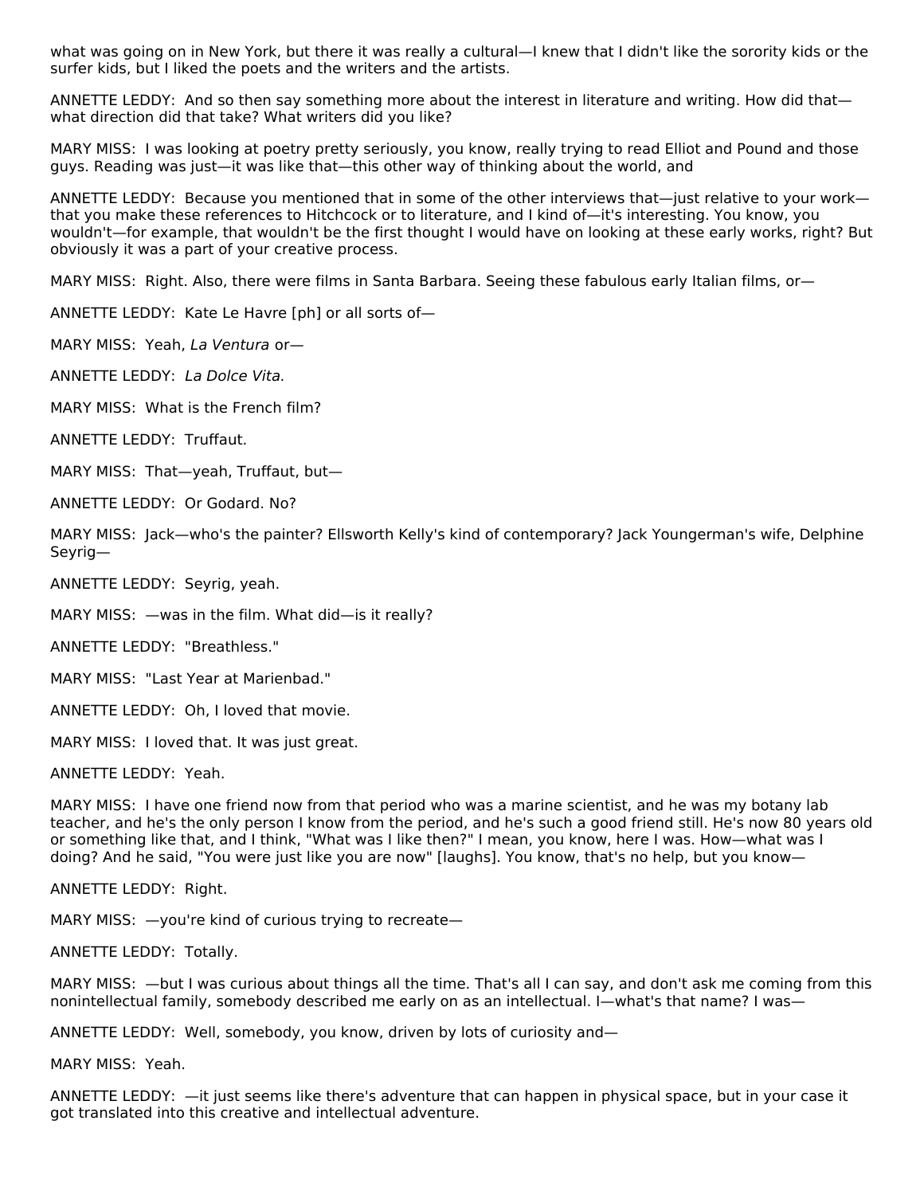what was going on in New York, but there it was really a cultural—I knew that I didn't like the sorority kids or the surfer kids, but I liked the poets and the writers and the artists.

ANNETTE LEDDY: And so then say something more about the interest in literature and writing. How did that—what direction did that take? What writers did you like?

MARY MISS: I was looking at poetry pretty seriously, you know, really trying to read Elliot and Pound and those guys. Reading was just—it was like that—this other way of thinking about the world, and

ANNETTE LEDDY: Because you mentioned that in some of the other interviews that—just relative to your work—that you make these references to Hitchcock or to literature, and I kind of—it's interesting. You know, you wouldn't—for example, that wouldn't be the first thought I would have on looking at these early works, right? But obviously it was a part of your creative process.

MARY MISS: Right. Also, there were films in Santa Barbara. Seeing these fabulous early Italian films, or—

ANNETTE LEDDY: Kate Le Havre [ph] or all sorts of—

MARY MISS: Yeah, *La Ventura* or—

ANNETTE LEDDY: *La Dolce Vita*.

MARY MISS: What is the French film?

ANNETTE LEDDY: Truffaut.

MARY MISS: That—yeah, Truffaut, but—

ANNETTE LEDDY: Or Godard. No?

MARY MISS: Jack—who's the painter? Ellsworth Kelly's kind of contemporary? Jack Youngerman's wife, Delphine Seyrig—

ANNETTE LEDDY: Seyrig, yeah.

MARY MISS: —was in the film. What did—is it really?

ANNETTE LEDDY: "Breathless."

MARY MISS: "Last Year at Marienbad."

ANNETTE LEDDY: Oh, I loved that movie.

MARY MISS: I loved that. It was just great.

ANNETTE LEDDY: Yeah.

MARY MISS: I have one friend now from that period who was a marine scientist, and he was my botany lab teacher, and he's the only person I know from the period, and he's such a good friend still. He's now 80 years old or something like that, and I think, "What was I like then?" I mean, you know, here I was. How—what was I doing? And he said, "You were just like you are now" [laughs]. You know, that's no help, but you know—

ANNETTE LEDDY: Right.

MARY MISS: —you're kind of curious trying to recreate—

ANNETTE LEDDY: Totally.

MARY MISS: —but I was curious about things all the time. That's all I can say, and don't ask me coming from this nonintellectual family, somebody described me early on as an intellectual. I—what's that name? I was—

ANNETTE LEDDY: Well, somebody, you know, driven by lots of curiosity and—

MARY MISS: Yeah.

ANNETTE LEDDY: —it just seems like there's adventure that can happen in physical space, but in your case it got translated into this creative and intellectual adventure.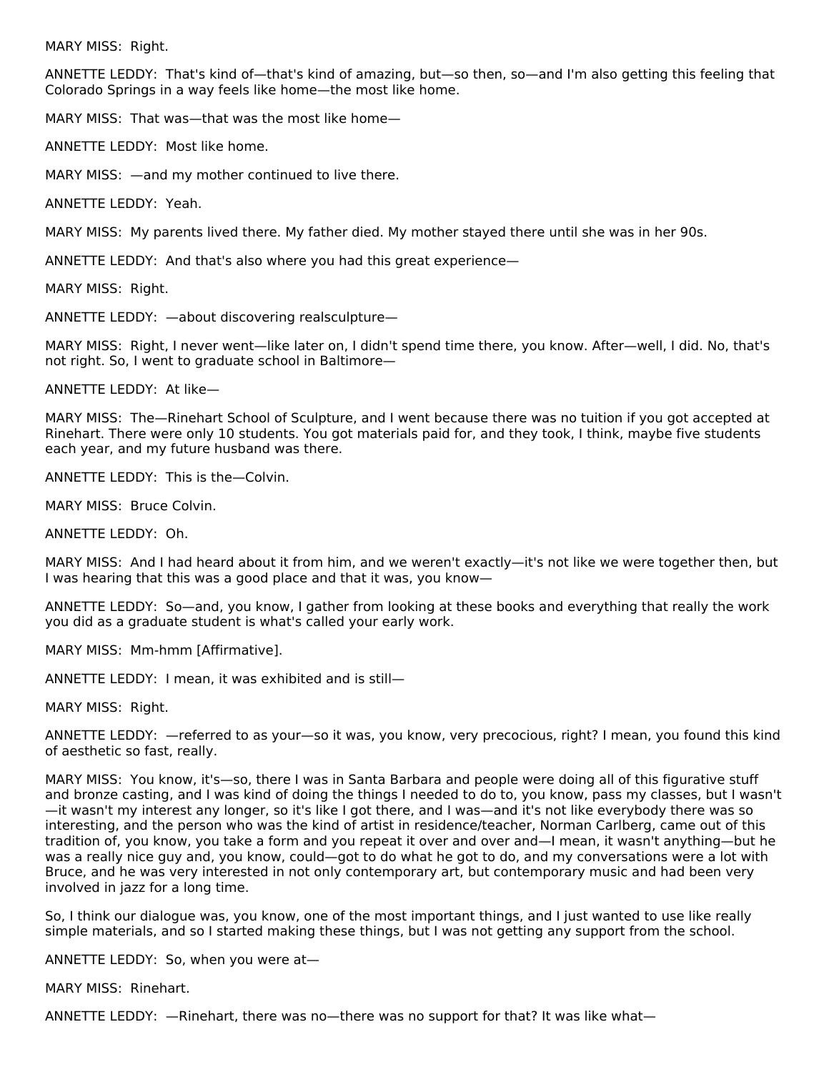MARY MISS: Right.

ANNETTE LEDDY: That's kind of—that's kind of amazing, but—so then, so—and I'm also getting this feeling that Colorado Springs in a way feels like home—the most like home.

MARY MISS: That was—that was the most like home—

ANNETTE LEDDY: Most like home.

MARY MISS: —and my mother continued to live there.

ANNETTE LEDDY: Yeah.

MARY MISS: My parents lived there. My father died. My mother stayed there until she was in her 90s.

ANNETTE LEDDY: And that's also where you had this great experience—

MARY MISS: Right.

ANNETTE LEDDY: —about discovering realsculpture—

MARY MISS: Right, I never went—like later on, I didn't spend time there, you know. After—well, I did. No, that's not right. So, I went to graduate school in Baltimore—

ANNETTE LEDDY: At like—

MARY MISS: The—Rinehart School of Sculpture, and I went because there was no tuition if you got accepted at Rinehart. There were only 10 students. You got materials paid for, and they took, I think, maybe five students each year, and my future husband was there.

ANNETTE LEDDY: This is the—Colvin.

MARY MISS: Bruce Colvin.

ANNETTE LEDDY: Oh.

MARY MISS: And I had heard about it from him, and we weren't exactly—it's not like we were together then, but I was hearing that this was a good place and that it was, you know—

ANNETTE LEDDY: So—and, you know, I gather from looking at these books and everything that really the work you did as a graduate student is what's called your early work.

MARY MISS: Mm-hmm [Affirmative].

ANNETTE LEDDY: I mean, it was exhibited and is still—

MARY MISS: Right.

ANNETTE LEDDY: —referred to as your—so it was, you know, very precocious, right? I mean, you found this kind of aesthetic so fast, really.

MARY MISS: You know, it's—so, there I was in Santa Barbara and people were doing all of this figurative stuff and bronze casting, and I was kind of doing the things I needed to do to, you know, pass my classes, but I wasn't—it wasn't my interest any longer, so it's like I got there, and I was—and it's not like everybody there was so interesting, and the person who was the kind of artist in residence/teacher, Norman Carlberg, came out of this tradition of, you know, you take a form and you repeat it over and over and—I mean, it wasn't anything—but he was a really nice guy and, you know, could—got to do what he got to do, and my conversations were a lot with Bruce, and he was very interested in not only contemporary art, but contemporary music and had been very involved in jazz for a long time.

So, I think our dialogue was, you know, one of the most important things, and I just wanted to use like really simple materials, and so I started making these things, but I was not getting any support from the school.

ANNETTE LEDDY: So, when you were at—

MARY MISS: Rinehart.

ANNETTE LEDDY: —Rinehart, there was no—there was no support for that? It was like what—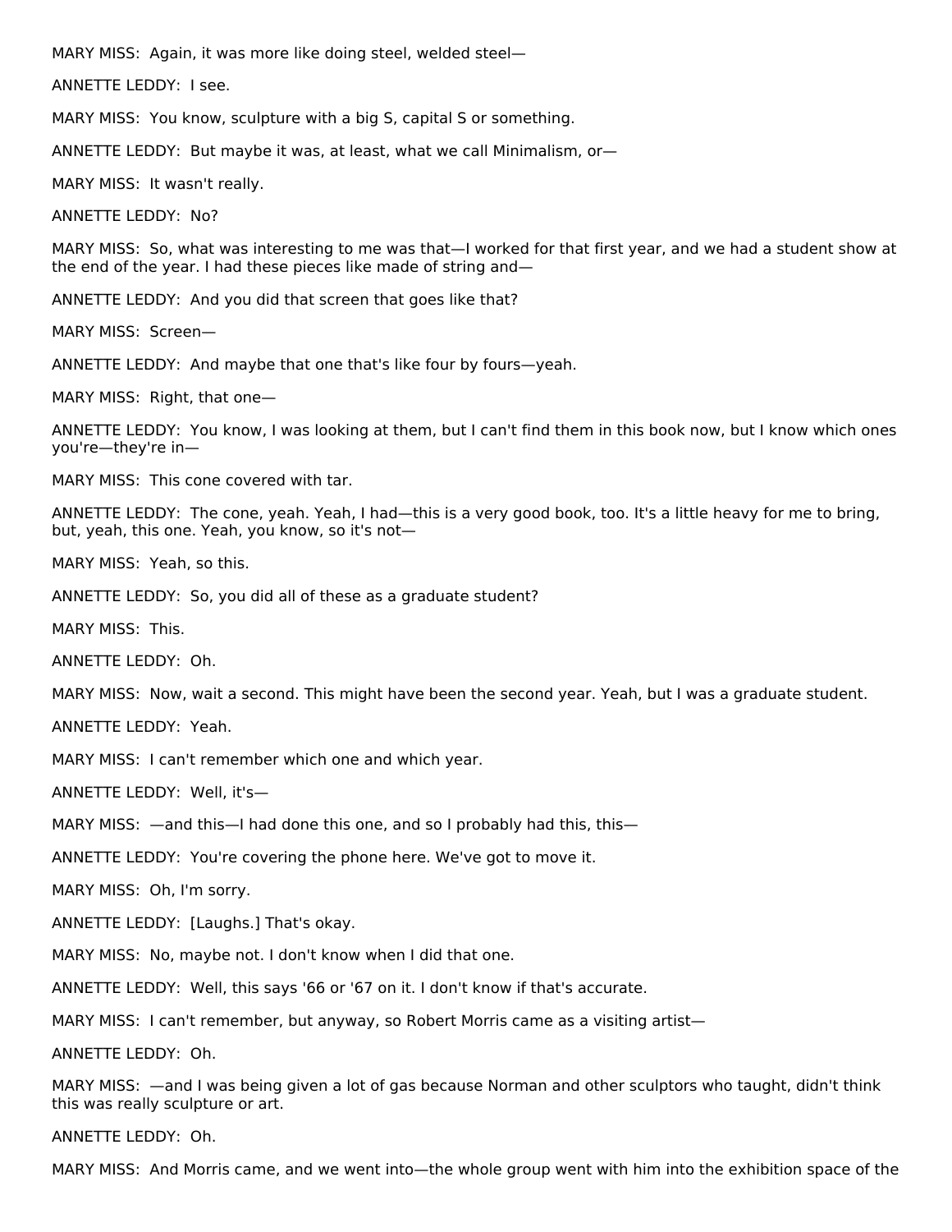MARY MISS: Again, it was more like doing steel, welded steel—

ANNETTE LEDDY: I see.

MARY MISS: You know, sculpture with a big S, capital S or something.

ANNETTE LEDDY: But maybe it was, at least, what we call Minimalism, or—

MARY MISS: It wasn't really.

ANNETTE LEDDY: No?

MARY MISS: So, what was interesting to me was that—I worked for that first year, and we had a student show at the end of the year. I had these pieces like made of string and—

ANNETTE LEDDY: And you did that screen that goes like that?

MARY MISS: Screen—

ANNETTE LEDDY: And maybe that one that's like four by fours—yeah.

MARY MISS: Right, that one—

ANNETTE LEDDY: You know, I was looking at them, but I can't find them in this book now, but I know which ones you're—they're in—

MARY MISS: This cone covered with tar.

ANNETTE LEDDY: The cone, yeah. Yeah, I had—this is a very good book, too. It's a little heavy for me to bring, but, yeah, this one. Yeah, you know, so it's not—

MARY MISS: Yeah, so this.

ANNETTE LEDDY: So, you did all of these as a graduate student?

MARY MISS: This.

ANNETTE LEDDY: Oh.

MARY MISS: Now, wait a second. This might have been the second year. Yeah, but I was a graduate student.

ANNETTE LEDDY: Yeah.

MARY MISS: I can't remember which one and which year.

ANNETTE LEDDY: Well, it's—

MARY MISS: —and this—I had done this one, and so I probably had this, this—

ANNETTE LEDDY: You're covering the phone here. We've got to move it.

MARY MISS: Oh, I'm sorry.

ANNETTE LEDDY: [Laughs.] That's okay.

MARY MISS: No, maybe not. I don't know when I did that one.

ANNETTE LEDDY: Well, this says '66 or '67 on it. I don't know if that's accurate.

MARY MISS: I can't remember, but anyway, so Robert Morris came as a visiting artist—

ANNETTE LEDDY: Oh.

MARY MISS: —and I was being given a lot of gas because Norman and other sculptors who taught, didn't think this was really sculpture or art.

ANNETTE LEDDY: Oh.

MARY MISS: And Morris came, and we went into—the whole group went with him into the exhibition space of the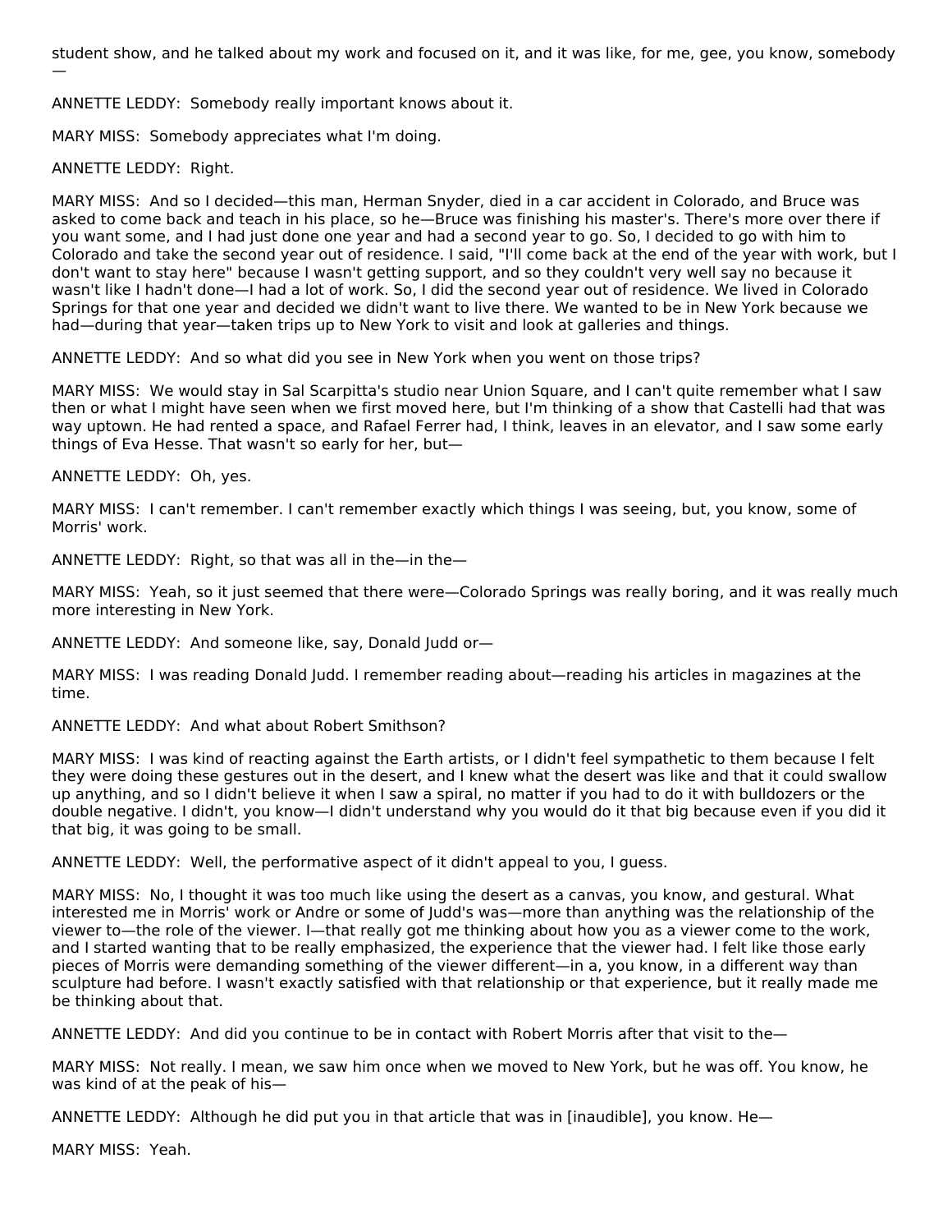student show, and he talked about my work and focused on it, and it was like, for me, gee, you know, somebody—

ANNETTE LEDDY: Somebody really important knows about it.

MARY MISS: Somebody appreciates what I'm doing.

ANNETTE LEDDY: Right.

MARY MISS: And so I decided—this man, Herman Snyder, died in a car accident in Colorado, and Bruce was asked to come back and teach in his place, so he—Bruce was finishing his master's. There's more over there if you want some, and I had just done one year and had a second year to go. So, I decided to go with him to Colorado and take the second year out of residence. I said, "I'll come back at the end of the year with work, but I don't want to stay here" because I wasn't getting support, and so they couldn't very well say no because it wasn't like I hadn't done—I had a lot of work. So, I did the second year out of residence. We lived in Colorado Springs for that one year and decided we didn't want to live there. We wanted to be in New York because we had—during that year—taken trips up to New York to visit and look at galleries and things.

ANNETTE LEDDY: And so what did you see in New York when you went on those trips?

MARY MISS: We would stay in Sal Scarpitta's studio near Union Square, and I can't quite remember what I saw then or what I might have seen when we first moved here, but I'm thinking of a show that Castelli had that was way uptown. He had rented a space, and Rafael Ferrer had, I think, leaves in an elevator, and I saw some early things of Eva Hesse. That wasn't so early for her, but—

ANNETTE LEDDY: Oh, yes.

MARY MISS: I can't remember. I can't remember exactly which things I was seeing, but, you know, some of Morris' work.

ANNETTE LEDDY: Right, so that was all in the—in the—

MARY MISS: Yeah, so it just seemed that there were—Colorado Springs was really boring, and it was really much more interesting in New York.

ANNETTE LEDDY: And someone like, say, Donald Judd or—

MARY MISS: I was reading Donald Judd. I remember reading about—reading his articles in magazines at the time.

ANNETTE LEDDY: And what about Robert Smithson?

MARY MISS: I was kind of reacting against the Earth artists, or I didn't feel sympathetic to them because I felt they were doing these gestures out in the desert, and I knew what the desert was like and that it could swallow up anything, and so I didn't believe it when I saw a spiral, no matter if you had to do it with bulldozers or the double negative. I didn't, you know—I didn't understand why you would do it that big because even if you did it that big, it was going to be small.

ANNETTE LEDDY: Well, the performative aspect of it didn't appeal to you, I guess.

MARY MISS: No, I thought it was too much like using the desert as a canvas, you know, and gestural. What interested me in Morris' work or Andre or some of Judd's was—more than anything was the relationship of the viewer to—the role of the viewer. I—that really got me thinking about how you as a viewer come to the work, and I started wanting that to be really emphasized, the experience that the viewer had. I felt like those early pieces of Morris were demanding something of the viewer different—in a, you know, in a different way than sculpture had before. I wasn't exactly satisfied with that relationship or that experience, but it really made me be thinking about that.

ANNETTE LEDDY: And did you continue to be in contact with Robert Morris after that visit to the—

MARY MISS: Not really. I mean, we saw him once when we moved to New York, but he was off. You know, he was kind of at the peak of his—

ANNETTE LEDDY: Although he did put you in that article that was in [inaudible], you know. He—

MARY MISS: Yeah.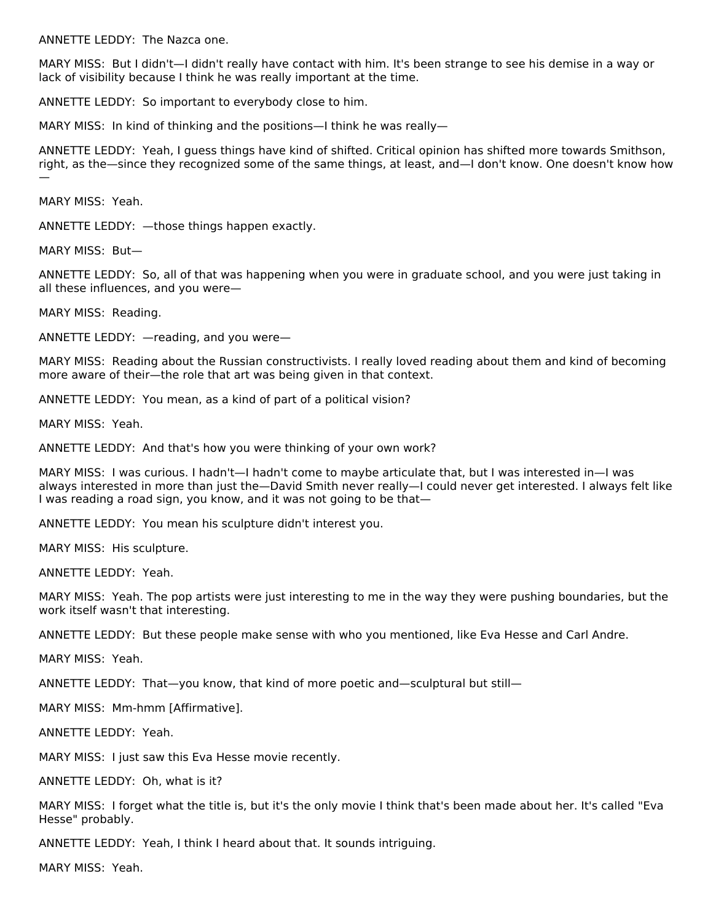ANNETTE LEDDY: The Nazca one.

MARY MISS: But I didn't—I didn't really have contact with him. It's been strange to see his demise in a way or lack of visibility because I think he was really important at the time.

ANNETTE LEDDY: So important to everybody close to him.

MARY MISS: In kind of thinking and the positions—I think he was really—

ANNETTE LEDDY: Yeah, I guess things have kind of shifted. Critical opinion has shifted more towards Smithson, right, as the—since they recognized some of the same things, at least, and—I don't know. One doesn't know how—

MARY MISS: Yeah.

ANNETTE LEDDY: —those things happen exactly.

MARY MISS: But—

ANNETTE LEDDY: So, all of that was happening when you were in graduate school, and you were just taking in all these influences, and you were—

MARY MISS: Reading.

ANNETTE LEDDY: —reading, and you were—

MARY MISS: Reading about the Russian constructivists. I really loved reading about them and kind of becoming more aware of their—the role that art was being given in that context.

ANNETTE LEDDY: You mean, as a kind of part of a political vision?

MARY MISS: Yeah.

ANNETTE LEDDY: And that's how you were thinking of your own work?

MARY MISS: I was curious. I hadn't—I hadn't come to maybe articulate that, but I was interested in—I was always interested in more than just the—David Smith never really—I could never get interested. I always felt like I was reading a road sign, you know, and it was not going to be that—

ANNETTE LEDDY: You mean his sculpture didn't interest you.

MARY MISS: His sculpture.

ANNETTE LEDDY: Yeah.

MARY MISS: Yeah. The pop artists were just interesting to me in the way they were pushing boundaries, but the work itself wasn't that interesting.

ANNETTE LEDDY: But these people make sense with who you mentioned, like Eva Hesse and Carl Andre.

MARY MISS: Yeah.

ANNETTE LEDDY: That—you know, that kind of more poetic and—sculptural but still—

MARY MISS: Mm-hmm [Affirmative].

ANNETTE LEDDY: Yeah.

MARY MISS: I just saw this Eva Hesse movie recently.

ANNETTE LEDDY: Oh, what is it?

MARY MISS: I forget what the title is, but it's the only movie I think that's been made about her. It's called "Eva Hesse" probably.

ANNETTE LEDDY: Yeah, I think I heard about that. It sounds intriguing.

MARY MISS: Yeah.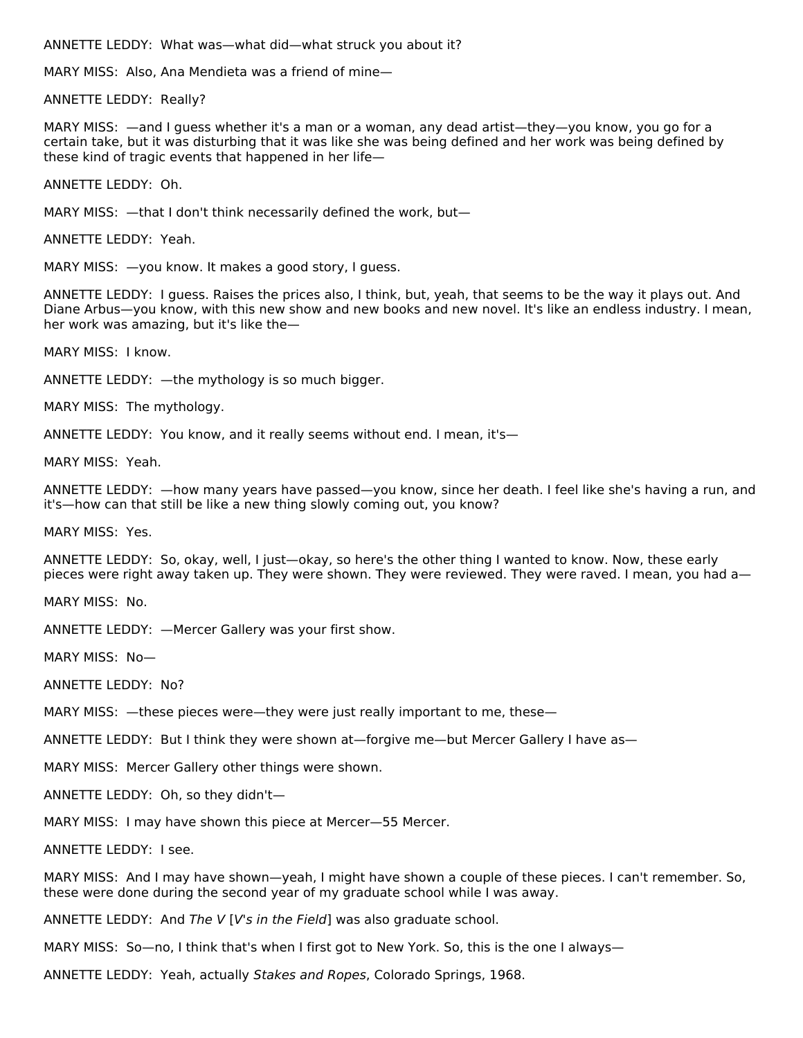ANNETTE LEDDY: What was—what did—what struck you about it?

MARY MISS: Also, Ana Mendieta was a friend of mine—

ANNETTE LEDDY: Really?

MARY MISS: —and I guess whether it's a man or a woman, any dead artist—they—you know, you go for a certain take, but it was disturbing that it was like she was being defined and her work was being defined by these kind of tragic events that happened in her life—

ANNETTE LEDDY: Oh.

MARY MISS: —that I don't think necessarily defined the work, but—

ANNETTE LEDDY: Yeah.

MARY MISS: —you know. It makes a good story, I guess.

ANNETTE LEDDY: I guess. Raises the prices also, I think, but, yeah, that seems to be the way it plays out. And Diane Arbus—you know, with this new show and new books and new novel. It's like an endless industry. I mean, her work was amazing, but it's like the—

MARY MISS: I know.

ANNETTE LEDDY: —the mythology is so much bigger.

MARY MISS: The mythology.

ANNETTE LEDDY: You know, and it really seems without end. I mean, it's—

MARY MISS: Yeah.

ANNETTE LEDDY: —how many years have passed—you know, since her death. I feel like she's having a run, and it's—how can that still be like a new thing slowly coming out, you know?

MARY MISS: Yes.

ANNETTE LEDDY: So, okay, well, I just—okay, so here's the other thing I wanted to know. Now, these early pieces were right away taken up. They were shown. They were reviewed. They were raved. I mean, you had a—

MARY MISS: No.

ANNETTE LEDDY: —Mercer Gallery was your first show.

MARY MISS: No—

ANNETTE LEDDY: No?

MARY MISS: —these pieces were—they were just really important to me, these—

ANNETTE LEDDY: But I think they were shown at—forgive me—but Mercer Gallery I have as—

MARY MISS: Mercer Gallery other things were shown.

ANNETTE LEDDY: Oh, so they didn't—

MARY MISS: I may have shown this piece at Mercer—55 Mercer.

ANNETTE LEDDY: I see.

MARY MISS: And I may have shown—yeah, I might have shown a couple of these pieces. I can't remember. So, these were done during the second year of my graduate school while I was away.

ANNETTE LEDDY: And *The V* [*V's in the Field*] was also graduate school.

MARY MISS: So—no, I think that's when I first got to New York. So, this is the one I always—

ANNETTE LEDDY: Yeah, actually *Stakes and Ropes*, Colorado Springs, 1968.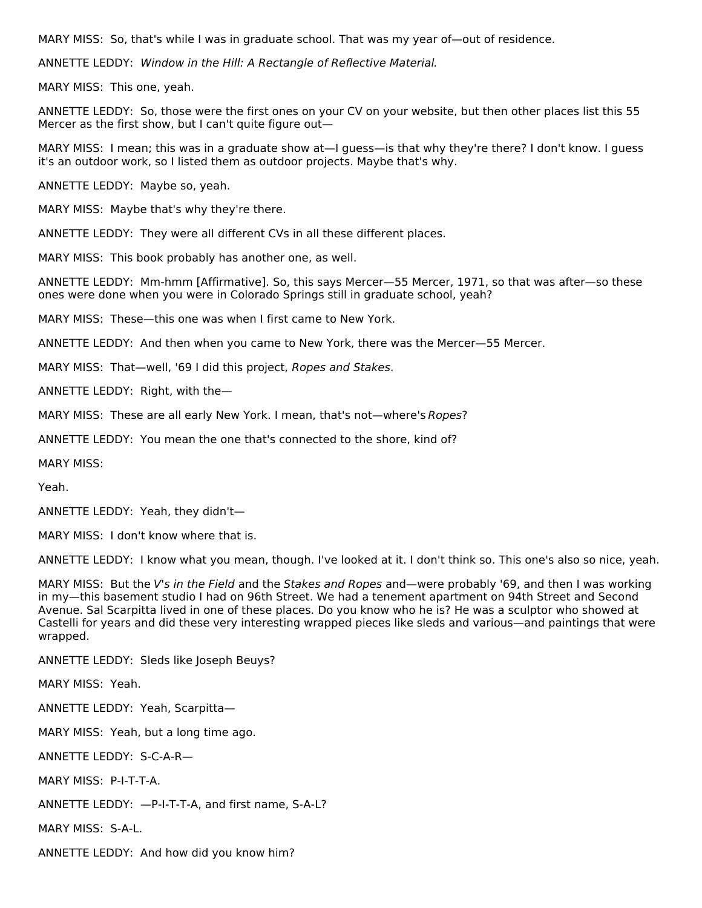MARY MISS: So, that's while I was in graduate school. That was my year of—out of residence.

ANNETTE LEDDY: *Window in the Hill: A Rectangle of Reflective Material*.

MARY MISS: This one, yeah.

ANNETTE LEDDY: So, those were the first ones on your CV on your website, but then other places list this 55 Mercer as the first show, but I can't quite figure out—

MARY MISS: I mean; this was in a graduate show at—I guess—is that why they're there? I don't know. I guess it's an outdoor work, so I listed them as outdoor projects. Maybe that's why.

ANNETTE LEDDY: Maybe so, yeah.

MARY MISS: Maybe that's why they're there.

ANNETTE LEDDY: They were all different CVs in all these different places.

MARY MISS: This book probably has another one, as well.

ANNETTE LEDDY: Mm-hmm [Affirmative]. So, this says Mercer—55 Mercer, 1971, so that was after—so these ones were done when you were in Colorado Springs still in graduate school, yeah?

MARY MISS: These—this one was when I first came to New York.

ANNETTE LEDDY: And then when you came to New York, there was the Mercer—55 Mercer.

MARY MISS: That—well, '69 I did this project, *Ropes and Stakes*.

ANNETTE LEDDY: Right, with the—

MARY MISS: These are all early New York. I mean, that's not—where's *Ropes*?

ANNETTE LEDDY: You mean the one that's connected to the shore, kind of?

MARY MISS:

Yeah.

ANNETTE LEDDY: Yeah, they didn't—

MARY MISS: I don't know where that is.

ANNETTE LEDDY: I know what you mean, though. I've looked at it. I don't think so. This one's also so nice, yeah.

MARY MISS: But the *V's in the Field* and the *Stakes and Ropes* and—were probably '69, and then I was working in my—this basement studio I had on 96th Street. We had a tenement apartment on 94th Street and Second Avenue. Sal Scarpitta lived in one of these places. Do you know who he is? He was a sculptor who showed at Castelli for years and did these very interesting wrapped pieces like sleds and various—and paintings that were wrapped.

ANNETTE LEDDY: Sleds like Joseph Beuys?

MARY MISS: Yeah.

ANNETTE LEDDY: Yeah, Scarpitta—

MARY MISS: Yeah, but a long time ago.

ANNETTE LEDDY: S-C-A-R—

MARY MISS: P-I-T-T-A.

ANNETTE LEDDY: —P-I-T-T-A, and first name, S-A-L?

MARY MISS: S-A-L.

ANNETTE LEDDY: And how did you know him?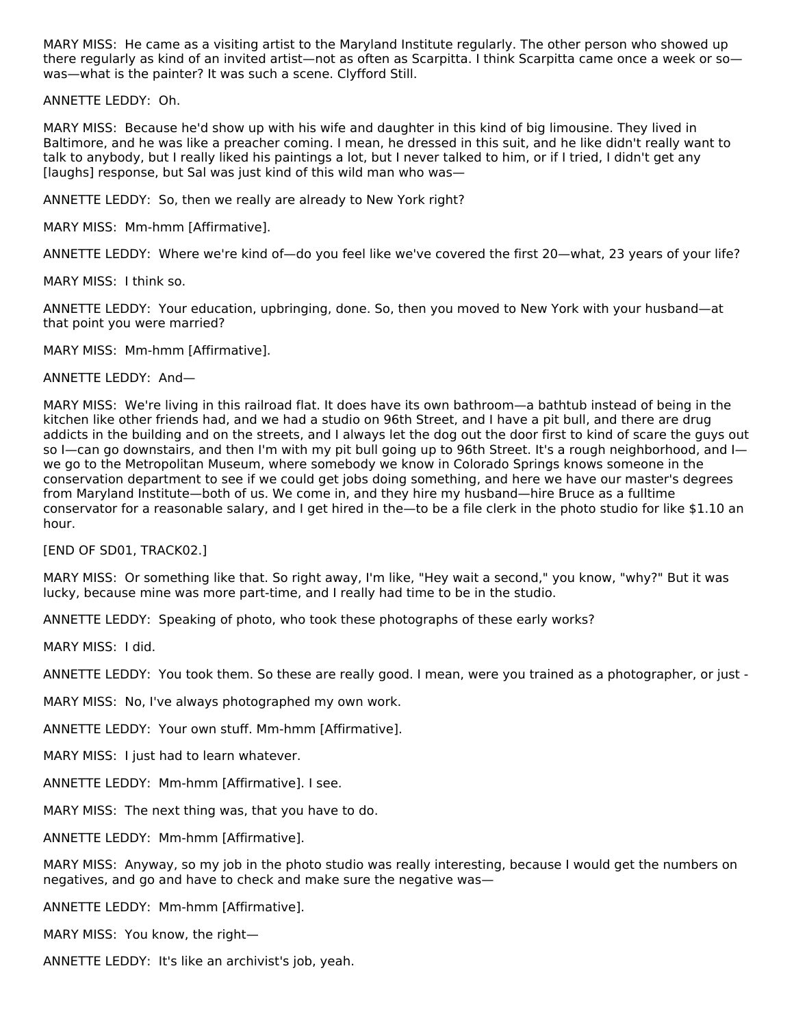MARY MISS: He came as a visiting artist to the Maryland Institute regularly. The other person who showed up there regularly as kind of an invited artist—not as often as Scarpitta. I think Scarpitta came once a week or so—was—what is the painter? It was such a scene. Clyfford Still.

ANNETTE LEDDY: Oh.

MARY MISS: Because he'd show up with his wife and daughter in this kind of big limousine. They lived in Baltimore, and he was like a preacher coming. I mean, he dressed in this suit, and he like didn't really want to talk to anybody, but I really liked his paintings a lot, but I never talked to him, or if I tried, I didn't get any [laughs] response, but Sal was just kind of this wild man who was—

ANNETTE LEDDY: So, then we really are already to New York right?

MARY MISS: Mm-hmm [Affirmative].

ANNETTE LEDDY: Where we're kind of—do you feel like we've covered the first 20—what, 23 years of your life?

MARY MISS: I think so.

ANNETTE LEDDY: Your education, upbringing, done. So, then you moved to New York with your husband—at that point you were married?

MARY MISS: Mm-hmm [Affirmative].

ANNETTE LEDDY: And—

MARY MISS: We're living in this railroad flat. It does have its own bathroom—a bathtub instead of being in the kitchen like other friends had, and we had a studio on 96th Street, and I have a pit bull, and there are drug addicts in the building and on the streets, and I always let the dog out the door first to kind of scare the guys out so I—can go downstairs, and then I'm with my pit bull going up to 96th Street. It's a rough neighborhood, and I—we go to the Metropolitan Museum, where somebody we know in Colorado Springs knows someone in the conservation department to see if we could get jobs doing something, and here we have our master's degrees from Maryland Institute—both of us. We come in, and they hire my husband—hire Bruce as a fulltime conservator for a reasonable salary, and I get hired in the—to be a file clerk in the photo studio for like $1.10 an hour.

[END OF SD01, TRACK02.]

MARY MISS: Or something like that. So right away, I'm like, "Hey wait a second," you know, "why?" But it was lucky, because mine was more part-time, and I really had time to be in the studio.

ANNETTE LEDDY: Speaking of photo, who took these photographs of these early works?

MARY MISS: I did.

ANNETTE LEDDY: You took them. So these are really good. I mean, were you trained as a photographer, or just -

MARY MISS: No, I've always photographed my own work.

ANNETTE LEDDY: Your own stuff. Mm-hmm [Affirmative].

MARY MISS: I just had to learn whatever.

ANNETTE LEDDY: Mm-hmm [Affirmative]. I see.

MARY MISS: The next thing was, that you have to do.

ANNETTE LEDDY: Mm-hmm [Affirmative].

MARY MISS: Anyway, so my job in the photo studio was really interesting, because I would get the numbers on negatives, and go and have to check and make sure the negative was—

ANNETTE LEDDY: Mm-hmm [Affirmative].

MARY MISS: You know, the right—

ANNETTE LEDDY: It's like an archivist's job, yeah.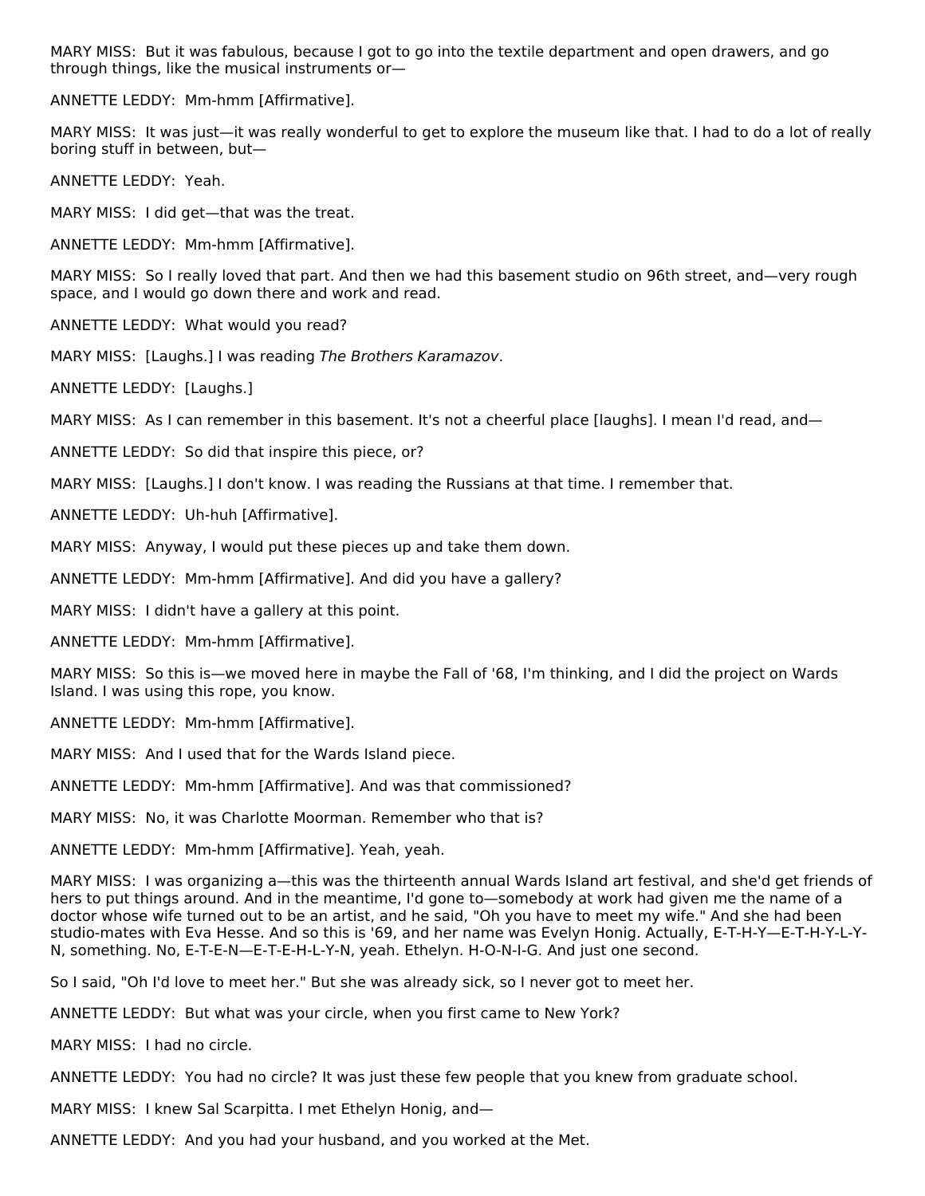MARY MISS: But it was fabulous, because I got to go into the textile department and open drawers, and go through things, like the musical instruments or—

ANNETTE LEDDY: Mm-hmm [Affirmative].

MARY MISS: It was just—it was really wonderful to get to explore the museum like that. I had to do a lot of really boring stuff in between, but—

ANNETTE LEDDY: Yeah.

MARY MISS: I did get—that was the treat.

ANNETTE LEDDY: Mm-hmm [Affirmative].

MARY MISS: So I really loved that part. And then we had this basement studio on 96th street, and—very rough space, and I would go down there and work and read.

ANNETTE LEDDY: What would you read?

MARY MISS: [Laughs.] I was reading *The Brothers Karamazov*.

ANNETTE LEDDY: [Laughs.]

MARY MISS: As I can remember in this basement. It's not a cheerful place [laughs]. I mean I'd read, and—

ANNETTE LEDDY: So did that inspire this piece, or?

MARY MISS: [Laughs.] I don't know. I was reading the Russians at that time. I remember that.

ANNETTE LEDDY: Uh-huh [Affirmative].

MARY MISS: Anyway, I would put these pieces up and take them down.

ANNETTE LEDDY: Mm-hmm [Affirmative]. And did you have a gallery?

MARY MISS: I didn't have a gallery at this point.

ANNETTE LEDDY: Mm-hmm [Affirmative].

MARY MISS: So this is—we moved here in maybe the Fall of '68, I'm thinking, and I did the project on Wards Island. I was using this rope, you know.

ANNETTE LEDDY: Mm-hmm [Affirmative].

MARY MISS: And I used that for the Wards Island piece.

ANNETTE LEDDY: Mm-hmm [Affirmative]. And was that commissioned?

MARY MISS: No, it was Charlotte Moorman. Remember who that is?

ANNETTE LEDDY: Mm-hmm [Affirmative]. Yeah, yeah.

MARY MISS: I was organizing a—this was the thirteenth annual Wards Island art festival, and she'd get friends of hers to put things around. And in the meantime, I'd gone to—somebody at work had given me the name of a doctor whose wife turned out to be an artist, and he said, "Oh you have to meet my wife." And she had been studio-mates with Eva Hesse. And so this is '69, and her name was Evelyn Honig. Actually, E-T-H-Y—E-T-H-Y-L-Y-N, something. No, E-T-E-N—E-T-E-H-L-Y-N, yeah. Ethelyn. H-O-N-I-G. And just one second.

So I said, "Oh I'd love to meet her." But she was already sick, so I never got to meet her.

ANNETTE LEDDY: But what was your circle, when you first came to New York?

MARY MISS: I had no circle.

ANNETTE LEDDY: You had no circle? It was just these few people that you knew from graduate school.

MARY MISS: I knew Sal Scarpitta. I met Ethelyn Honig, and—

ANNETTE LEDDY: And you had your husband, and you worked at the Met.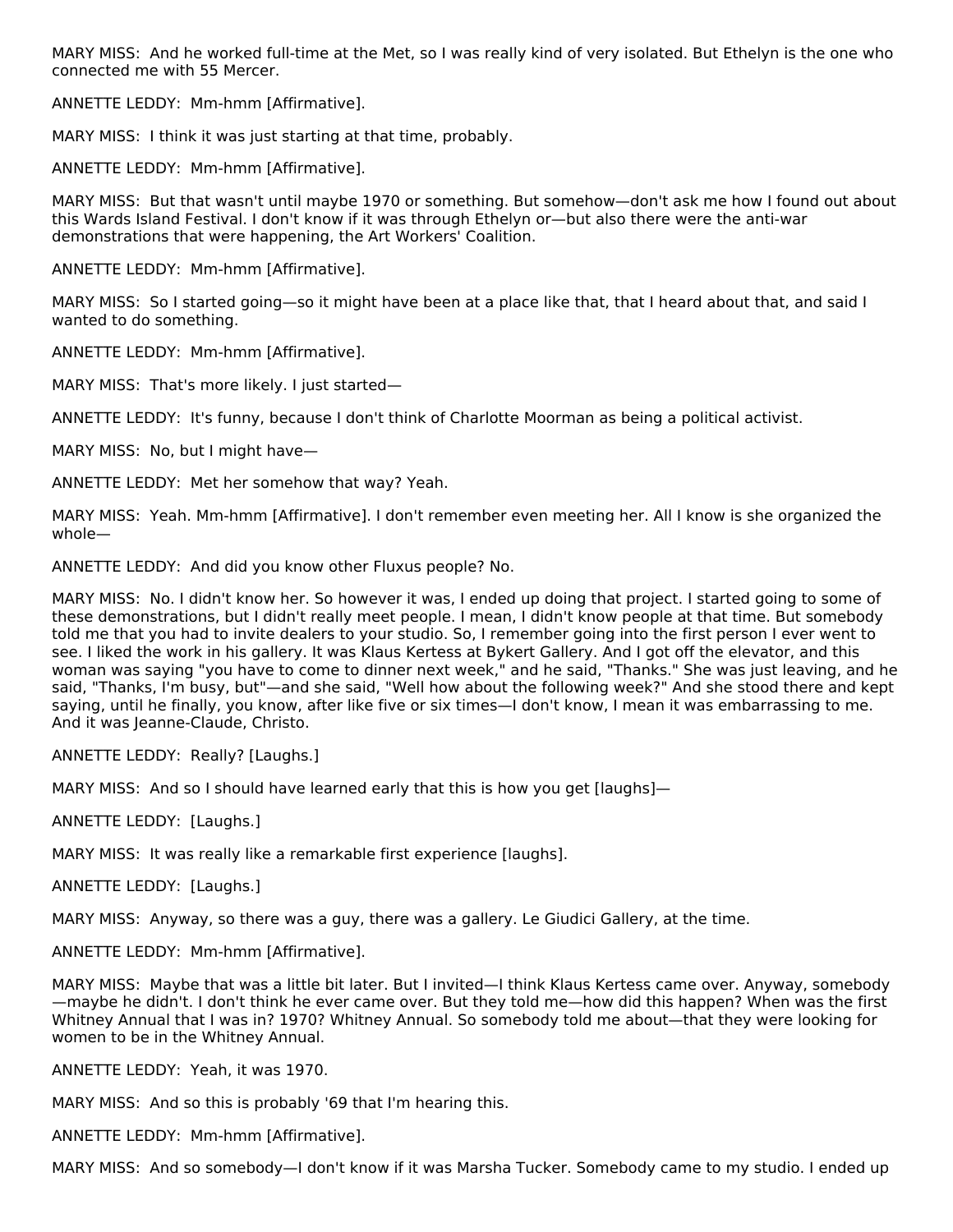MARY MISS: And he worked full-time at the Met, so I was really kind of very isolated. But Ethelyn is the one who connected me with 55 Mercer.

ANNETTE LEDDY: Mm-hmm [Affirmative].

MARY MISS: I think it was just starting at that time, probably.

ANNETTE LEDDY: Mm-hmm [Affirmative].

MARY MISS: But that wasn't until maybe 1970 or something. But somehow—don't ask me how I found out about this Wards Island Festival. I don't know if it was through Ethelyn or—but also there were the anti-war demonstrations that were happening, the Art Workers' Coalition.

ANNETTE LEDDY: Mm-hmm [Affirmative].

MARY MISS: So I started going—so it might have been at a place like that, that I heard about that, and said I wanted to do something.

ANNETTE LEDDY: Mm-hmm [Affirmative].

MARY MISS: That's more likely. I just started—

ANNETTE LEDDY: It's funny, because I don't think of Charlotte Moorman as being a political activist.

MARY MISS: No, but I might have—

ANNETTE LEDDY: Met her somehow that way? Yeah.

MARY MISS: Yeah. Mm-hmm [Affirmative]. I don't remember even meeting her. All I know is she organized the whole—

ANNETTE LEDDY: And did you know other Fluxus people? No.

MARY MISS: No. I didn't know her. So however it was, I ended up doing that project. I started going to some of these demonstrations, but I didn't really meet people. I mean, I didn't know people at that time. But somebody told me that you had to invite dealers to your studio. So, I remember going into the first person I ever went to see. I liked the work in his gallery. It was Klaus Kertess at Bykert Gallery. And I got off the elevator, and this woman was saying "you have to come to dinner next week," and he said, "Thanks." She was just leaving, and he said, "Thanks, I'm busy, but"—and she said, "Well how about the following week?" And she stood there and kept saying, until he finally, you know, after like five or six times—I don't know, I mean it was embarrassing to me. And it was Jeanne-Claude, Christo.

ANNETTE LEDDY: Really? [Laughs.]

MARY MISS: And so I should have learned early that this is how you get [laughs]—

ANNETTE LEDDY: [Laughs.]

MARY MISS: It was really like a remarkable first experience [laughs].

ANNETTE LEDDY: [Laughs.]

MARY MISS: Anyway, so there was a guy, there was a gallery. Le Giudici Gallery, at the time.

ANNETTE LEDDY: Mm-hmm [Affirmative].

MARY MISS: Maybe that was a little bit later. But I invited—I think Klaus Kertess came over. Anyway, somebody—maybe he didn't. I don't think he ever came over. But they told me—how did this happen? When was the first Whitney Annual that I was in? 1970? Whitney Annual. So somebody told me about—that they were looking for women to be in the Whitney Annual.

ANNETTE LEDDY: Yeah, it was 1970.

MARY MISS: And so this is probably '69 that I'm hearing this.

ANNETTE LEDDY: Mm-hmm [Affirmative].

MARY MISS: And so somebody—I don't know if it was Marsha Tucker. Somebody came to my studio. I ended up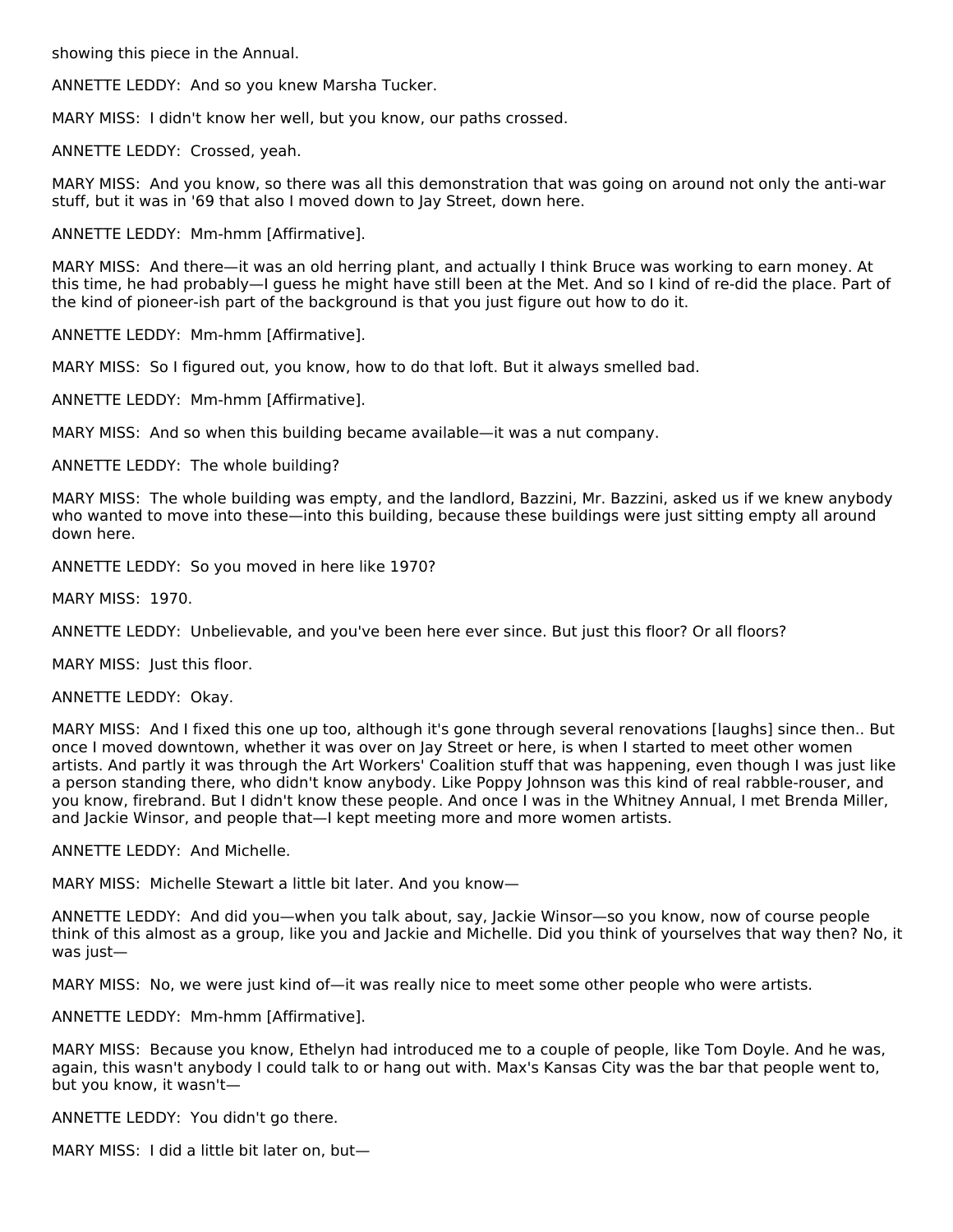showing this piece in the Annual.

ANNETTE LEDDY: And so you knew Marsha Tucker.

MARY MISS: I didn't know her well, but you know, our paths crossed.

ANNETTE LEDDY: Crossed, yeah.

MARY MISS: And you know, so there was all this demonstration that was going on around not only the anti-war stuff, but it was in '69 that also I moved down to Jay Street, down here.

ANNETTE LEDDY: Mm-hmm [Affirmative].

MARY MISS: And there—it was an old herring plant, and actually I think Bruce was working to earn money. At this time, he had probably—I guess he might have still been at the Met. And so I kind of re-did the place. Part of the kind of pioneer-ish part of the background is that you just figure out how to do it.

ANNETTE LEDDY: Mm-hmm [Affirmative].

MARY MISS: So I figured out, you know, how to do that loft. But it always smelled bad.

ANNETTE LEDDY: Mm-hmm [Affirmative].

MARY MISS: And so when this building became available—it was a nut company.

ANNETTE LEDDY: The whole building?

MARY MISS: The whole building was empty, and the landlord, Bazzini, Mr. Bazzini, asked us if we knew anybody who wanted to move into these—into this building, because these buildings were just sitting empty all around down here.

ANNETTE LEDDY: So you moved in here like 1970?

MARY MISS: 1970.

ANNETTE LEDDY: Unbelievable, and you've been here ever since. But just this floor? Or all floors?

MARY MISS: Just this floor.

ANNETTE LEDDY: Okay.

MARY MISS: And I fixed this one up too, although it's gone through several renovations [laughs] since then.. But once I moved downtown, whether it was over on Jay Street or here, is when I started to meet other women artists. And partly it was through the Art Workers' Coalition stuff that was happening, even though I was just like a person standing there, who didn't know anybody. Like Poppy Johnson was this kind of real rabble-rouser, and you know, firebrand. But I didn't know these people. And once I was in the Whitney Annual, I met Brenda Miller, and Jackie Winsor, and people that—I kept meeting more and more women artists.

ANNETTE LEDDY: And Michelle.

MARY MISS: Michelle Stewart a little bit later. And you know—

ANNETTE LEDDY: And did you—when you talk about, say, Jackie Winsor—so you know, now of course people think of this almost as a group, like you and Jackie and Michelle. Did you think of yourselves that way then? No, it was just—

MARY MISS: No, we were just kind of—it was really nice to meet some other people who were artists.

ANNETTE LEDDY: Mm-hmm [Affirmative].

MARY MISS: Because you know, Ethelyn had introduced me to a couple of people, like Tom Doyle. And he was, again, this wasn't anybody I could talk to or hang out with. Max's Kansas City was the bar that people went to, but you know, it wasn't—

ANNETTE LEDDY: You didn't go there.

MARY MISS: I did a little bit later on, but—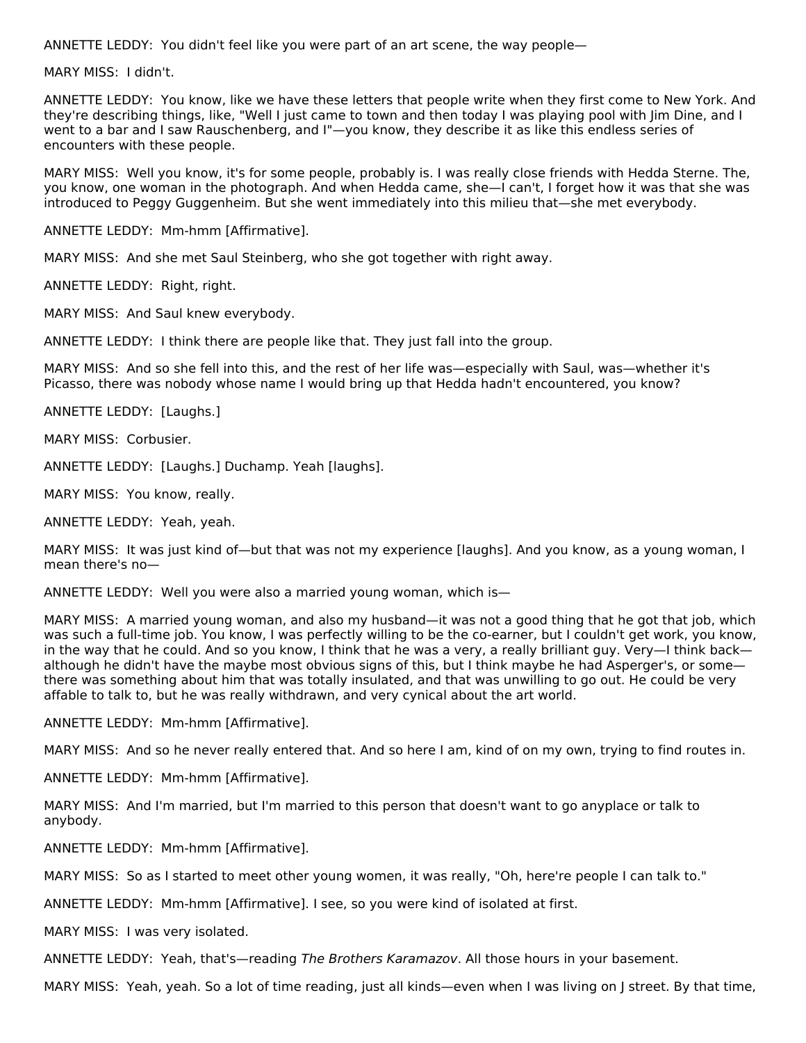ANNETTE LEDDY: You didn't feel like you were part of an art scene, the way people—

MARY MISS: I didn't.

ANNETTE LEDDY: You know, like we have these letters that people write when they first come to New York. And they're describing things, like, "Well I just came to town and then today I was playing pool with Jim Dine, and I went to a bar and I saw Rauschenberg, and I"—you know, they describe it as like this endless series of encounters with these people.

MARY MISS: Well you know, it's for some people, probably is. I was really close friends with Hedda Sterne. The, you know, one woman in the photograph. And when Hedda came, she—I can't, I forget how it was that she was introduced to Peggy Guggenheim. But she went immediately into this milieu that—she met everybody.

ANNETTE LEDDY: Mm-hmm [Affirmative].

MARY MISS: And she met Saul Steinberg, who she got together with right away.

ANNETTE LEDDY: Right, right.

MARY MISS: And Saul knew everybody.

ANNETTE LEDDY: I think there are people like that. They just fall into the group.

MARY MISS: And so she fell into this, and the rest of her life was—especially with Saul, was—whether it's Picasso, there was nobody whose name I would bring up that Hedda hadn't encountered, you know?

ANNETTE LEDDY: [Laughs.]

MARY MISS: Corbusier.

ANNETTE LEDDY: [Laughs.] Duchamp. Yeah [laughs].

MARY MISS: You know, really.

ANNETTE LEDDY: Yeah, yeah.

MARY MISS: It was just kind of—but that was not my experience [laughs]. And you know, as a young woman, I mean there's no—

ANNETTE LEDDY: Well you were also a married young woman, which is—

MARY MISS: A married young woman, and also my husband—it was not a good thing that he got that job, which was such a full-time job. You know, I was perfectly willing to be the co-earner, but I couldn't get work, you know, in the way that he could. And so you know, I think that he was a very, a really brilliant guy. Very—I think back—although he didn't have the maybe most obvious signs of this, but I think maybe he had Asperger's, or some—there was something about him that was totally insulated, and that was unwilling to go out. He could be very affable to talk to, but he was really withdrawn, and very cynical about the art world.

ANNETTE LEDDY: Mm-hmm [Affirmative].

MARY MISS: And so he never really entered that. And so here I am, kind of on my own, trying to find routes in.

ANNETTE LEDDY: Mm-hmm [Affirmative].

MARY MISS: And I'm married, but I'm married to this person that doesn't want to go anyplace or talk to anybody.

ANNETTE LEDDY: Mm-hmm [Affirmative].

MARY MISS: So as I started to meet other young women, it was really, "Oh, here're people I can talk to."

ANNETTE LEDDY: Mm-hmm [Affirmative]. I see, so you were kind of isolated at first.

MARY MISS: I was very isolated.

ANNETTE LEDDY: Yeah, that's—reading *The Brothers Karamazov*. All those hours in your basement.

MARY MISS: Yeah, yeah. So a lot of time reading, just all kinds—even when I was living on J street. By that time,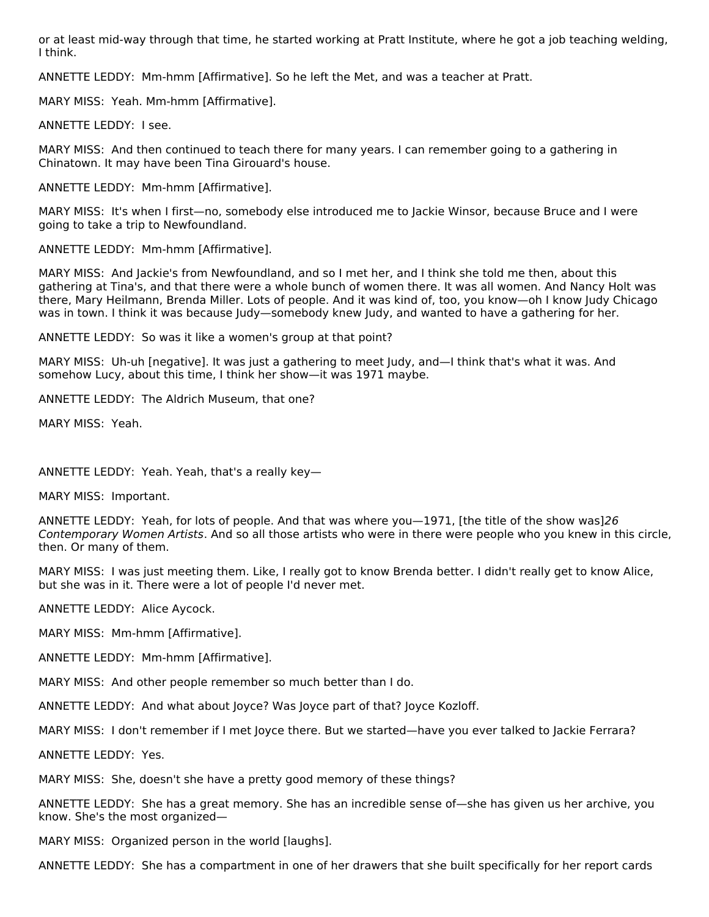or at least mid-way through that time, he started working at Pratt Institute, where he got a job teaching welding, I think.

ANNETTE LEDDY:  Mm-hmm [Affirmative]. So he left the Met, and was a teacher at Pratt.

MARY MISS:  Yeah. Mm-hmm [Affirmative].

ANNETTE LEDDY:  I see.

MARY MISS:  And then continued to teach there for many years. I can remember going to a gathering in Chinatown. It may have been Tina Girouard's house.

ANNETTE LEDDY:  Mm-hmm [Affirmative].

MARY MISS:  It's when I first—no, somebody else introduced me to Jackie Winsor, because Bruce and I were going to take a trip to Newfoundland.

ANNETTE LEDDY:  Mm-hmm [Affirmative].

MARY MISS:  And Jackie's from Newfoundland, and so I met her, and I think she told me then, about this gathering at Tina's, and that there were a whole bunch of women there. It was all women. And Nancy Holt was there, Mary Heilmann, Brenda Miller. Lots of people. And it was kind of, too, you know—oh I know Judy Chicago was in town. I think it was because Judy—somebody knew Judy, and wanted to have a gathering for her.

ANNETTE LEDDY:  So was it like a women's group at that point?

MARY MISS:  Uh-uh [negative]. It was just a gathering to meet Judy, and—I think that's what it was. And somehow Lucy, about this time, I think her show—it was 1971 maybe.

ANNETTE LEDDY:  The Aldrich Museum, that one?

MARY MISS:  Yeah.

ANNETTE LEDDY:  Yeah. Yeah, that's a really key—

MARY MISS:  Important.

ANNETTE LEDDY:  Yeah, for lots of people. And that was where you—1971, [the title of the show was]*26 Contemporary Women Artists*. And so all those artists who were in there were people who you knew in this circle, then. Or many of them.

MARY MISS:  I was just meeting them. Like, I really got to know Brenda better. I didn't really get to know Alice, but she was in it. There were a lot of people I'd never met.

ANNETTE LEDDY:  Alice Aycock.

MARY MISS:  Mm-hmm [Affirmative].

ANNETTE LEDDY:  Mm-hmm [Affirmative].

MARY MISS:  And other people remember so much better than I do.

ANNETTE LEDDY:  And what about Joyce? Was Joyce part of that? Joyce Kozloff.

MARY MISS:  I don't remember if I met Joyce there. But we started—have you ever talked to Jackie Ferrara?

ANNETTE LEDDY:  Yes.

MARY MISS:  She, doesn't she have a pretty good memory of these things?

ANNETTE LEDDY:  She has a great memory. She has an incredible sense of—she has given us her archive, you know. She's the most organized—

MARY MISS:  Organized person in the world [laughs].

ANNETTE LEDDY:  She has a compartment in one of her drawers that she built specifically for her report cards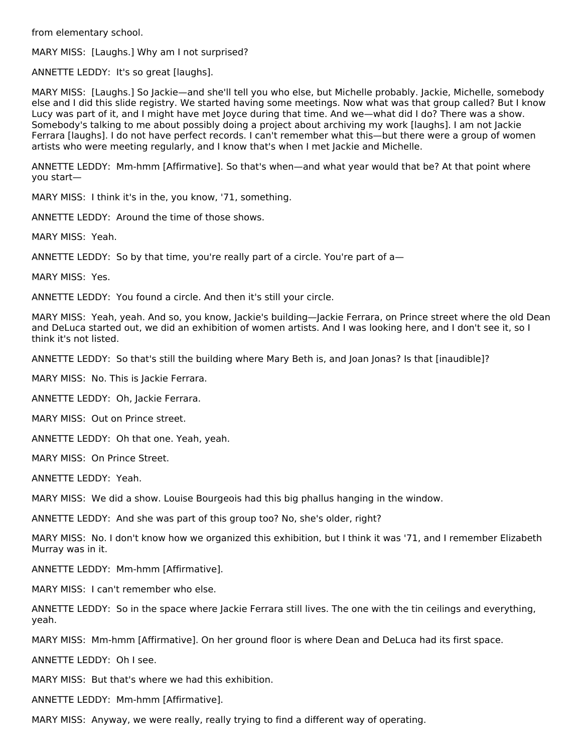from elementary school.

MARY MISS:  [Laughs.] Why am I not surprised?

ANNETTE LEDDY:  It's so great [laughs].

MARY MISS:  [Laughs.] So Jackie—and she'll tell you who else, but Michelle probably. Jackie, Michelle, somebody else and I did this slide registry. We started having some meetings. Now what was that group called? But I know Lucy was part of it, and I might have met Joyce during that time. And we—what did I do? There was a show. Somebody's talking to me about possibly doing a project about archiving my work [laughs]. I am not Jackie Ferrara [laughs]. I do not have perfect records. I can't remember what this—but there were a group of women artists who were meeting regularly, and I know that's when I met Jackie and Michelle.

ANNETTE LEDDY:  Mm-hmm [Affirmative]. So that's when—and what year would that be? At that point where you start—

MARY MISS:  I think it's in the, you know, '71, something.

ANNETTE LEDDY:  Around the time of those shows.

MARY MISS:  Yeah.

ANNETTE LEDDY:  So by that time, you're really part of a circle. You're part of a—

MARY MISS:  Yes.

ANNETTE LEDDY:  You found a circle. And then it's still your circle.

MARY MISS:  Yeah, yeah. And so, you know, Jackie's building—Jackie Ferrara, on Prince street where the old Dean and DeLuca started out, we did an exhibition of women artists. And I was looking here, and I don't see it, so I think it's not listed.

ANNETTE LEDDY:  So that's still the building where Mary Beth is, and Joan Jonas? Is that [inaudible]?

MARY MISS:  No. This is Jackie Ferrara.

ANNETTE LEDDY:  Oh, Jackie Ferrara.

MARY MISS:  Out on Prince street.

ANNETTE LEDDY:  Oh that one. Yeah, yeah.

MARY MISS:  On Prince Street.

ANNETTE LEDDY:  Yeah.

MARY MISS:  We did a show. Louise Bourgeois had this big phallus hanging in the window.

ANNETTE LEDDY:  And she was part of this group too? No, she's older, right?

MARY MISS:  No. I don't know how we organized this exhibition, but I think it was '71, and I remember Elizabeth Murray was in it.

ANNETTE LEDDY:  Mm-hmm [Affirmative].

MARY MISS:  I can't remember who else.

ANNETTE LEDDY:  So in the space where Jackie Ferrara still lives. The one with the tin ceilings and everything, yeah.

MARY MISS:  Mm-hmm [Affirmative]. On her ground floor is where Dean and DeLuca had its first space.

ANNETTE LEDDY:  Oh I see.

MARY MISS:  But that's where we had this exhibition.

ANNETTE LEDDY:  Mm-hmm [Affirmative].

MARY MISS:  Anyway, we were really, really trying to find a different way of operating.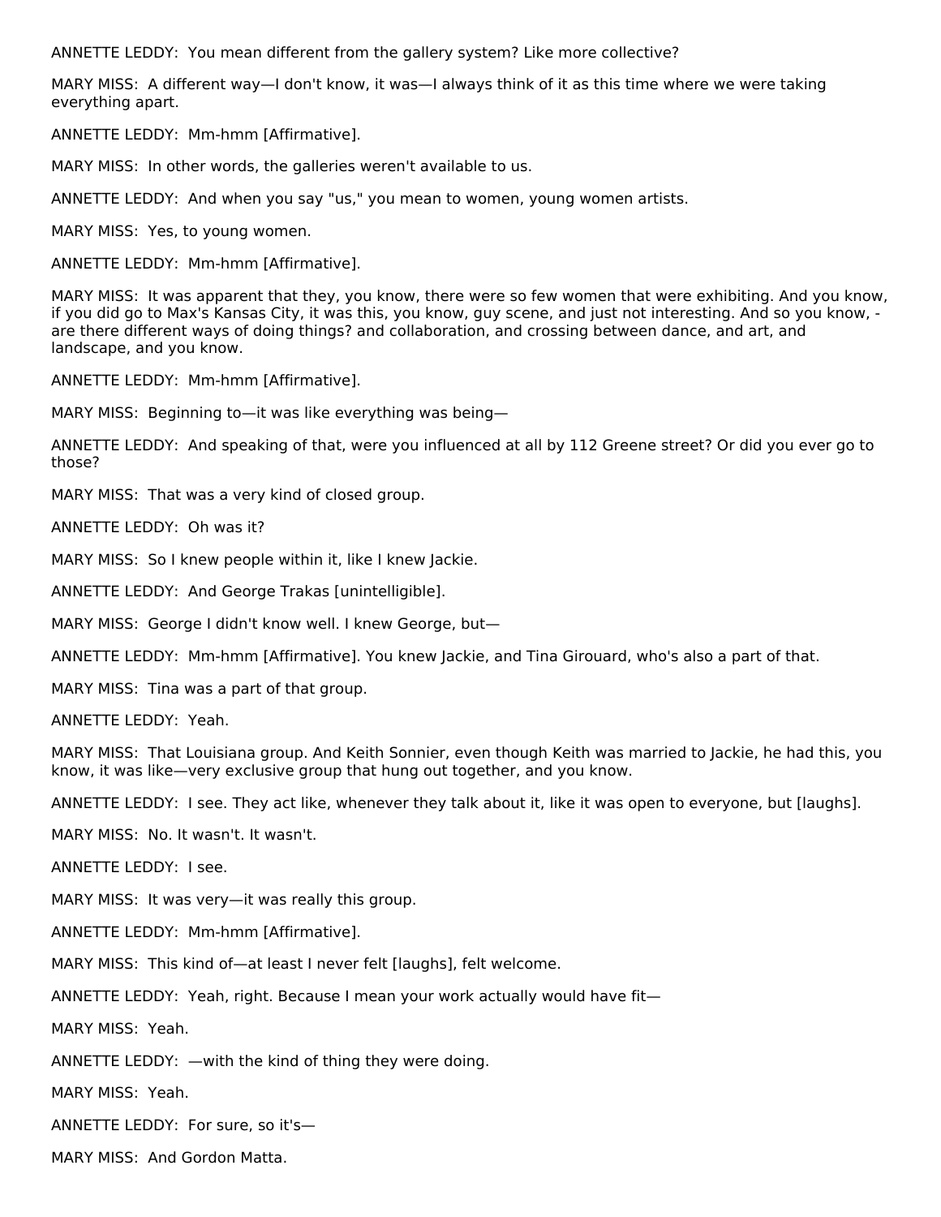ANNETTE LEDDY: You mean different from the gallery system? Like more collective?

MARY MISS: A different way—I don't know, it was—I always think of it as this time where we were taking everything apart.

ANNETTE LEDDY: Mm-hmm [Affirmative].

MARY MISS: In other words, the galleries weren't available to us.

ANNETTE LEDDY: And when you say "us," you mean to women, young women artists.

MARY MISS: Yes, to young women.

ANNETTE LEDDY: Mm-hmm [Affirmative].

MARY MISS: It was apparent that they, you know, there were so few women that were exhibiting. And you know, if you did go to Max's Kansas City, it was this, you know, guy scene, and just not interesting. And so you know, -are there different ways of doing things? and collaboration, and crossing between dance, and art, and landscape, and you know.

ANNETTE LEDDY: Mm-hmm [Affirmative].

MARY MISS: Beginning to—it was like everything was being—

ANNETTE LEDDY: And speaking of that, were you influenced at all by 112 Greene street? Or did you ever go to those?

MARY MISS: That was a very kind of closed group.

ANNETTE LEDDY: Oh was it?

MARY MISS: So I knew people within it, like I knew Jackie.

ANNETTE LEDDY: And George Trakas [unintelligible].

MARY MISS: George I didn't know well. I knew George, but—

ANNETTE LEDDY: Mm-hmm [Affirmative]. You knew Jackie, and Tina Girouard, who's also a part of that.

MARY MISS: Tina was a part of that group.

ANNETTE LEDDY: Yeah.

MARY MISS: That Louisiana group. And Keith Sonnier, even though Keith was married to Jackie, he had this, you know, it was like—very exclusive group that hung out together, and you know.

ANNETTE LEDDY: I see. They act like, whenever they talk about it, like it was open to everyone, but [laughs].

MARY MISS: No. It wasn't. It wasn't.

ANNETTE LEDDY: I see.

MARY MISS: It was very—it was really this group.

ANNETTE LEDDY: Mm-hmm [Affirmative].

MARY MISS: This kind of—at least I never felt [laughs], felt welcome.

ANNETTE LEDDY: Yeah, right. Because I mean your work actually would have fit—

MARY MISS: Yeah.

ANNETTE LEDDY: —with the kind of thing they were doing.

MARY MISS: Yeah.

ANNETTE LEDDY: For sure, so it's—

MARY MISS: And Gordon Matta.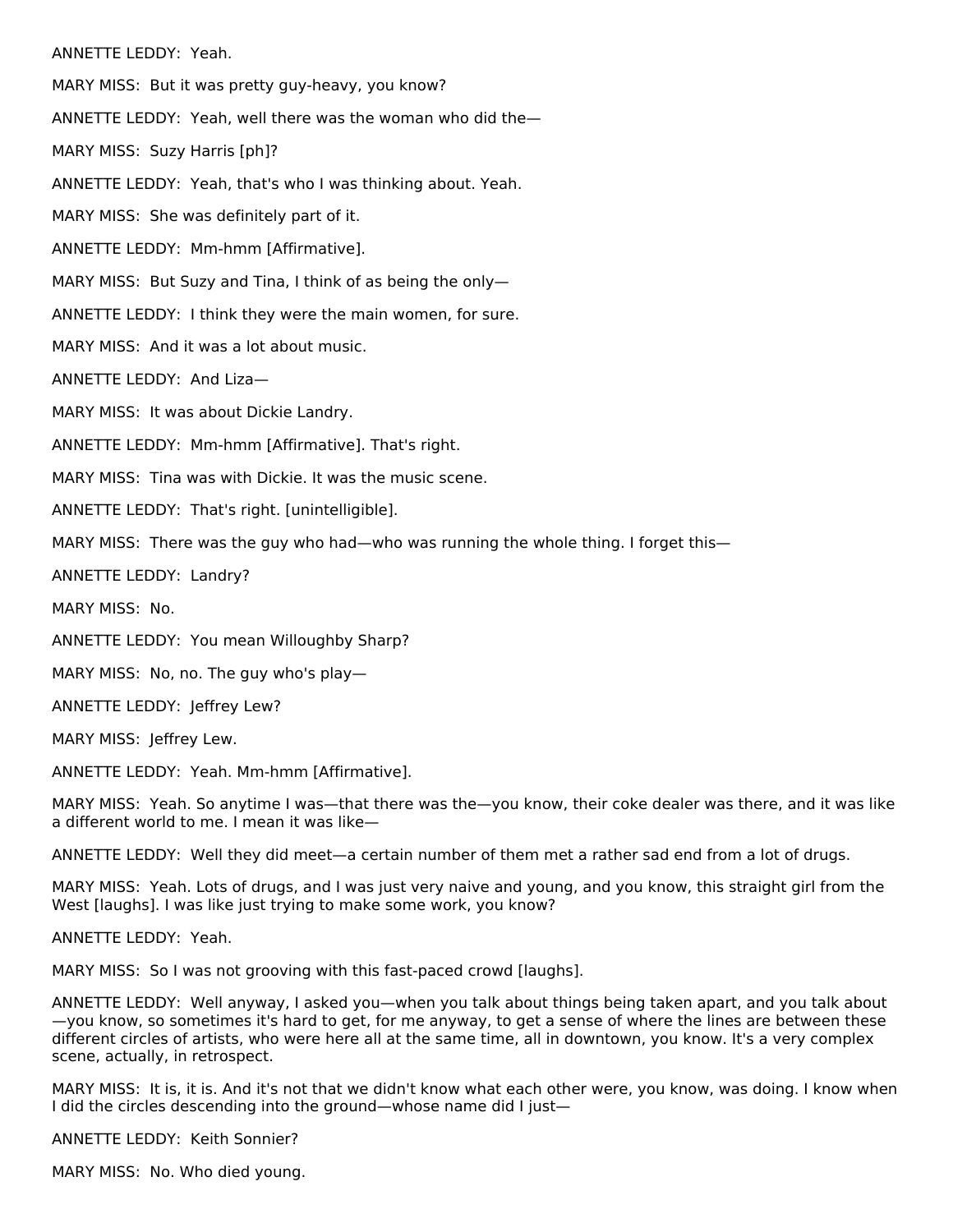ANNETTE LEDDY: Yeah.

MARY MISS: But it was pretty guy-heavy, you know?

ANNETTE LEDDY: Yeah, well there was the woman who did the—

MARY MISS: Suzy Harris [ph]?

ANNETTE LEDDY: Yeah, that's who I was thinking about. Yeah.

MARY MISS: She was definitely part of it.

ANNETTE LEDDY: Mm-hmm [Affirmative].

MARY MISS: But Suzy and Tina, I think of as being the only—

ANNETTE LEDDY: I think they were the main women, for sure.

MARY MISS: And it was a lot about music.

ANNETTE LEDDY: And Liza—

MARY MISS: It was about Dickie Landry.

ANNETTE LEDDY: Mm-hmm [Affirmative]. That's right.

MARY MISS: Tina was with Dickie. It was the music scene.

ANNETTE LEDDY: That's right. [unintelligible].

MARY MISS: There was the guy who had—who was running the whole thing. I forget this—

ANNETTE LEDDY: Landry?

MARY MISS: No.

ANNETTE LEDDY: You mean Willoughby Sharp?

MARY MISS: No, no. The guy who's play—

ANNETTE LEDDY: Jeffrey Lew?

MARY MISS: Jeffrey Lew.

ANNETTE LEDDY: Yeah. Mm-hmm [Affirmative].

MARY MISS: Yeah. So anytime I was—that there was the—you know, their coke dealer was there, and it was like a different world to me. I mean it was like—

ANNETTE LEDDY: Well they did meet—a certain number of them met a rather sad end from a lot of drugs.

MARY MISS: Yeah. Lots of drugs, and I was just very naive and young, and you know, this straight girl from the West [laughs]. I was like just trying to make some work, you know?

ANNETTE LEDDY: Yeah.

MARY MISS: So I was not grooving with this fast-paced crowd [laughs].

ANNETTE LEDDY: Well anyway, I asked you—when you talk about things being taken apart, and you talk about —you know, so sometimes it's hard to get, for me anyway, to get a sense of where the lines are between these different circles of artists, who were here all at the same time, all in downtown, you know. It's a very complex scene, actually, in retrospect.

MARY MISS: It is, it is. And it's not that we didn't know what each other were, you know, was doing. I know when I did the circles descending into the ground—whose name did I just—

ANNETTE LEDDY: Keith Sonnier?

MARY MISS: No. Who died young.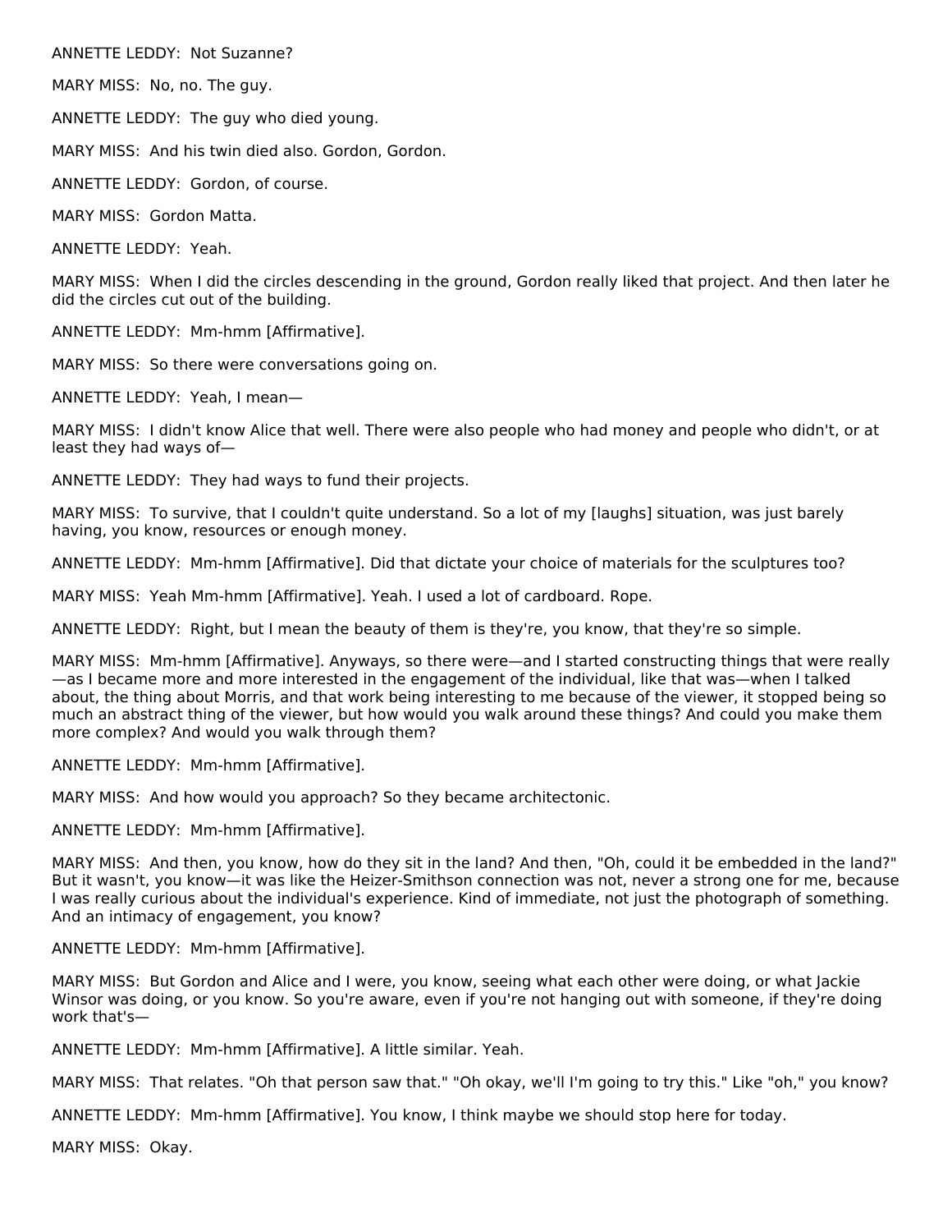ANNETTE LEDDY: Not Suzanne?

MARY MISS: No, no. The guy.

ANNETTE LEDDY: The guy who died young.

MARY MISS: And his twin died also. Gordon, Gordon.

ANNETTE LEDDY: Gordon, of course.

MARY MISS: Gordon Matta.

ANNETTE LEDDY: Yeah.

MARY MISS: When I did the circles descending in the ground, Gordon really liked that project. And then later he did the circles cut out of the building.

ANNETTE LEDDY: Mm-hmm [Affirmative].

MARY MISS: So there were conversations going on.

ANNETTE LEDDY: Yeah, I mean—

MARY MISS: I didn't know Alice that well. There were also people who had money and people who didn't, or at least they had ways of—

ANNETTE LEDDY: They had ways to fund their projects.

MARY MISS: To survive, that I couldn't quite understand. So a lot of my [laughs] situation, was just barely having, you know, resources or enough money.

ANNETTE LEDDY: Mm-hmm [Affirmative]. Did that dictate your choice of materials for the sculptures too?

MARY MISS: Yeah Mm-hmm [Affirmative]. Yeah. I used a lot of cardboard. Rope.

ANNETTE LEDDY: Right, but I mean the beauty of them is they're, you know, that they're so simple.

MARY MISS: Mm-hmm [Affirmative]. Anyways, so there were—and I started constructing things that were really—as I became more and more interested in the engagement of the individual, like that was—when I talked about, the thing about Morris, and that work being interesting to me because of the viewer, it stopped being so much an abstract thing of the viewer, but how would you walk around these things? And could you make them more complex? And would you walk through them?

ANNETTE LEDDY: Mm-hmm [Affirmative].

MARY MISS: And how would you approach? So they became architectonic.

ANNETTE LEDDY: Mm-hmm [Affirmative].

MARY MISS: And then, you know, how do they sit in the land? And then, "Oh, could it be embedded in the land?" But it wasn't, you know—it was like the Heizer-Smithson connection was not, never a strong one for me, because I was really curious about the individual's experience. Kind of immediate, not just the photograph of something. And an intimacy of engagement, you know?

ANNETTE LEDDY: Mm-hmm [Affirmative].

MARY MISS: But Gordon and Alice and I were, you know, seeing what each other were doing, or what Jackie Winsor was doing, or you know. So you're aware, even if you're not hanging out with someone, if they're doing work that's—

ANNETTE LEDDY: Mm-hmm [Affirmative]. A little similar. Yeah.

MARY MISS: That relates. "Oh that person saw that." "Oh okay, we'll I'm going to try this." Like "oh," you know?

ANNETTE LEDDY: Mm-hmm [Affirmative]. You know, I think maybe we should stop here for today.

MARY MISS: Okay.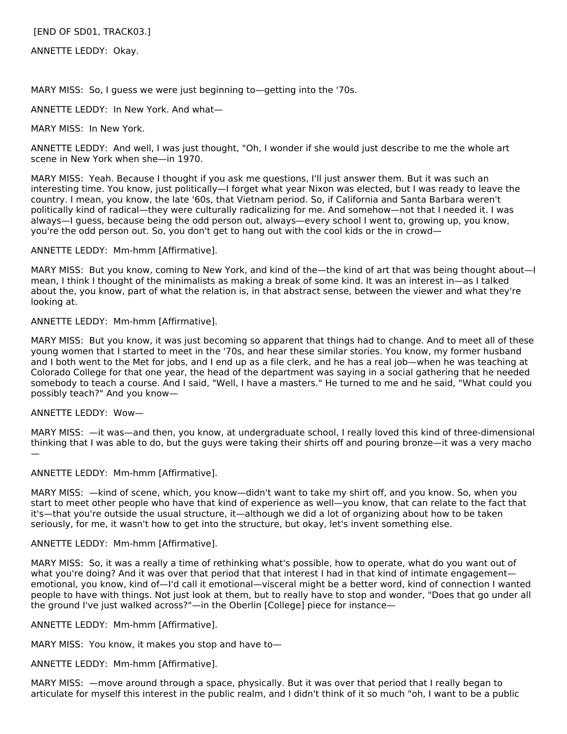[END OF SD01, TRACK03.]

ANNETTE LEDDY: Okay.

MARY MISS: So, I guess we were just beginning to—getting into the '70s.

ANNETTE LEDDY: In New York. And what—

MARY MISS: In New York.

ANNETTE LEDDY: And well, I was just thought, "Oh, I wonder if she would just describe to me the whole art scene in New York when she—in 1970.

MARY MISS: Yeah. Because I thought if you ask me questions, I'll just answer them. But it was such an interesting time. You know, just politically—I forget what year Nixon was elected, but I was ready to leave the country. I mean, you know, the late '60s, that Vietnam period. So, if California and Santa Barbara weren't politically kind of radical—they were culturally radicalizing for me. And somehow—not that I needed it. I was always—I guess, because being the odd person out, always—every school I went to, growing up, you know, you're the odd person out. So, you don't get to hang out with the cool kids or the in crowd—

ANNETTE LEDDY: Mm-hmm [Affirmative].

MARY MISS: But you know, coming to New York, and kind of the—the kind of art that was being thought about—I mean, I think I thought of the minimalists as making a break of some kind. It was an interest in—as I talked about the, you know, part of what the relation is, in that abstract sense, between the viewer and what they're looking at.

ANNETTE LEDDY: Mm-hmm [Affirmative].

MARY MISS: But you know, it was just becoming so apparent that things had to change. And to meet all of these young women that I started to meet in the '70s, and hear these similar stories. You know, my former husband and I both went to the Met for jobs, and I end up as a file clerk, and he has a real job—when he was teaching at Colorado College for that one year, the head of the department was saying in a social gathering that he needed somebody to teach a course. And I said, "Well, I have a masters." He turned to me and he said, "What could you possibly teach?" And you know—

ANNETTE LEDDY: Wow—

MARY MISS: —it was—and then, you know, at undergraduate school, I really loved this kind of three-dimensional thinking that I was able to do, but the guys were taking their shirts off and pouring bronze—it was a very macho—

ANNETTE LEDDY: Mm-hmm [Affirmative].

MARY MISS: —kind of scene, which, you know—didn't want to take my shirt off, and you know. So, when you start to meet other people who have that kind of experience as well—you know, that can relate to the fact that it's—that you're outside the usual structure, it—although we did a lot of organizing about how to be taken seriously, for me, it wasn't how to get into the structure, but okay, let's invent something else.

ANNETTE LEDDY: Mm-hmm [Affirmative].

MARY MISS: So, it was a really a time of rethinking what's possible, how to operate, what do you want out of what you're doing? And it was over that period that that interest I had in that kind of intimate engagement—emotional, you know, kind of—I'd call it emotional—visceral might be a better word, kind of connection I wanted people to have with things. Not just look at them, but to really have to stop and wonder, "Does that go under all the ground I've just walked across?"—in the Oberlin [College] piece for instance—

ANNETTE LEDDY: Mm-hmm [Affirmative].

MARY MISS: You know, it makes you stop and have to—

ANNETTE LEDDY: Mm-hmm [Affirmative].

MARY MISS: —move around through a space, physically. But it was over that period that I really began to articulate for myself this interest in the public realm, and I didn't think of it so much "oh, I want to be a public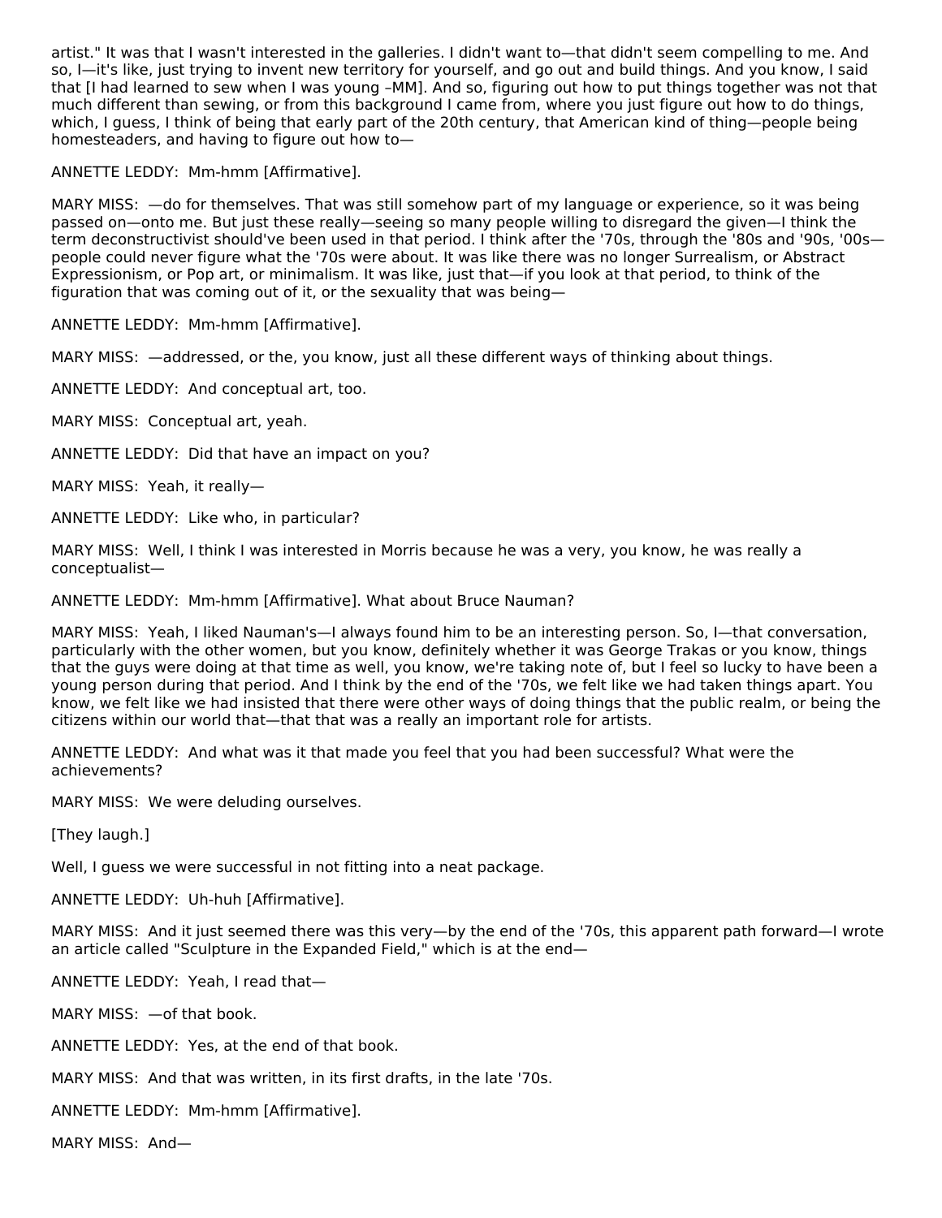artist." It was that I wasn't interested in the galleries. I didn't want to—that didn't seem compelling to me. And so, I—it's like, just trying to invent new territory for yourself, and go out and build things. And you know, I said that [I had learned to sew when I was young –MM]. And so, figuring out how to put things together was not that much different than sewing, or from this background I came from, where you just figure out how to do things, which, I guess, I think of being that early part of the 20th century, that American kind of thing—people being homesteaders, and having to figure out how to—

ANNETTE LEDDY: Mm-hmm [Affirmative].

MARY MISS: —do for themselves. That was still somehow part of my language or experience, so it was being passed on—onto me. But just these really—seeing so many people willing to disregard the given—I think the term deconstructivist should've been used in that period. I think after the '70s, through the '80s and '90s, '00s—people could never figure what the '70s were about. It was like there was no longer Surrealism, or Abstract Expressionism, or Pop art, or minimalism. It was like, just that—if you look at that period, to think of the figuration that was coming out of it, or the sexuality that was being—

ANNETTE LEDDY: Mm-hmm [Affirmative].

MARY MISS: —addressed, or the, you know, just all these different ways of thinking about things.

ANNETTE LEDDY: And conceptual art, too.

MARY MISS: Conceptual art, yeah.

ANNETTE LEDDY: Did that have an impact on you?

MARY MISS: Yeah, it really—

ANNETTE LEDDY: Like who, in particular?

MARY MISS: Well, I think I was interested in Morris because he was a very, you know, he was really a conceptualist—

ANNETTE LEDDY: Mm-hmm [Affirmative]. What about Bruce Nauman?

MARY MISS: Yeah, I liked Nauman's—I always found him to be an interesting person. So, I—that conversation, particularly with the other women, but you know, definitely whether it was George Trakas or you know, things that the guys were doing at that time as well, you know, we're taking note of, but I feel so lucky to have been a young person during that period. And I think by the end of the '70s, we felt like we had taken things apart. You know, we felt like we had insisted that there were other ways of doing things that the public realm, or being the citizens within our world that—that that was a really an important role for artists.

ANNETTE LEDDY: And what was it that made you feel that you had been successful? What were the achievements?

MARY MISS: We were deluding ourselves.

[They laugh.]

Well, I guess we were successful in not fitting into a neat package.

ANNETTE LEDDY: Uh-huh [Affirmative].

MARY MISS: And it just seemed there was this very—by the end of the '70s, this apparent path forward—I wrote an article called "Sculpture in the Expanded Field," which is at the end—

ANNETTE LEDDY: Yeah, I read that—

MARY MISS: —of that book.

ANNETTE LEDDY: Yes, at the end of that book.

MARY MISS: And that was written, in its first drafts, in the late '70s.

ANNETTE LEDDY: Mm-hmm [Affirmative].

MARY MISS: And—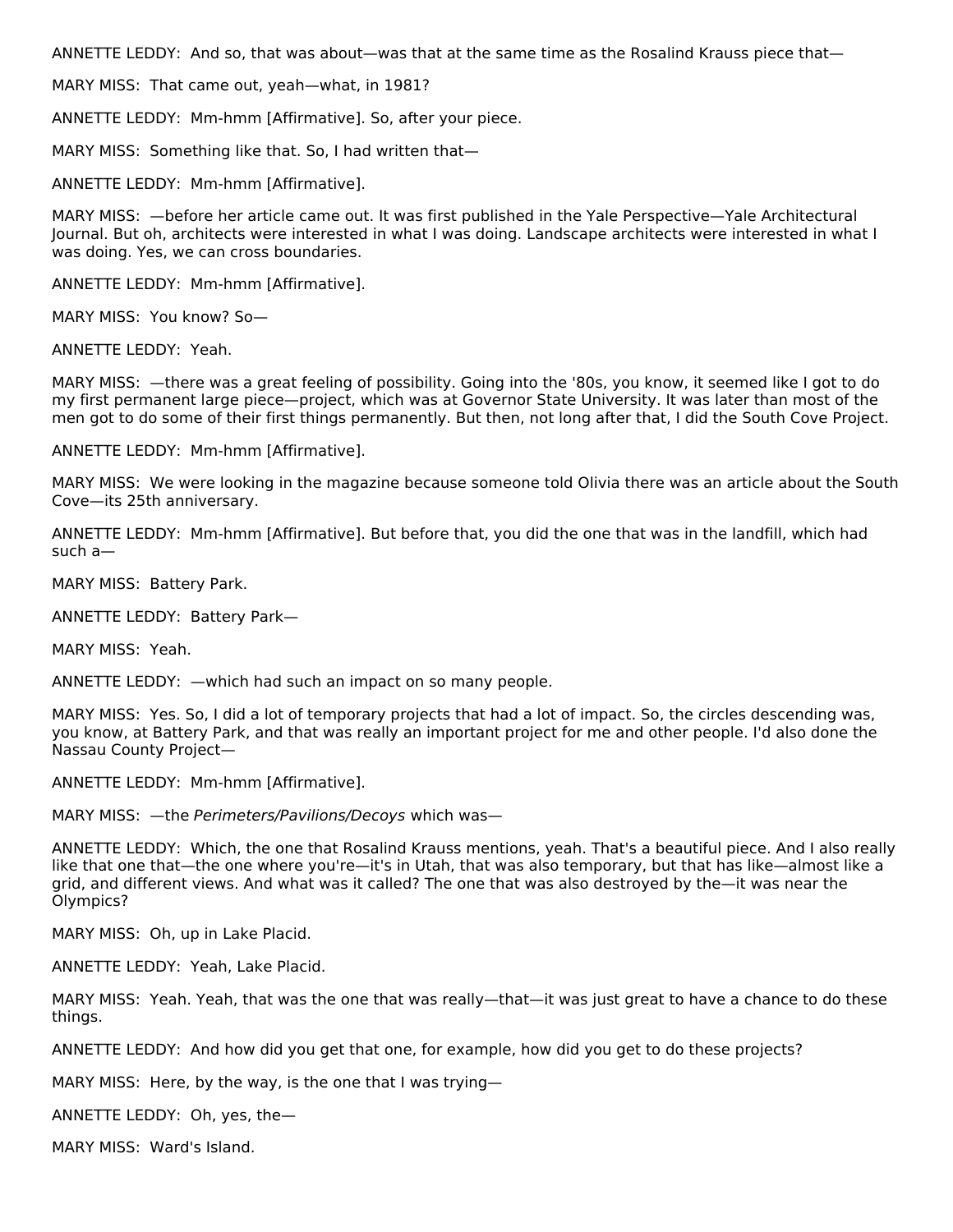ANNETTE LEDDY: And so, that was about—was that at the same time as the Rosalind Krauss piece that—

MARY MISS: That came out, yeah—what, in 1981?

ANNETTE LEDDY: Mm-hmm [Affirmative]. So, after your piece.

MARY MISS: Something like that. So, I had written that—

ANNETTE LEDDY: Mm-hmm [Affirmative].

MARY MISS: —before her article came out. It was first published in the Yale Perspective—Yale Architectural Journal. But oh, architects were interested in what I was doing. Landscape architects were interested in what I was doing. Yes, we can cross boundaries.

ANNETTE LEDDY: Mm-hmm [Affirmative].

MARY MISS: You know? So—

ANNETTE LEDDY: Yeah.

MARY MISS: —there was a great feeling of possibility. Going into the '80s, you know, it seemed like I got to do my first permanent large piece—project, which was at Governor State University. It was later than most of the men got to do some of their first things permanently. But then, not long after that, I did the South Cove Project.

ANNETTE LEDDY: Mm-hmm [Affirmative].

MARY MISS: We were looking in the magazine because someone told Olivia there was an article about the South Cove—its 25th anniversary.

ANNETTE LEDDY: Mm-hmm [Affirmative]. But before that, you did the one that was in the landfill, which had such a—

MARY MISS: Battery Park.

ANNETTE LEDDY: Battery Park—

MARY MISS: Yeah.

ANNETTE LEDDY: —which had such an impact on so many people.

MARY MISS: Yes. So, I did a lot of temporary projects that had a lot of impact. So, the circles descending was, you know, at Battery Park, and that was really an important project for me and other people. I'd also done the Nassau County Project—

ANNETTE LEDDY: Mm-hmm [Affirmative].

MARY MISS: —the *Perimeters/Pavilions/Decoys* which was—

ANNETTE LEDDY: Which, the one that Rosalind Krauss mentions, yeah. That's a beautiful piece. And I also really like that one that—the one where you're—it's in Utah, that was also temporary, but that has like—almost like a grid, and different views. And what was it called? The one that was also destroyed by the—it was near the Olympics?

MARY MISS: Oh, up in Lake Placid.

ANNETTE LEDDY: Yeah, Lake Placid.

MARY MISS: Yeah. Yeah, that was the one that was really—that—it was just great to have a chance to do these things.

ANNETTE LEDDY: And how did you get that one, for example, how did you get to do these projects?

MARY MISS: Here, by the way, is the one that I was trying—

ANNETTE LEDDY: Oh, yes, the—

MARY MISS: Ward's Island.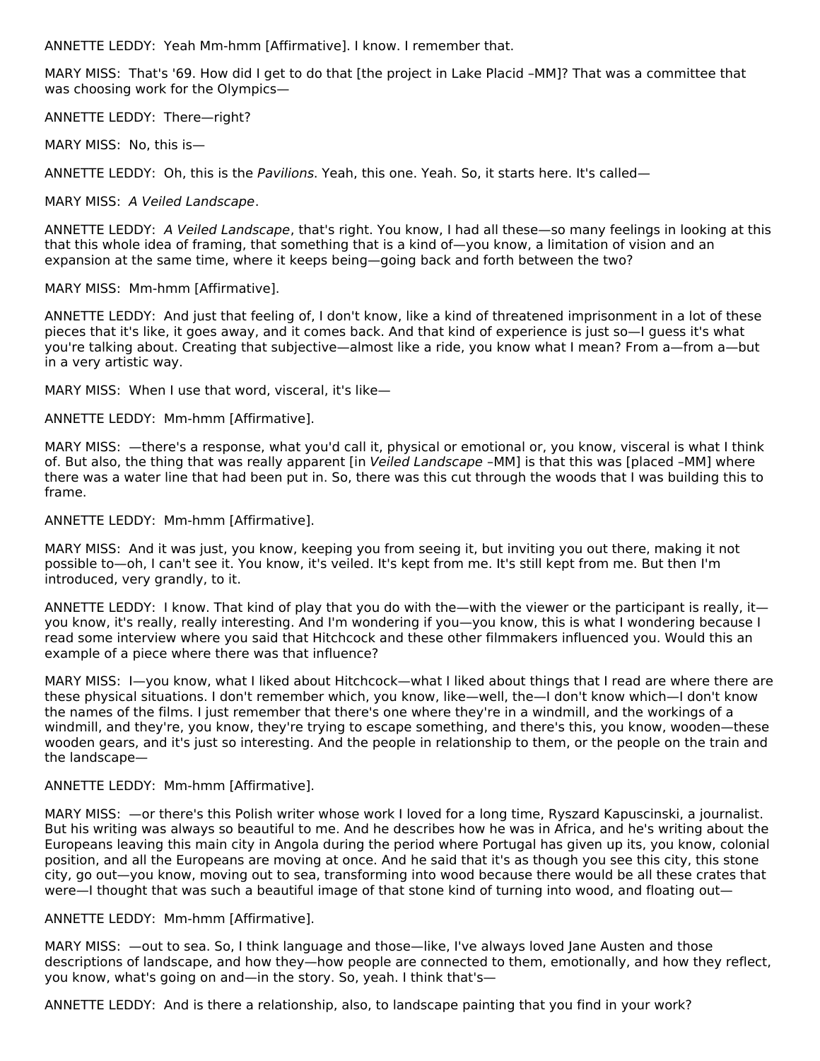ANNETTE LEDDY: Yeah Mm-hmm [Affirmative]. I know. I remember that.

MARY MISS: That's '69. How did I get to do that [the project in Lake Placid –MM]? That was a committee that was choosing work for the Olympics—

ANNETTE LEDDY: There—right?

MARY MISS: No, this is—

ANNETTE LEDDY: Oh, this is the *Pavilions*. Yeah, this one. Yeah. So, it starts here. It's called—

MARY MISS: *A Veiled Landscape*.

ANNETTE LEDDY: *A Veiled Landscape*, that's right. You know, I had all these—so many feelings in looking at this that this whole idea of framing, that something that is a kind of—you know, a limitation of vision and an expansion at the same time, where it keeps being—going back and forth between the two?

MARY MISS: Mm-hmm [Affirmative].

ANNETTE LEDDY: And just that feeling of, I don't know, like a kind of threatened imprisonment in a lot of these pieces that it's like, it goes away, and it comes back. And that kind of experience is just so—I guess it's what you're talking about. Creating that subjective—almost like a ride, you know what I mean? From a—from a—but in a very artistic way.

MARY MISS: When I use that word, visceral, it's like—

ANNETTE LEDDY: Mm-hmm [Affirmative].

MARY MISS: —there's a response, what you'd call it, physical or emotional or, you know, visceral is what I think of. But also, the thing that was really apparent [in *Veiled Landscape* –MM] is that this was [placed –MM] where there was a water line that had been put in. So, there was this cut through the woods that I was building this to frame.

ANNETTE LEDDY: Mm-hmm [Affirmative].

MARY MISS: And it was just, you know, keeping you from seeing it, but inviting you out there, making it not possible to—oh, I can't see it. You know, it's veiled. It's kept from me. It's still kept from me. But then I'm introduced, very grandly, to it.

ANNETTE LEDDY: I know. That kind of play that you do with the—with the viewer or the participant is really, it—you know, it's really, really interesting. And I'm wondering if you—you know, this is what I wondering because I read some interview where you said that Hitchcock and these other filmmakers influenced you. Would this an example of a piece where there was that influence?

MARY MISS: I—you know, what I liked about Hitchcock—what I liked about things that I read are where there are these physical situations. I don't remember which, you know, like—well, the—I don't know which—I don't know the names of the films. I just remember that there's one where they're in a windmill, and the workings of a windmill, and they're, you know, they're trying to escape something, and there's this, you know, wooden—these wooden gears, and it's just so interesting. And the people in relationship to them, or the people on the train and the landscape—

ANNETTE LEDDY: Mm-hmm [Affirmative].

MARY MISS: —or there's this Polish writer whose work I loved for a long time, Ryszard Kapuscinski, a journalist. But his writing was always so beautiful to me. And he describes how he was in Africa, and he's writing about the Europeans leaving this main city in Angola during the period where Portugal has given up its, you know, colonial position, and all the Europeans are moving at once. And he said that it's as though you see this city, this stone city, go out—you know, moving out to sea, transforming into wood because there would be all these crates that were—I thought that was such a beautiful image of that stone kind of turning into wood, and floating out—

ANNETTE LEDDY: Mm-hmm [Affirmative].

MARY MISS: —out to sea. So, I think language and those—like, I've always loved Jane Austen and those descriptions of landscape, and how they—how people are connected to them, emotionally, and how they reflect, you know, what's going on and—in the story. So, yeah. I think that's—

ANNETTE LEDDY: And is there a relationship, also, to landscape painting that you find in your work?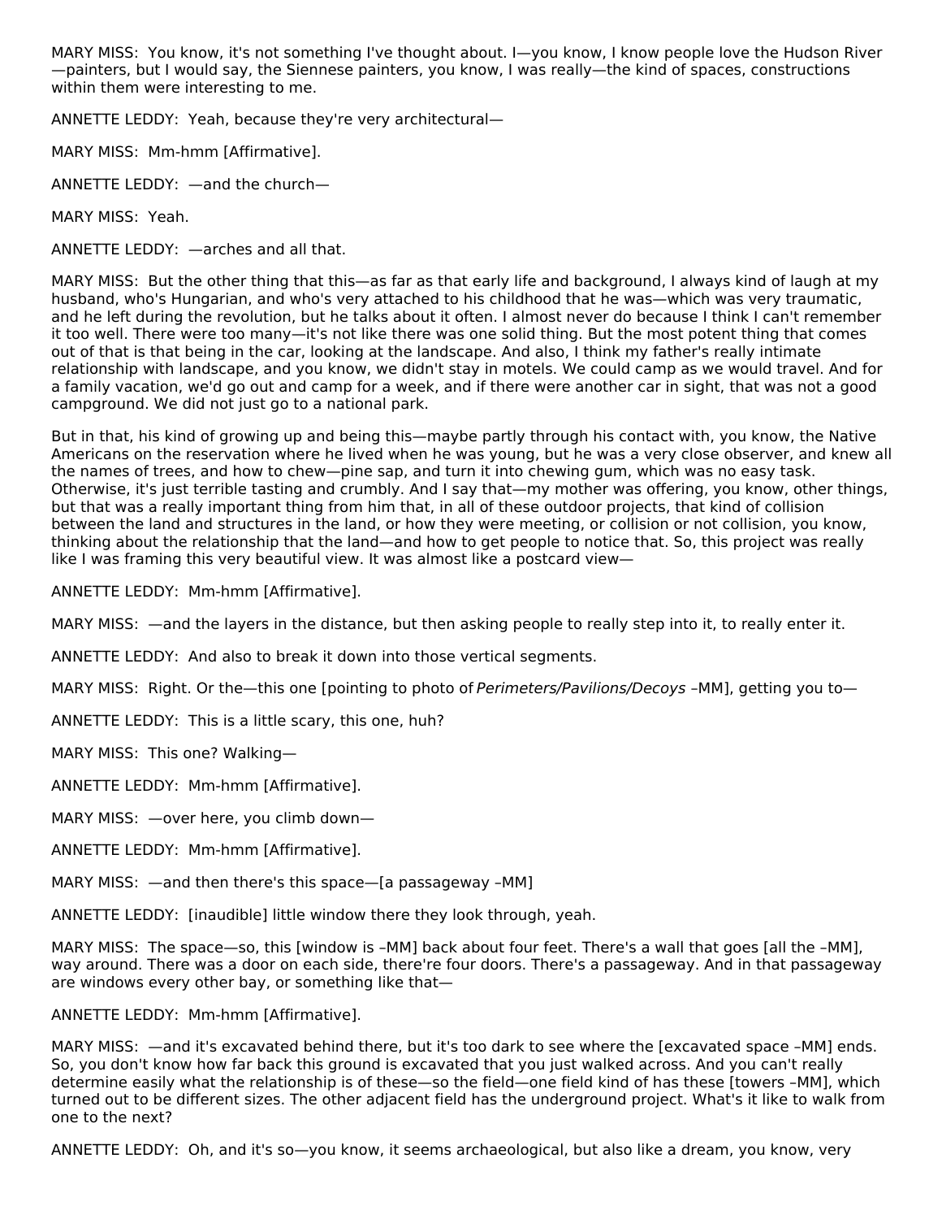MARY MISS: You know, it's not something I've thought about. I—you know, I know people love the Hudson River—painters, but I would say, the Siennese painters, you know, I was really—the kind of spaces, constructions within them were interesting to me.

ANNETTE LEDDY: Yeah, because they're very architectural—

MARY MISS: Mm-hmm [Affirmative].

ANNETTE LEDDY: —and the church—

MARY MISS: Yeah.

ANNETTE LEDDY: —arches and all that.

MARY MISS: But the other thing that this—as far as that early life and background, I always kind of laugh at my husband, who's Hungarian, and who's very attached to his childhood that he was—which was very traumatic, and he left during the revolution, but he talks about it often. I almost never do because I think I can't remember it too well. There were too many—it's not like there was one solid thing. But the most potent thing that comes out of that is that being in the car, looking at the landscape. And also, I think my father's really intimate relationship with landscape, and you know, we didn't stay in motels. We could camp as we would travel. And for a family vacation, we'd go out and camp for a week, and if there were another car in sight, that was not a good campground. We did not just go to a national park.

But in that, his kind of growing up and being this—maybe partly through his contact with, you know, the Native Americans on the reservation where he lived when he was young, but he was a very close observer, and knew all the names of trees, and how to chew—pine sap, and turn it into chewing gum, which was no easy task. Otherwise, it's just terrible tasting and crumbly. And I say that—my mother was offering, you know, other things, but that was a really important thing from him that, in all of these outdoor projects, that kind of collision between the land and structures in the land, or how they were meeting, or collision or not collision, you know, thinking about the relationship that the land—and how to get people to notice that. So, this project was really like I was framing this very beautiful view. It was almost like a postcard view—

ANNETTE LEDDY: Mm-hmm [Affirmative].

MARY MISS: —and the layers in the distance, but then asking people to really step into it, to really enter it.

ANNETTE LEDDY: And also to break it down into those vertical segments.

MARY MISS: Right. Or the—this one [pointing to photo of *Perimeters/Pavilions/Decoys* –MM], getting you to—

ANNETTE LEDDY: This is a little scary, this one, huh?

MARY MISS: This one? Walking—

ANNETTE LEDDY: Mm-hmm [Affirmative].

MARY MISS: —over here, you climb down—

ANNETTE LEDDY: Mm-hmm [Affirmative].

MARY MISS: —and then there's this space—[a passageway –MM]

ANNETTE LEDDY: [inaudible] little window there they look through, yeah.

MARY MISS: The space—so, this [window is –MM] back about four feet. There's a wall that goes [all the –MM], way around. There was a door on each side, there're four doors. There's a passageway. And in that passageway are windows every other bay, or something like that—

ANNETTE LEDDY: Mm-hmm [Affirmative].

MARY MISS: —and it's excavated behind there, but it's too dark to see where the [excavated space –MM] ends. So, you don't know how far back this ground is excavated that you just walked across. And you can't really determine easily what the relationship is of these—so the field—one field kind of has these [towers –MM], which turned out to be different sizes. The other adjacent field has the underground project. What's it like to walk from one to the next?

ANNETTE LEDDY: Oh, and it's so—you know, it seems archaeological, but also like a dream, you know, very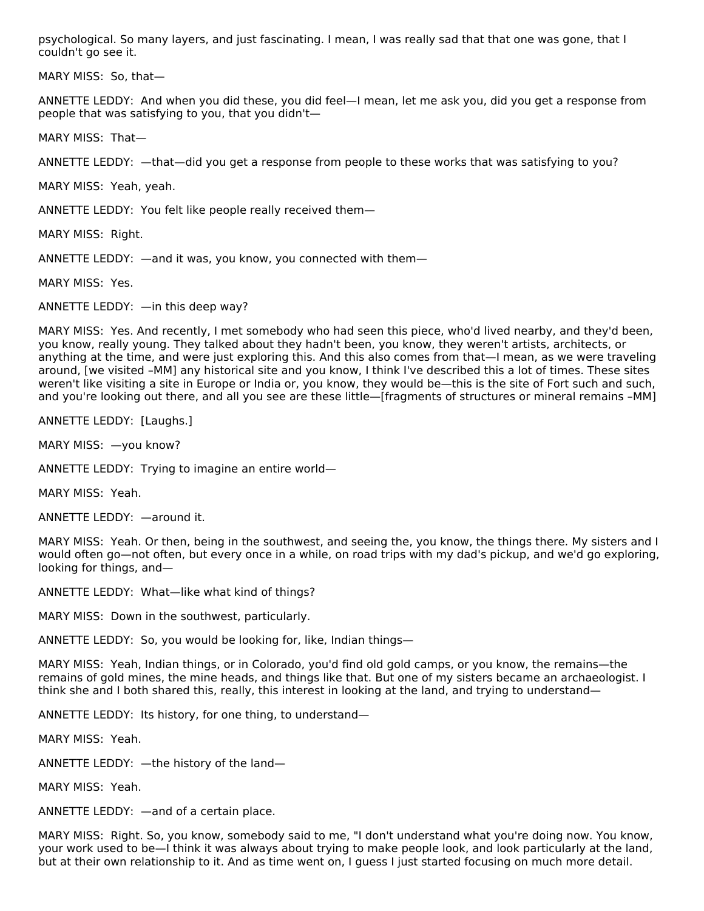psychological. So many layers, and just fascinating. I mean, I was really sad that that one was gone, that I couldn't go see it.

MARY MISS: So, that—

ANNETTE LEDDY: And when you did these, you did feel—I mean, let me ask you, did you get a response from people that was satisfying to you, that you didn't—

MARY MISS: That—

ANNETTE LEDDY: —that—did you get a response from people to these works that was satisfying to you?

MARY MISS: Yeah, yeah.

ANNETTE LEDDY: You felt like people really received them—

MARY MISS: Right.

ANNETTE LEDDY: —and it was, you know, you connected with them—

MARY MISS: Yes.

ANNETTE LEDDY: —in this deep way?

MARY MISS: Yes. And recently, I met somebody who had seen this piece, who'd lived nearby, and they'd been, you know, really young. They talked about they hadn't been, you know, they weren't artists, architects, or anything at the time, and were just exploring this. And this also comes from that—I mean, as we were traveling around, [we visited –MM] any historical site and you know, I think I've described this a lot of times. These sites weren't like visiting a site in Europe or India or, you know, they would be—this is the site of Fort such and such, and you're looking out there, and all you see are these little—[fragments of structures or mineral remains –MM]

ANNETTE LEDDY: [Laughs.]

MARY MISS: —you know?

ANNETTE LEDDY: Trying to imagine an entire world—

MARY MISS: Yeah.

ANNETTE LEDDY: —around it.

MARY MISS: Yeah. Or then, being in the southwest, and seeing the, you know, the things there. My sisters and I would often go—not often, but every once in a while, on road trips with my dad's pickup, and we'd go exploring, looking for things, and—

ANNETTE LEDDY: What—like what kind of things?

MARY MISS: Down in the southwest, particularly.

ANNETTE LEDDY: So, you would be looking for, like, Indian things—

MARY MISS: Yeah, Indian things, or in Colorado, you'd find old gold camps, or you know, the remains—the remains of gold mines, the mine heads, and things like that. But one of my sisters became an archaeologist. I think she and I both shared this, really, this interest in looking at the land, and trying to understand—

ANNETTE LEDDY: Its history, for one thing, to understand—

MARY MISS: Yeah.

ANNETTE LEDDY: —the history of the land—

MARY MISS: Yeah.

ANNETTE LEDDY: —and of a certain place.

MARY MISS: Right. So, you know, somebody said to me, "I don't understand what you're doing now. You know, your work used to be—I think it was always about trying to make people look, and look particularly at the land, but at their own relationship to it. And as time went on, I guess I just started focusing on much more detail.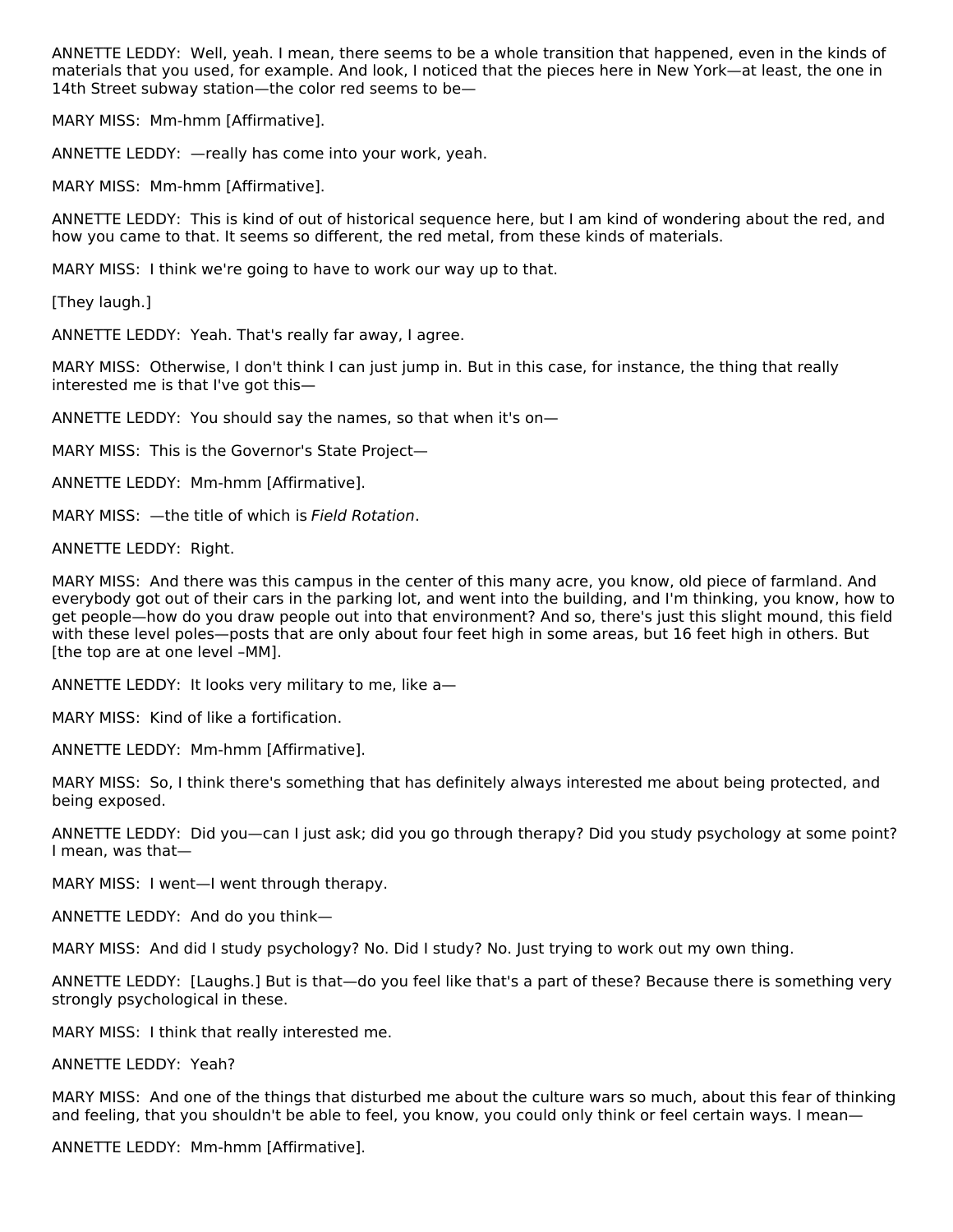ANNETTE LEDDY: Well, yeah. I mean, there seems to be a whole transition that happened, even in the kinds of materials that you used, for example. And look, I noticed that the pieces here in New York—at least, the one in 14th Street subway station—the color red seems to be—

MARY MISS: Mm-hmm [Affirmative].

ANNETTE LEDDY: —really has come into your work, yeah.

MARY MISS: Mm-hmm [Affirmative].

ANNETTE LEDDY: This is kind of out of historical sequence here, but I am kind of wondering about the red, and how you came to that. It seems so different, the red metal, from these kinds of materials.

MARY MISS: I think we're going to have to work our way up to that.

[They laugh.]

ANNETTE LEDDY: Yeah. That's really far away, I agree.

MARY MISS: Otherwise, I don't think I can just jump in. But in this case, for instance, the thing that really interested me is that I've got this—

ANNETTE LEDDY: You should say the names, so that when it's on—

MARY MISS: This is the Governor's State Project—

ANNETTE LEDDY: Mm-hmm [Affirmative].

MARY MISS: —the title of which is *Field Rotation*.

ANNETTE LEDDY: Right.

MARY MISS: And there was this campus in the center of this many acre, you know, old piece of farmland. And everybody got out of their cars in the parking lot, and went into the building, and I'm thinking, you know, how to get people—how do you draw people out into that environment? And so, there's just this slight mound, this field with these level poles—posts that are only about four feet high in some areas, but 16 feet high in others. But [the top are at one level –MM].

ANNETTE LEDDY: It looks very military to me, like a—

MARY MISS: Kind of like a fortification.

ANNETTE LEDDY: Mm-hmm [Affirmative].

MARY MISS: So, I think there's something that has definitely always interested me about being protected, and being exposed.

ANNETTE LEDDY: Did you—can I just ask; did you go through therapy? Did you study psychology at some point? I mean, was that—

MARY MISS: I went—I went through therapy.

ANNETTE LEDDY: And do you think—

MARY MISS: And did I study psychology? No. Did I study? No. Just trying to work out my own thing.

ANNETTE LEDDY: [Laughs.] But is that—do you feel like that's a part of these? Because there is something very strongly psychological in these.

MARY MISS: I think that really interested me.

ANNETTE LEDDY: Yeah?

MARY MISS: And one of the things that disturbed me about the culture wars so much, about this fear of thinking and feeling, that you shouldn't be able to feel, you know, you could only think or feel certain ways. I mean—

ANNETTE LEDDY: Mm-hmm [Affirmative].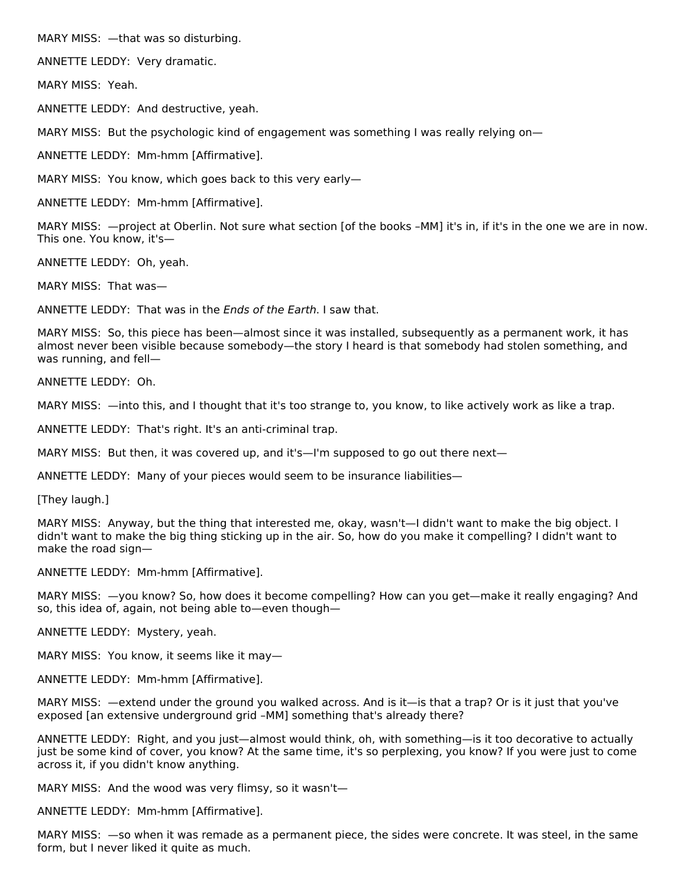MARY MISS: —that was so disturbing.

ANNETTE LEDDY: Very dramatic.

MARY MISS: Yeah.

ANNETTE LEDDY: And destructive, yeah.

MARY MISS: But the psychologic kind of engagement was something I was really relying on—

ANNETTE LEDDY: Mm-hmm [Affirmative].

MARY MISS: You know, which goes back to this very early—

ANNETTE LEDDY: Mm-hmm [Affirmative].

MARY MISS: —project at Oberlin. Not sure what section [of the books –MM] it's in, if it's in the one we are in now. This one. You know, it's—

ANNETTE LEDDY: Oh, yeah.

MARY MISS: That was—

ANNETTE LEDDY: That was in the *Ends of the Earth*. I saw that.

MARY MISS: So, this piece has been—almost since it was installed, subsequently as a permanent work, it has almost never been visible because somebody—the story I heard is that somebody had stolen something, and was running, and fell—

ANNETTE LEDDY: Oh.

MARY MISS: —into this, and I thought that it's too strange to, you know, to like actively work as like a trap.

ANNETTE LEDDY: That's right. It's an anti-criminal trap.

MARY MISS: But then, it was covered up, and it's—I'm supposed to go out there next—

ANNETTE LEDDY: Many of your pieces would seem to be insurance liabilities—

[They laugh.]

MARY MISS: Anyway, but the thing that interested me, okay, wasn't—I didn't want to make the big object. I didn't want to make the big thing sticking up in the air. So, how do you make it compelling? I didn't want to make the road sign—

ANNETTE LEDDY: Mm-hmm [Affirmative].

MARY MISS: —you know? So, how does it become compelling? How can you get—make it really engaging? And so, this idea of, again, not being able to—even though—

ANNETTE LEDDY: Mystery, yeah.

MARY MISS: You know, it seems like it may—

ANNETTE LEDDY: Mm-hmm [Affirmative].

MARY MISS: —extend under the ground you walked across. And is it—is that a trap? Or is it just that you've exposed [an extensive underground grid –MM] something that's already there?

ANNETTE LEDDY: Right, and you just—almost would think, oh, with something—is it too decorative to actually just be some kind of cover, you know? At the same time, it's so perplexing, you know? If you were just to come across it, if you didn't know anything.

MARY MISS: And the wood was very flimsy, so it wasn't—

ANNETTE LEDDY: Mm-hmm [Affirmative].

MARY MISS: —so when it was remade as a permanent piece, the sides were concrete. It was steel, in the same form, but I never liked it quite as much.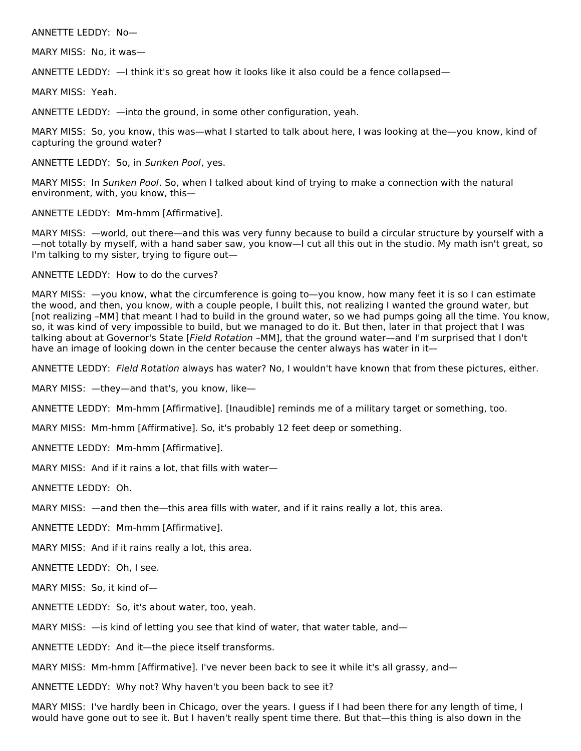ANNETTE LEDDY: No—

MARY MISS: No, it was—

ANNETTE LEDDY: —I think it's so great how it looks like it also could be a fence collapsed—

MARY MISS: Yeah.

ANNETTE LEDDY: —into the ground, in some other configuration, yeah.

MARY MISS: So, you know, this was—what I started to talk about here, I was looking at the—you know, kind of capturing the ground water?

ANNETTE LEDDY: So, in *Sunken Pool*, yes.

MARY MISS: In *Sunken Pool*. So, when I talked about kind of trying to make a connection with the natural environment, with, you know, this—

ANNETTE LEDDY: Mm-hmm [Affirmative].

MARY MISS: —world, out there—and this was very funny because to build a circular structure by yourself with a —not totally by myself, with a hand saber saw, you know—I cut all this out in the studio. My math isn't great, so I'm talking to my sister, trying to figure out—

ANNETTE LEDDY: How to do the curves?

MARY MISS: —you know, what the circumference is going to—you know, how many feet it is so I can estimate the wood, and then, you know, with a couple people, I built this, not realizing I wanted the ground water, but [not realizing –MM] that meant I had to build in the ground water, so we had pumps going all the time. You know, so, it was kind of very impossible to build, but we managed to do it. But then, later in that project that I was talking about at Governor's State [*Field Rotation* –MM], that the ground water—and I'm surprised that I don't have an image of looking down in the center because the center always has water in it—

ANNETTE LEDDY: *Field Rotation* always has water? No, I wouldn't have known that from these pictures, either.

MARY MISS: —they—and that's, you know, like—

ANNETTE LEDDY: Mm-hmm [Affirmative]. [Inaudible] reminds me of a military target or something, too.

MARY MISS: Mm-hmm [Affirmative]. So, it's probably 12 feet deep or something.

ANNETTE LEDDY: Mm-hmm [Affirmative].

MARY MISS: And if it rains a lot, that fills with water—

ANNETTE LEDDY: Oh.

MARY MISS: —and then the—this area fills with water, and if it rains really a lot, this area.

ANNETTE LEDDY: Mm-hmm [Affirmative].

MARY MISS: And if it rains really a lot, this area.

ANNETTE LEDDY: Oh, I see.

MARY MISS: So, it kind of—

ANNETTE LEDDY: So, it's about water, too, yeah.

MARY MISS: —is kind of letting you see that kind of water, that water table, and—

ANNETTE LEDDY: And it—the piece itself transforms.

MARY MISS: Mm-hmm [Affirmative]. I've never been back to see it while it's all grassy, and—

ANNETTE LEDDY: Why not? Why haven't you been back to see it?

MARY MISS: I've hardly been in Chicago, over the years. I guess if I had been there for any length of time, I would have gone out to see it. But I haven't really spent time there. But that—this thing is also down in the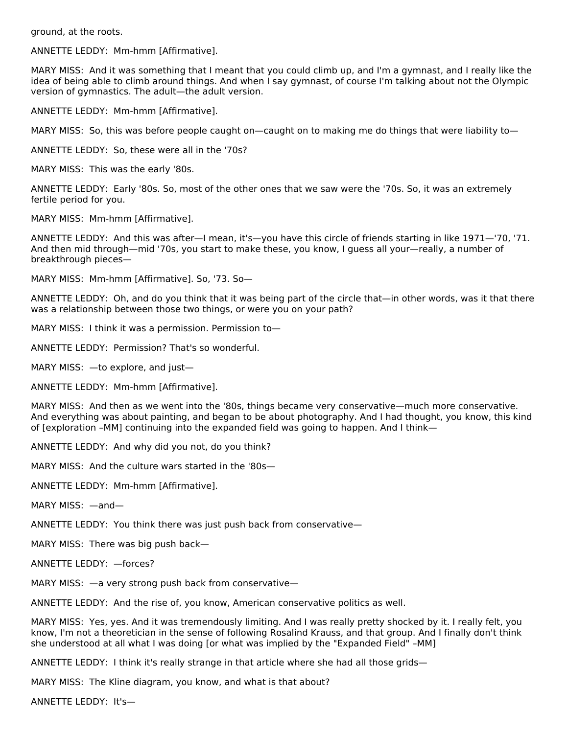ground, at the roots.

ANNETTE LEDDY: Mm-hmm [Affirmative].

MARY MISS: And it was something that I meant that you could climb up, and I'm a gymnast, and I really like the idea of being able to climb around things. And when I say gymnast, of course I'm talking about not the Olympic version of gymnastics. The adult—the adult version.

ANNETTE LEDDY: Mm-hmm [Affirmative].

MARY MISS: So, this was before people caught on—caught on to making me do things that were liability to—

ANNETTE LEDDY: So, these were all in the '70s?

MARY MISS: This was the early '80s.

ANNETTE LEDDY: Early '80s. So, most of the other ones that we saw were the '70s. So, it was an extremely fertile period for you.

MARY MISS: Mm-hmm [Affirmative].

ANNETTE LEDDY: And this was after—I mean, it's—you have this circle of friends starting in like 1971—'70, '71. And then mid through—mid '70s, you start to make these, you know, I guess all your—really, a number of breakthrough pieces—

MARY MISS: Mm-hmm [Affirmative]. So, '73. So—

ANNETTE LEDDY: Oh, and do you think that it was being part of the circle that—in other words, was it that there was a relationship between those two things, or were you on your path?

MARY MISS: I think it was a permission. Permission to—

ANNETTE LEDDY: Permission? That's so wonderful.

MARY MISS: —to explore, and just—

ANNETTE LEDDY: Mm-hmm [Affirmative].

MARY MISS: And then as we went into the '80s, things became very conservative—much more conservative. And everything was about painting, and began to be about photography. And I had thought, you know, this kind of [exploration –MM] continuing into the expanded field was going to happen. And I think—

ANNETTE LEDDY: And why did you not, do you think?

MARY MISS: And the culture wars started in the '80s—

ANNETTE LEDDY: Mm-hmm [Affirmative].

MARY MISS: —and—

ANNETTE LEDDY: You think there was just push back from conservative—

MARY MISS: There was big push back—

ANNETTE LEDDY: —forces?

MARY MISS: —a very strong push back from conservative—

ANNETTE LEDDY: And the rise of, you know, American conservative politics as well.

MARY MISS: Yes, yes. And it was tremendously limiting. And I was really pretty shocked by it. I really felt, you know, I'm not a theoretician in the sense of following Rosalind Krauss, and that group. And I finally don't think she understood at all what I was doing [or what was implied by the "Expanded Field" –MM]

ANNETTE LEDDY: I think it's really strange in that article where she had all those grids—

MARY MISS: The Kline diagram, you know, and what is that about?

ANNETTE LEDDY: It's—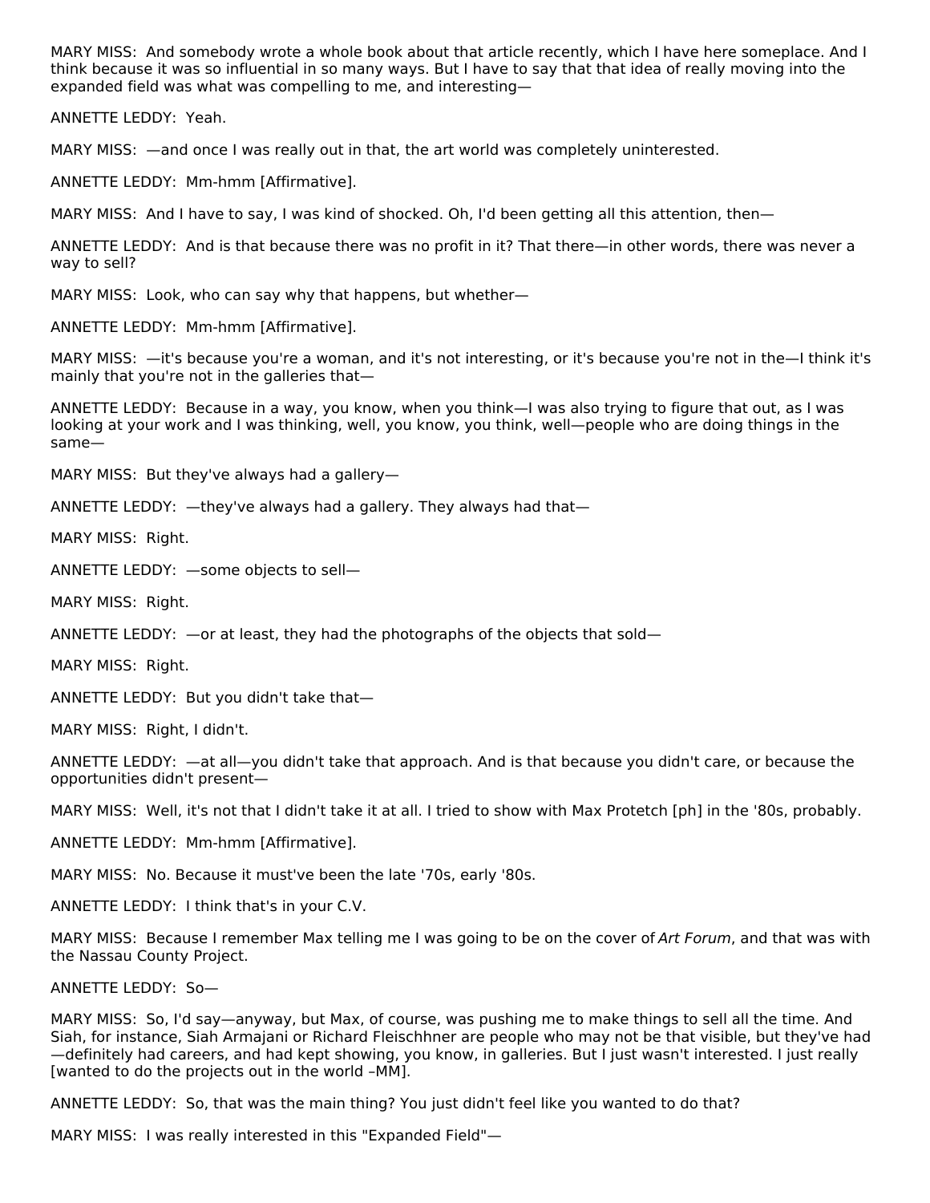MARY MISS: And somebody wrote a whole book about that article recently, which I have here someplace. And I think because it was so influential in so many ways. But I have to say that that idea of really moving into the expanded field was what was compelling to me, and interesting—

ANNETTE LEDDY: Yeah.

MARY MISS: —and once I was really out in that, the art world was completely uninterested.

ANNETTE LEDDY: Mm-hmm [Affirmative].

MARY MISS: And I have to say, I was kind of shocked. Oh, I'd been getting all this attention, then—

ANNETTE LEDDY: And is that because there was no profit in it? That there—in other words, there was never a way to sell?

MARY MISS: Look, who can say why that happens, but whether—

ANNETTE LEDDY: Mm-hmm [Affirmative].

MARY MISS: —it's because you're a woman, and it's not interesting, or it's because you're not in the—I think it's mainly that you're not in the galleries that—

ANNETTE LEDDY: Because in a way, you know, when you think—I was also trying to figure that out, as I was looking at your work and I was thinking, well, you know, you think, well—people who are doing things in the same—

MARY MISS: But they've always had a gallery—

ANNETTE LEDDY: —they've always had a gallery. They always had that—

MARY MISS: Right.

ANNETTE LEDDY: —some objects to sell—

MARY MISS: Right.

ANNETTE LEDDY: —or at least, they had the photographs of the objects that sold—

MARY MISS: Right.

ANNETTE LEDDY: But you didn't take that—

MARY MISS: Right, I didn't.

ANNETTE LEDDY: —at all—you didn't take that approach. And is that because you didn't care, or because the opportunities didn't present—

MARY MISS: Well, it's not that I didn't take it at all. I tried to show with Max Protetch [ph] in the '80s, probably.

ANNETTE LEDDY: Mm-hmm [Affirmative].

MARY MISS: No. Because it must've been the late '70s, early '80s.

ANNETTE LEDDY: I think that's in your C.V.

MARY MISS: Because I remember Max telling me I was going to be on the cover of *Art Forum*, and that was with the Nassau County Project.

ANNETTE LEDDY: So—

MARY MISS: So, I'd say—anyway, but Max, of course, was pushing me to make things to sell all the time. And Siah, for instance, Siah Armajani or Richard Fleischhner are people who may not be that visible, but they've had—definitely had careers, and had kept showing, you know, in galleries. But I just wasn't interested. I just really [wanted to do the projects out in the world –MM].

ANNETTE LEDDY: So, that was the main thing? You just didn't feel like you wanted to do that?

MARY MISS: I was really interested in this "Expanded Field"—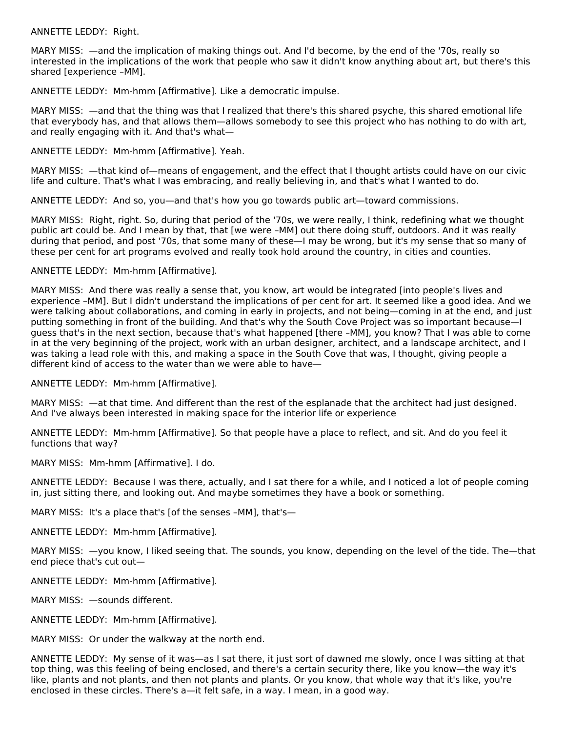ANNETTE LEDDY: Right.

MARY MISS: —and the implication of making things out. And I'd become, by the end of the '70s, really so interested in the implications of the work that people who saw it didn't know anything about art, but there's this shared [experience –MM].

ANNETTE LEDDY: Mm-hmm [Affirmative]. Like a democratic impulse.

MARY MISS: —and that the thing was that I realized that there's this shared psyche, this shared emotional life that everybody has, and that allows them—allows somebody to see this project who has nothing to do with art, and really engaging with it. And that's what—

ANNETTE LEDDY: Mm-hmm [Affirmative]. Yeah.

MARY MISS: —that kind of—means of engagement, and the effect that I thought artists could have on our civic life and culture. That's what I was embracing, and really believing in, and that's what I wanted to do.

ANNETTE LEDDY: And so, you—and that's how you go towards public art—toward commissions.

MARY MISS: Right, right. So, during that period of the '70s, we were really, I think, redefining what we thought public art could be. And I mean by that, that [we were –MM] out there doing stuff, outdoors. And it was really during that period, and post '70s, that some many of these—I may be wrong, but it's my sense that so many of these per cent for art programs evolved and really took hold around the country, in cities and counties.

ANNETTE LEDDY: Mm-hmm [Affirmative].

MARY MISS: And there was really a sense that, you know, art would be integrated [into people's lives and experience –MM]. But I didn't understand the implications of per cent for art. It seemed like a good idea. And we were talking about collaborations, and coming in early in projects, and not being—coming in at the end, and just putting something in front of the building. And that's why the South Cove Project was so important because—I guess that's in the next section, because that's what happened [there –MM], you know? That I was able to come in at the very beginning of the project, work with an urban designer, architect, and a landscape architect, and I was taking a lead role with this, and making a space in the South Cove that was, I thought, giving people a different kind of access to the water than we were able to have—

ANNETTE LEDDY: Mm-hmm [Affirmative].

MARY MISS: —at that time. And different than the rest of the esplanade that the architect had just designed. And I've always been interested in making space for the interior life or experience

ANNETTE LEDDY: Mm-hmm [Affirmative]. So that people have a place to reflect, and sit. And do you feel it functions that way?

MARY MISS: Mm-hmm [Affirmative]. I do.

ANNETTE LEDDY: Because I was there, actually, and I sat there for a while, and I noticed a lot of people coming in, just sitting there, and looking out. And maybe sometimes they have a book or something.

MARY MISS: It's a place that's [of the senses –MM], that's—

ANNETTE LEDDY: Mm-hmm [Affirmative].

MARY MISS: —you know, I liked seeing that. The sounds, you know, depending on the level of the tide. The—that end piece that's cut out—

ANNETTE LEDDY: Mm-hmm [Affirmative].

MARY MISS: —sounds different.

ANNETTE LEDDY: Mm-hmm [Affirmative].

MARY MISS: Or under the walkway at the north end.

ANNETTE LEDDY: My sense of it was—as I sat there, it just sort of dawned me slowly, once I was sitting at that top thing, was this feeling of being enclosed, and there's a certain security there, like you know—the way it's like, plants and not plants, and then not plants and plants. Or you know, that whole way that it's like, you're enclosed in these circles. There's a—it felt safe, in a way. I mean, in a good way.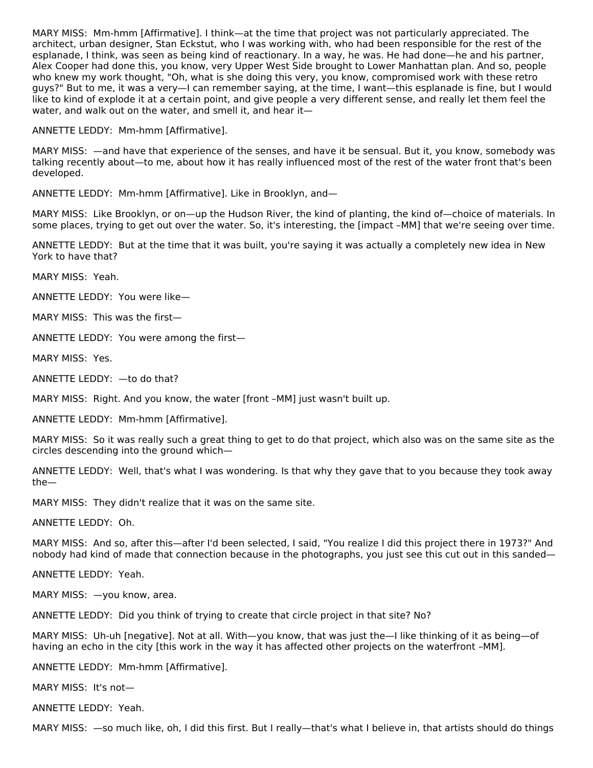MARY MISS: Mm-hmm [Affirmative]. I think—at the time that project was not particularly appreciated. The architect, urban designer, Stan Eckstut, who I was working with, who had been responsible for the rest of the esplanade, I think, was seen as being kind of reactionary. In a way, he was. He had done—he and his partner, Alex Cooper had done this, you know, very Upper West Side brought to Lower Manhattan plan. And so, people who knew my work thought, "Oh, what is she doing this very, you know, compromised work with these retro guys?" But to me, it was a very—I can remember saying, at the time, I want—this esplanade is fine, but I would like to kind of explode it at a certain point, and give people a very different sense, and really let them feel the water, and walk out on the water, and smell it, and hear it—

ANNETTE LEDDY: Mm-hmm [Affirmative].

MARY MISS: —and have that experience of the senses, and have it be sensual. But it, you know, somebody was talking recently about—to me, about how it has really influenced most of the rest of the water front that's been developed.

ANNETTE LEDDY: Mm-hmm [Affirmative]. Like in Brooklyn, and—

MARY MISS: Like Brooklyn, or on—up the Hudson River, the kind of planting, the kind of—choice of materials. In some places, trying to get out over the water. So, it's interesting, the [impact –MM] that we're seeing over time.

ANNETTE LEDDY: But at the time that it was built, you're saying it was actually a completely new idea in New York to have that?

MARY MISS: Yeah.

ANNETTE LEDDY: You were like—

MARY MISS: This was the first—

ANNETTE LEDDY: You were among the first—

MARY MISS: Yes.

ANNETTE LEDDY: —to do that?

MARY MISS: Right. And you know, the water [front –MM] just wasn't built up.

ANNETTE LEDDY: Mm-hmm [Affirmative].

MARY MISS: So it was really such a great thing to get to do that project, which also was on the same site as the circles descending into the ground which—

ANNETTE LEDDY: Well, that's what I was wondering. Is that why they gave that to you because they took away the—

MARY MISS: They didn't realize that it was on the same site.

ANNETTE LEDDY: Oh.

MARY MISS: And so, after this—after I'd been selected, I said, "You realize I did this project there in 1973?" And nobody had kind of made that connection because in the photographs, you just see this cut out in this sanded—

ANNETTE LEDDY: Yeah.

MARY MISS: —you know, area.

ANNETTE LEDDY: Did you think of trying to create that circle project in that site? No?

MARY MISS: Uh-uh [negative]. Not at all. With—you know, that was just the—I like thinking of it as being—of having an echo in the city [this work in the way it has affected other projects on the waterfront –MM].

ANNETTE LEDDY: Mm-hmm [Affirmative].

MARY MISS: It's not—

ANNETTE LEDDY: Yeah.

MARY MISS: —so much like, oh, I did this first. But I really—that's what I believe in, that artists should do things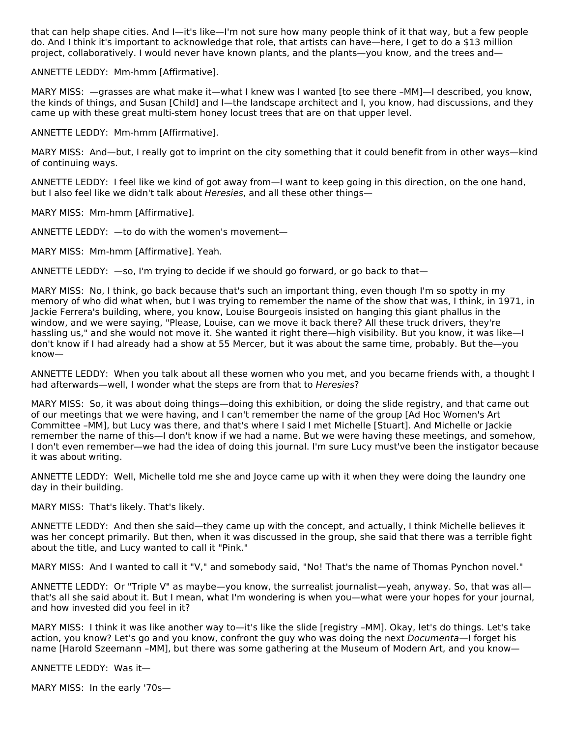that can help shape cities. And I—it's like—I'm not sure how many people think of it that way, but a few people do. And I think it's important to acknowledge that role, that artists can have—here, I get to do a $13 million project, collaboratively. I would never have known plants, and the plants—you know, and the trees and—

ANNETTE LEDDY: Mm-hmm [Affirmative].

MARY MISS: —grasses are what make it—what I knew was I wanted [to see there –MM]—I described, you know, the kinds of things, and Susan [Child] and I—the landscape architect and I, you know, had discussions, and they came up with these great multi-stem honey locust trees that are on that upper level.

ANNETTE LEDDY: Mm-hmm [Affirmative].

MARY MISS: And—but, I really got to imprint on the city something that it could benefit from in other ways—kind of continuing ways.

ANNETTE LEDDY: I feel like we kind of got away from—I want to keep going in this direction, on the one hand, but I also feel like we didn't talk about *Heresies*, and all these other things—

MARY MISS: Mm-hmm [Affirmative].

ANNETTE LEDDY: —to do with the women's movement—

MARY MISS: Mm-hmm [Affirmative]. Yeah.

ANNETTE LEDDY: —so, I'm trying to decide if we should go forward, or go back to that—

MARY MISS: No, I think, go back because that's such an important thing, even though I'm so spotty in my memory of who did what when, but I was trying to remember the name of the show that was, I think, in 1971, in Jackie Ferrera's building, where, you know, Louise Bourgeois insisted on hanging this giant phallus in the window, and we were saying, "Please, Louise, can we move it back there? All these truck drivers, they're hassling us," and she would not move it. She wanted it right there—high visibility. But you know, it was like—I don't know if I had already had a show at 55 Mercer, but it was about the same time, probably. But the—you know—

ANNETTE LEDDY: When you talk about all these women who you met, and you became friends with, a thought I had afterwards—well, I wonder what the steps are from that to *Heresies*?

MARY MISS: So, it was about doing things—doing this exhibition, or doing the slide registry, and that came out of our meetings that we were having, and I can't remember the name of the group [Ad Hoc Women's Art Committee –MM], but Lucy was there, and that's where I said I met Michelle [Stuart]. And Michelle or Jackie remember the name of this—I don't know if we had a name. But we were having these meetings, and somehow, I don't even remember—we had the idea of doing this journal. I'm sure Lucy must've been the instigator because it was about writing.

ANNETTE LEDDY: Well, Michelle told me she and Joyce came up with it when they were doing the laundry one day in their building.

MARY MISS: That's likely. That's likely.

ANNETTE LEDDY: And then she said—they came up with the concept, and actually, I think Michelle believes it was her concept primarily. But then, when it was discussed in the group, she said that there was a terrible fight about the title, and Lucy wanted to call it "Pink."

MARY MISS: And I wanted to call it "V," and somebody said, "No! That's the name of Thomas Pynchon novel."

ANNETTE LEDDY: Or "Triple V" as maybe—you know, the surrealist journalist—yeah, anyway. So, that was all—that's all she said about it. But I mean, what I'm wondering is when you—what were your hopes for your journal, and how invested did you feel in it?

MARY MISS: I think it was like another way to—it's like the slide [registry –MM]. Okay, let's do things. Let's take action, you know? Let's go and you know, confront the guy who was doing the next *Documenta*—I forget his name [Harold Szeemann –MM], but there was some gathering at the Museum of Modern Art, and you know—

ANNETTE LEDDY: Was it—

MARY MISS: In the early '70s—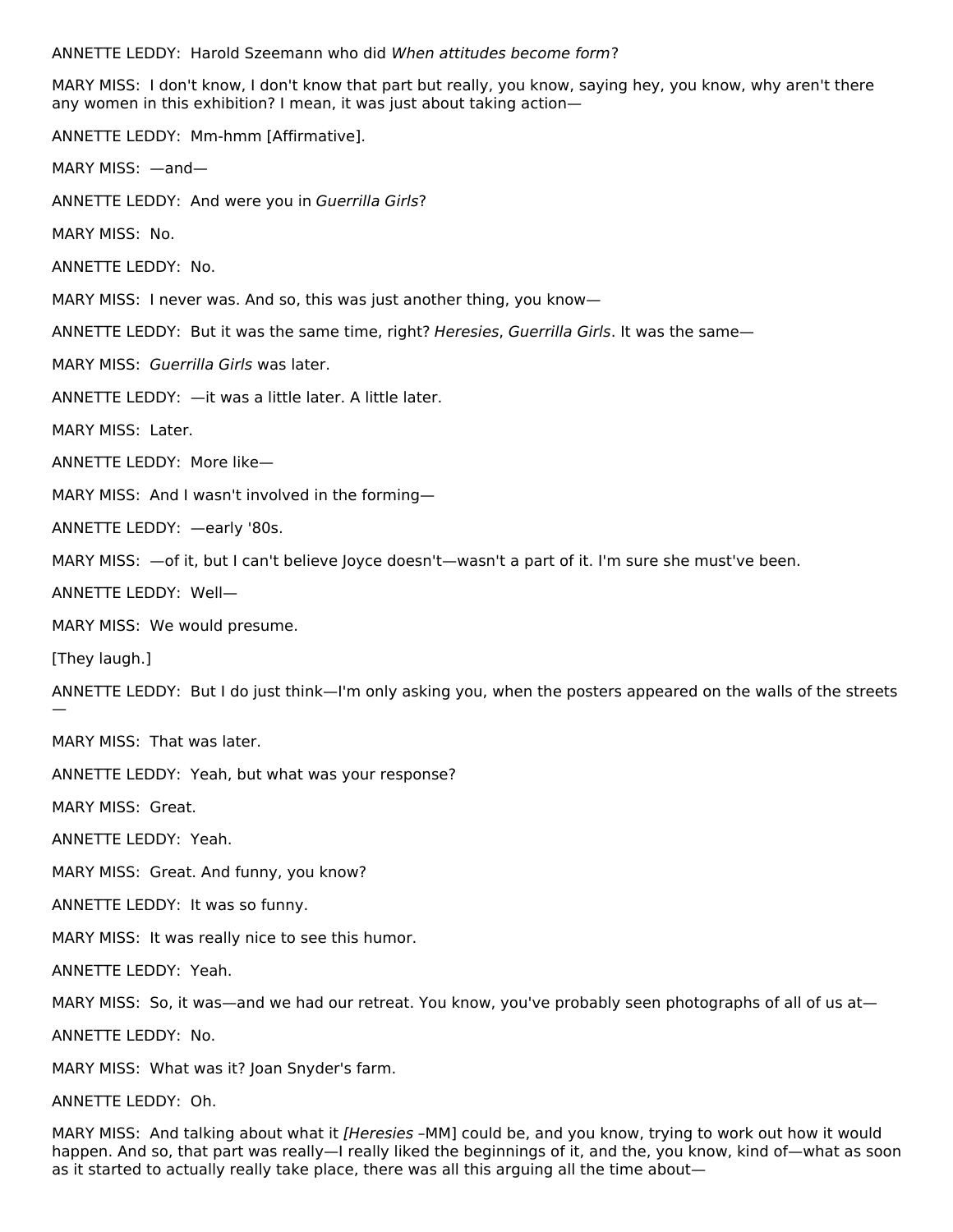ANNETTE LEDDY: Harold Szeemann who did *When attitudes become form*?

MARY MISS: I don't know, I don't know that part but really, you know, saying hey, you know, why aren't there any women in this exhibition? I mean, it was just about taking action—

ANNETTE LEDDY: Mm-hmm [Affirmative].

MARY MISS: —and—

ANNETTE LEDDY: And were you in *Guerrilla Girls*?

MARY MISS: No.

ANNETTE LEDDY: No.

MARY MISS: I never was. And so, this was just another thing, you know—

ANNETTE LEDDY: But it was the same time, right? *Heresies*, *Guerrilla Girls*. It was the same—

MARY MISS: *Guerrilla Girls* was later.

ANNETTE LEDDY: —it was a little later. A little later.

MARY MISS: Later.

ANNETTE LEDDY: More like—

MARY MISS: And I wasn't involved in the forming—

ANNETTE LEDDY: —early '80s.

MARY MISS: —of it, but I can't believe Joyce doesn't—wasn't a part of it. I'm sure she must've been.

ANNETTE LEDDY: Well—

MARY MISS: We would presume.

[They laugh.]

ANNETTE LEDDY: But I do just think—I'm only asking you, when the posters appeared on the walls of the streets—

MARY MISS: That was later.

ANNETTE LEDDY: Yeah, but what was your response?

MARY MISS: Great.

ANNETTE LEDDY: Yeah.

MARY MISS: Great. And funny, you know?

ANNETTE LEDDY: It was so funny.

MARY MISS: It was really nice to see this humor.

ANNETTE LEDDY: Yeah.

MARY MISS: So, it was—and we had our retreat. You know, you've probably seen photographs of all of us at—

ANNETTE LEDDY: No.

MARY MISS: What was it? Joan Snyder's farm.

ANNETTE LEDDY: Oh.

MARY MISS: And talking about what it *[Heresies –MM]* could be, and you know, trying to work out how it would happen. And so, that part was really—I really liked the beginnings of it, and the, you know, kind of—what as soon as it started to actually really take place, there was all this arguing all the time about—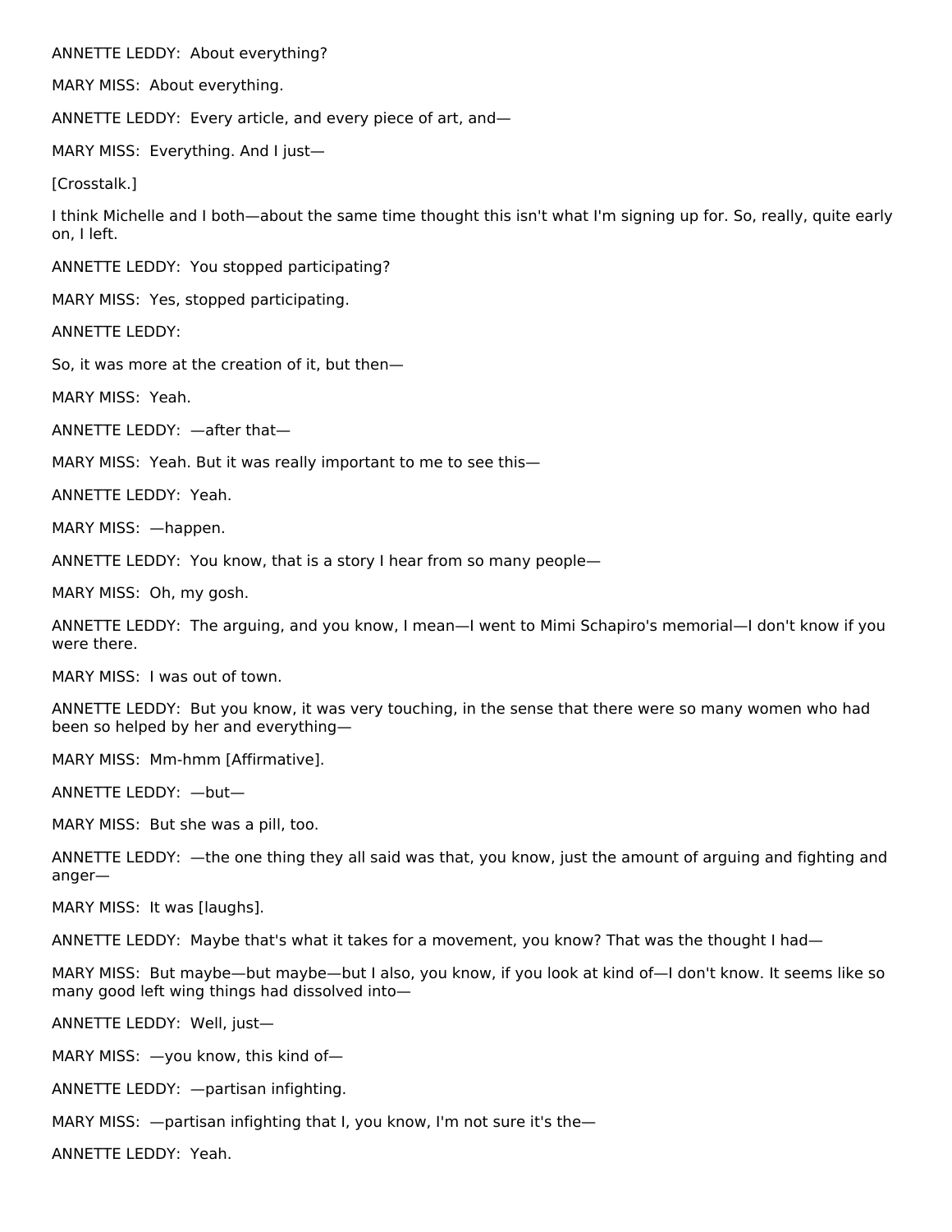ANNETTE LEDDY: About everything?

MARY MISS: About everything.

ANNETTE LEDDY: Every article, and every piece of art, and—

MARY MISS: Everything. And I just—

[Crosstalk.]

I think Michelle and I both—about the same time thought this isn't what I'm signing up for. So, really, quite early on, I left.

ANNETTE LEDDY: You stopped participating?

MARY MISS: Yes, stopped participating.

ANNETTE LEDDY:

So, it was more at the creation of it, but then—

MARY MISS: Yeah.

ANNETTE LEDDY: —after that—

MARY MISS: Yeah. But it was really important to me to see this—

ANNETTE LEDDY: Yeah.

MARY MISS: —happen.

ANNETTE LEDDY: You know, that is a story I hear from so many people—

MARY MISS: Oh, my gosh.

ANNETTE LEDDY: The arguing, and you know, I mean—I went to Mimi Schapiro's memorial—I don't know if you were there.

MARY MISS: I was out of town.

ANNETTE LEDDY: But you know, it was very touching, in the sense that there were so many women who had been so helped by her and everything—

MARY MISS: Mm-hmm [Affirmative].

ANNETTE LEDDY: —but—

MARY MISS: But she was a pill, too.

ANNETTE LEDDY: —the one thing they all said was that, you know, just the amount of arguing and fighting and anger—

MARY MISS: It was [laughs].

ANNETTE LEDDY: Maybe that's what it takes for a movement, you know? That was the thought I had—

MARY MISS: But maybe—but maybe—but I also, you know, if you look at kind of—I don't know. It seems like so many good left wing things had dissolved into—

ANNETTE LEDDY: Well, just—

MARY MISS: —you know, this kind of—

ANNETTE LEDDY: —partisan infighting.

MARY MISS: —partisan infighting that I, you know, I'm not sure it's the—

ANNETTE LEDDY: Yeah.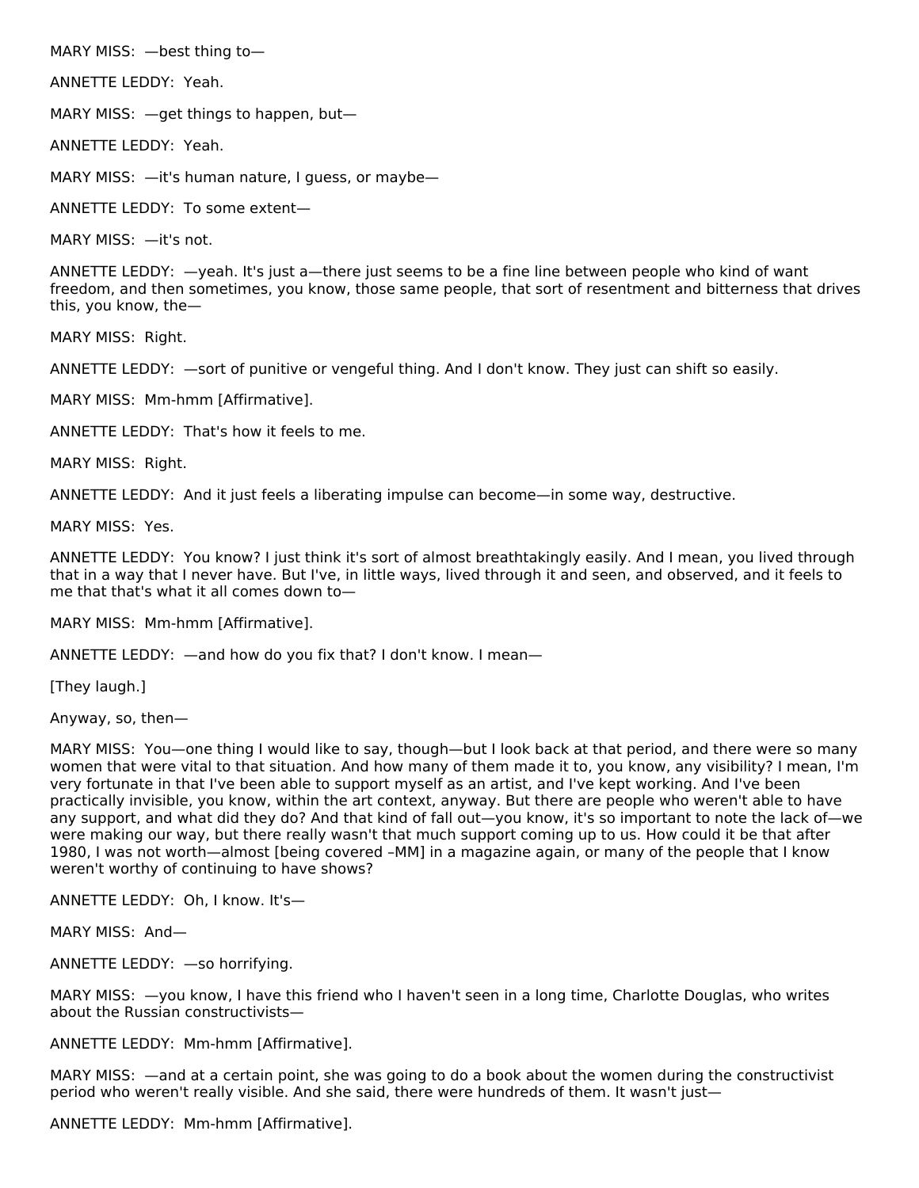MARY MISS: —best thing to—

ANNETTE LEDDY: Yeah.

MARY MISS: —get things to happen, but—

ANNETTE LEDDY: Yeah.

MARY MISS: —it's human nature, I guess, or maybe—

ANNETTE LEDDY: To some extent—

MARY MISS: —it's not.

ANNETTE LEDDY: —yeah. It's just a—there just seems to be a fine line between people who kind of want freedom, and then sometimes, you know, those same people, that sort of resentment and bitterness that drives this, you know, the—

MARY MISS: Right.

ANNETTE LEDDY: —sort of punitive or vengeful thing. And I don't know. They just can shift so easily.

MARY MISS: Mm-hmm [Affirmative].

ANNETTE LEDDY: That's how it feels to me.

MARY MISS: Right.

ANNETTE LEDDY: And it just feels a liberating impulse can become—in some way, destructive.

MARY MISS: Yes.

ANNETTE LEDDY: You know? I just think it's sort of almost breathtakingly easily. And I mean, you lived through that in a way that I never have. But I've, in little ways, lived through it and seen, and observed, and it feels to me that that's what it all comes down to—

MARY MISS: Mm-hmm [Affirmative].

ANNETTE LEDDY: —and how do you fix that? I don't know. I mean—

[They laugh.]

Anyway, so, then—

MARY MISS: You—one thing I would like to say, though—but I look back at that period, and there were so many women that were vital to that situation. And how many of them made it to, you know, any visibility? I mean, I'm very fortunate in that I've been able to support myself as an artist, and I've kept working. And I've been practically invisible, you know, within the art context, anyway. But there are people who weren't able to have any support, and what did they do? And that kind of fall out—you know, it's so important to note the lack of—we were making our way, but there really wasn't that much support coming up to us. How could it be that after 1980, I was not worth—almost [being covered –MM] in a magazine again, or many of the people that I know weren't worthy of continuing to have shows?

ANNETTE LEDDY: Oh, I know. It's—

MARY MISS: And—

ANNETTE LEDDY: —so horrifying.

MARY MISS: —you know, I have this friend who I haven't seen in a long time, Charlotte Douglas, who writes about the Russian constructivists—

ANNETTE LEDDY: Mm-hmm [Affirmative].

MARY MISS: —and at a certain point, she was going to do a book about the women during the constructivist period who weren't really visible. And she said, there were hundreds of them. It wasn't just—

ANNETTE LEDDY: Mm-hmm [Affirmative].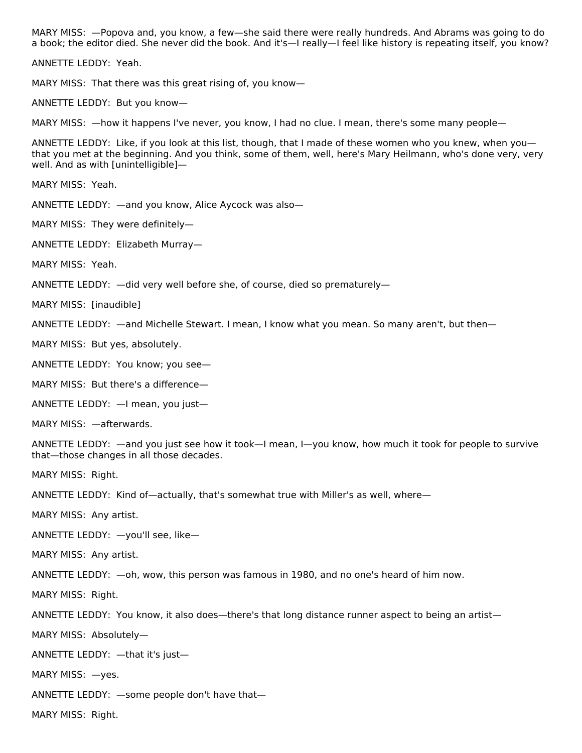MARY MISS: —Popova and, you know, a few—she said there were really hundreds. And Abrams was going to do a book; the editor died. She never did the book. And it's—I really—I feel like history is repeating itself, you know?

ANNETTE LEDDY: Yeah.

MARY MISS: That there was this great rising of, you know—

ANNETTE LEDDY: But you know—

MARY MISS: —how it happens I've never, you know, I had no clue. I mean, there's some many people—

ANNETTE LEDDY: Like, if you look at this list, though, that I made of these women who you knew, when you—that you met at the beginning. And you think, some of them, well, here's Mary Heilmann, who's done very, very well. And as with [unintelligible]—

MARY MISS: Yeah.

ANNETTE LEDDY: —and you know, Alice Aycock was also—

MARY MISS: They were definitely—

ANNETTE LEDDY: Elizabeth Murray—

MARY MISS: Yeah.

ANNETTE LEDDY: —did very well before she, of course, died so prematurely—

MARY MISS: [inaudible]

ANNETTE LEDDY: —and Michelle Stewart. I mean, I know what you mean. So many aren't, but then—

MARY MISS: But yes, absolutely.

ANNETTE LEDDY: You know; you see—

MARY MISS: But there's a difference—

ANNETTE LEDDY: —I mean, you just—

MARY MISS: —afterwards.

ANNETTE LEDDY: —and you just see how it took—I mean, I—you know, how much it took for people to survive that—those changes in all those decades.

MARY MISS: Right.

ANNETTE LEDDY: Kind of—actually, that's somewhat true with Miller's as well, where—

MARY MISS: Any artist.

ANNETTE LEDDY: —you'll see, like—

MARY MISS: Any artist.

ANNETTE LEDDY: —oh, wow, this person was famous in 1980, and no one's heard of him now.

MARY MISS: Right.

ANNETTE LEDDY: You know, it also does—there's that long distance runner aspect to being an artist—

MARY MISS: Absolutely—

ANNETTE LEDDY: —that it's just—

MARY MISS: —yes.

ANNETTE LEDDY: —some people don't have that—

MARY MISS: Right.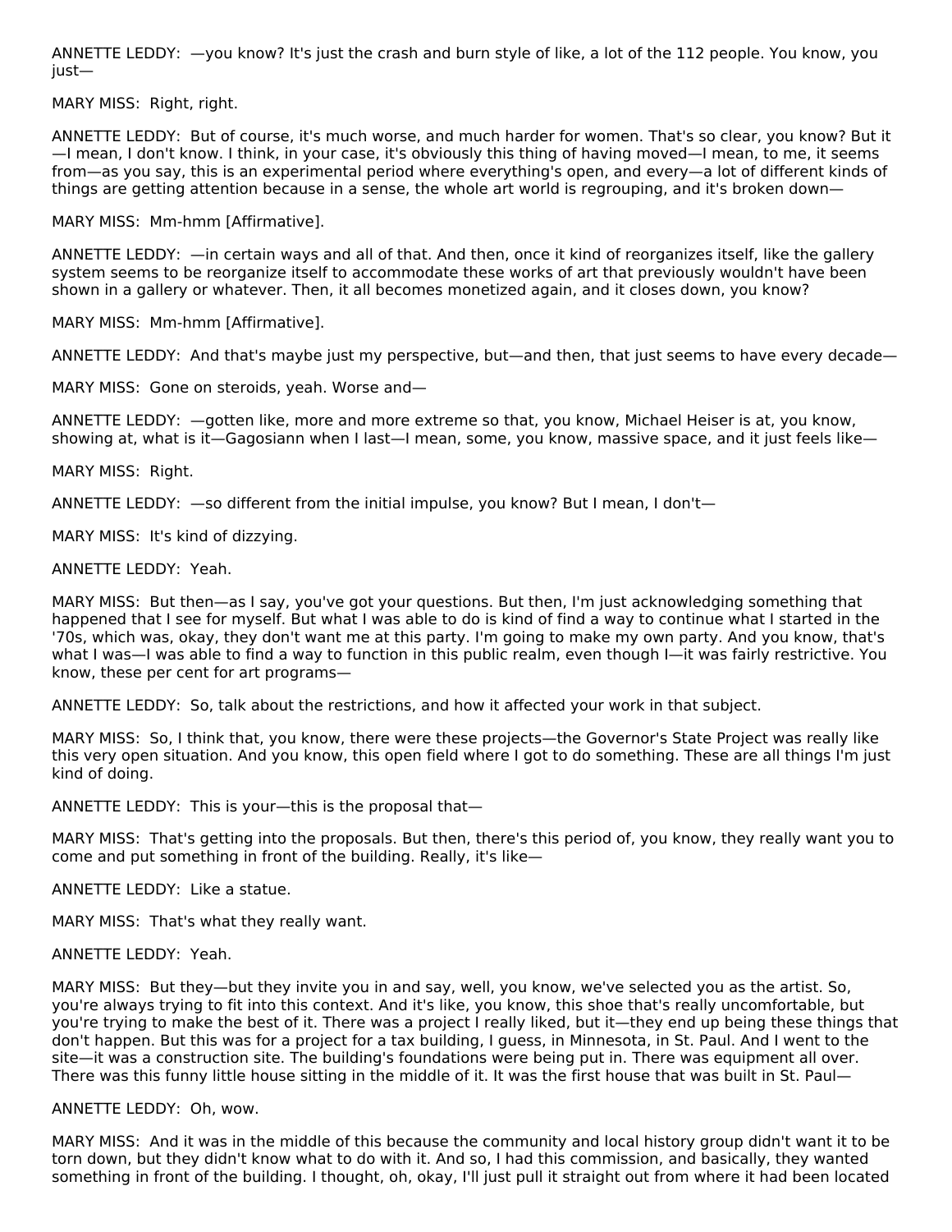ANNETTE LEDDY: —you know? It's just the crash and burn style of like, a lot of the 112 people. You know, you just—

MARY MISS: Right, right.

ANNETTE LEDDY: But of course, it's much worse, and much harder for women. That's so clear, you know? But it—I mean, I don't know. I think, in your case, it's obviously this thing of having moved—I mean, to me, it seems from—as you say, this is an experimental period where everything's open, and every—a lot of different kinds of things are getting attention because in a sense, the whole art world is regrouping, and it's broken down—

MARY MISS: Mm-hmm [Affirmative].

ANNETTE LEDDY: —in certain ways and all of that. And then, once it kind of reorganizes itself, like the gallery system seems to be reorganize itself to accommodate these works of art that previously wouldn't have been shown in a gallery or whatever. Then, it all becomes monetized again, and it closes down, you know?

MARY MISS: Mm-hmm [Affirmative].

ANNETTE LEDDY: And that's maybe just my perspective, but—and then, that just seems to have every decade—

MARY MISS: Gone on steroids, yeah. Worse and—

ANNETTE LEDDY: —gotten like, more and more extreme so that, you know, Michael Heiser is at, you know, showing at, what is it—Gagosiann when I last—I mean, some, you know, massive space, and it just feels like—

MARY MISS: Right.

ANNETTE LEDDY: —so different from the initial impulse, you know? But I mean, I don't—

MARY MISS: It's kind of dizzying.

ANNETTE LEDDY: Yeah.

MARY MISS: But then—as I say, you've got your questions. But then, I'm just acknowledging something that happened that I see for myself. But what I was able to do is kind of find a way to continue what I started in the '70s, which was, okay, they don't want me at this party. I'm going to make my own party. And you know, that's what I was—I was able to find a way to function in this public realm, even though I—it was fairly restrictive. You know, these per cent for art programs—

ANNETTE LEDDY: So, talk about the restrictions, and how it affected your work in that subject.

MARY MISS: So, I think that, you know, there were these projects—the Governor's State Project was really like this very open situation. And you know, this open field where I got to do something. These are all things I'm just kind of doing.

ANNETTE LEDDY: This is your—this is the proposal that—

MARY MISS: That's getting into the proposals. But then, there's this period of, you know, they really want you to come and put something in front of the building. Really, it's like—

ANNETTE LEDDY: Like a statue.

MARY MISS: That's what they really want.

ANNETTE LEDDY: Yeah.

MARY MISS: But they—but they invite you in and say, well, you know, we've selected you as the artist. So, you're always trying to fit into this context. And it's like, you know, this shoe that's really uncomfortable, but you're trying to make the best of it. There was a project I really liked, but it—they end up being these things that don't happen. But this was for a project for a tax building, I guess, in Minnesota, in St. Paul. And I went to the site—it was a construction site. The building's foundations were being put in. There was equipment all over. There was this funny little house sitting in the middle of it. It was the first house that was built in St. Paul—

ANNETTE LEDDY: Oh, wow.

MARY MISS: And it was in the middle of this because the community and local history group didn't want it to be torn down, but they didn't know what to do with it. And so, I had this commission, and basically, they wanted something in front of the building. I thought, oh, okay, I'll just pull it straight out from where it had been located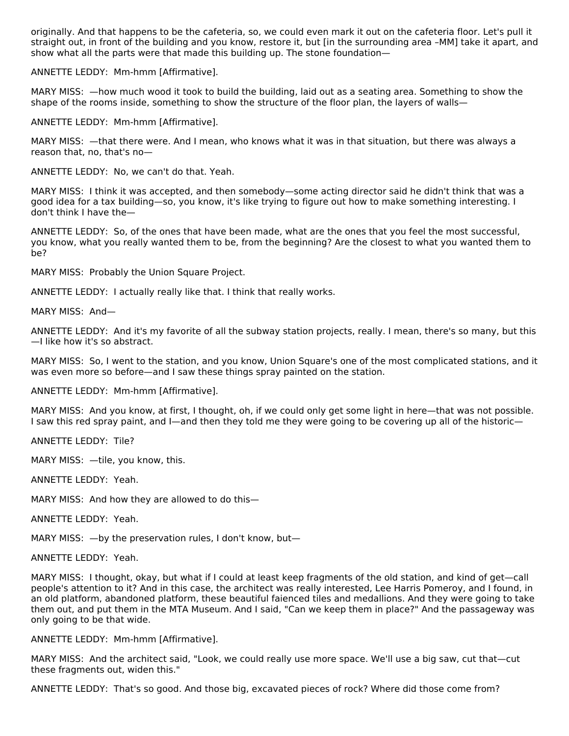originally. And that happens to be the cafeteria, so, we could even mark it out on the cafeteria floor. Let's pull it straight out, in front of the building and you know, restore it, but [in the surrounding area –MM] take it apart, and show what all the parts were that made this building up. The stone foundation—

ANNETTE LEDDY: Mm-hmm [Affirmative].

MARY MISS: —how much wood it took to build the building, laid out as a seating area. Something to show the shape of the rooms inside, something to show the structure of the floor plan, the layers of walls—

ANNETTE LEDDY: Mm-hmm [Affirmative].

MARY MISS: —that there were. And I mean, who knows what it was in that situation, but there was always a reason that, no, that's no—

ANNETTE LEDDY: No, we can't do that. Yeah.

MARY MISS: I think it was accepted, and then somebody—some acting director said he didn't think that was a good idea for a tax building—so, you know, it's like trying to figure out how to make something interesting. I don't think I have the—

ANNETTE LEDDY: So, of the ones that have been made, what are the ones that you feel the most successful, you know, what you really wanted them to be, from the beginning? Are the closest to what you wanted them to be?

MARY MISS: Probably the Union Square Project.

ANNETTE LEDDY: I actually really like that. I think that really works.

MARY MISS: And—

ANNETTE LEDDY: And it's my favorite of all the subway station projects, really. I mean, there's so many, but this—I like how it's so abstract.

MARY MISS: So, I went to the station, and you know, Union Square's one of the most complicated stations, and it was even more so before—and I saw these things spray painted on the station.

ANNETTE LEDDY: Mm-hmm [Affirmative].

MARY MISS: And you know, at first, I thought, oh, if we could only get some light in here—that was not possible. I saw this red spray paint, and I—and then they told me they were going to be covering up all of the historic—

ANNETTE LEDDY: Tile?

MARY MISS: —tile, you know, this.

ANNETTE LEDDY: Yeah.

MARY MISS: And how they are allowed to do this—

ANNETTE LEDDY: Yeah.

MARY MISS: —by the preservation rules, I don't know, but—

ANNETTE LEDDY: Yeah.

MARY MISS: I thought, okay, but what if I could at least keep fragments of the old station, and kind of get—call people's attention to it? And in this case, the architect was really interested, Lee Harris Pomeroy, and I found, in an old platform, abandoned platform, these beautiful faienced tiles and medallions. And they were going to take them out, and put them in the MTA Museum. And I said, "Can we keep them in place?" And the passageway was only going to be that wide.

ANNETTE LEDDY: Mm-hmm [Affirmative].

MARY MISS: And the architect said, "Look, we could really use more space. We'll use a big saw, cut that—cut these fragments out, widen this."

ANNETTE LEDDY: That's so good. And those big, excavated pieces of rock? Where did those come from?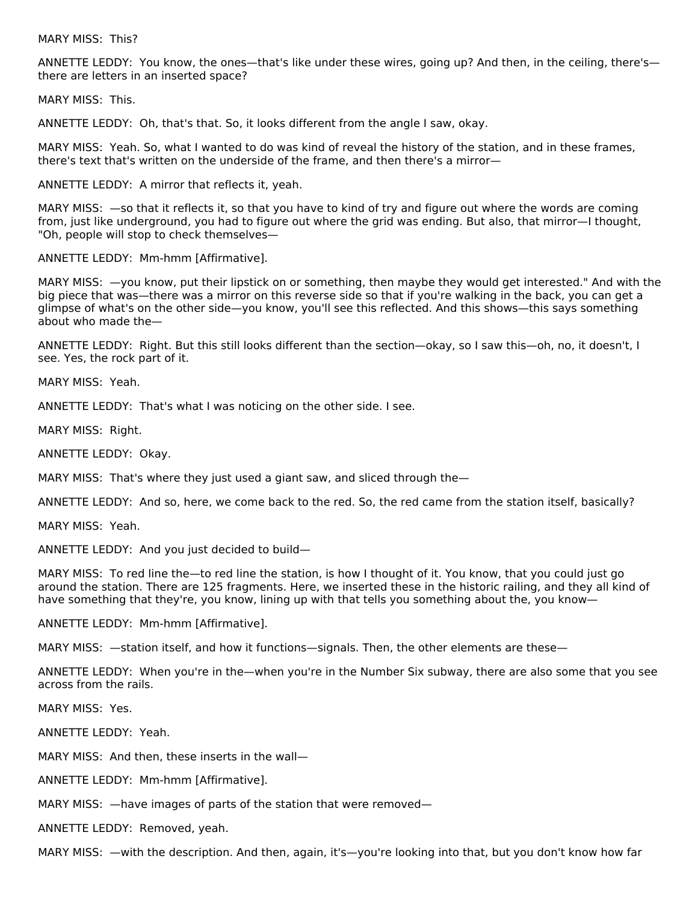MARY MISS: This?

ANNETTE LEDDY: You know, the ones—that's like under these wires, going up? And then, in the ceiling, there's—there are letters in an inserted space?

MARY MISS: This.

ANNETTE LEDDY: Oh, that's that. So, it looks different from the angle I saw, okay.

MARY MISS: Yeah. So, what I wanted to do was kind of reveal the history of the station, and in these frames, there's text that's written on the underside of the frame, and then there's a mirror—

ANNETTE LEDDY: A mirror that reflects it, yeah.

MARY MISS: —so that it reflects it, so that you have to kind of try and figure out where the words are coming from, just like underground, you had to figure out where the grid was ending. But also, that mirror—I thought, "Oh, people will stop to check themselves—

ANNETTE LEDDY: Mm-hmm [Affirmative].

MARY MISS: —you know, put their lipstick on or something, then maybe they would get interested." And with the big piece that was—there was a mirror on this reverse side so that if you're walking in the back, you can get a glimpse of what's on the other side—you know, you'll see this reflected. And this shows—this says something about who made the—

ANNETTE LEDDY: Right. But this still looks different than the section—okay, so I saw this—oh, no, it doesn't, I see. Yes, the rock part of it.

MARY MISS: Yeah.

ANNETTE LEDDY: That's what I was noticing on the other side. I see.

MARY MISS: Right.

ANNETTE LEDDY: Okay.

MARY MISS: That's where they just used a giant saw, and sliced through the—

ANNETTE LEDDY: And so, here, we come back to the red. So, the red came from the station itself, basically?

MARY MISS: Yeah.

ANNETTE LEDDY: And you just decided to build—

MARY MISS: To red line the—to red line the station, is how I thought of it. You know, that you could just go around the station. There are 125 fragments. Here, we inserted these in the historic railing, and they all kind of have something that they're, you know, lining up with that tells you something about the, you know—

ANNETTE LEDDY: Mm-hmm [Affirmative].

MARY MISS: —station itself, and how it functions—signals. Then, the other elements are these—

ANNETTE LEDDY: When you're in the—when you're in the Number Six subway, there are also some that you see across from the rails.

MARY MISS: Yes.

ANNETTE LEDDY: Yeah.

MARY MISS: And then, these inserts in the wall—

ANNETTE LEDDY: Mm-hmm [Affirmative].

MARY MISS: —have images of parts of the station that were removed—

ANNETTE LEDDY: Removed, yeah.

MARY MISS: —with the description. And then, again, it's—you're looking into that, but you don't know how far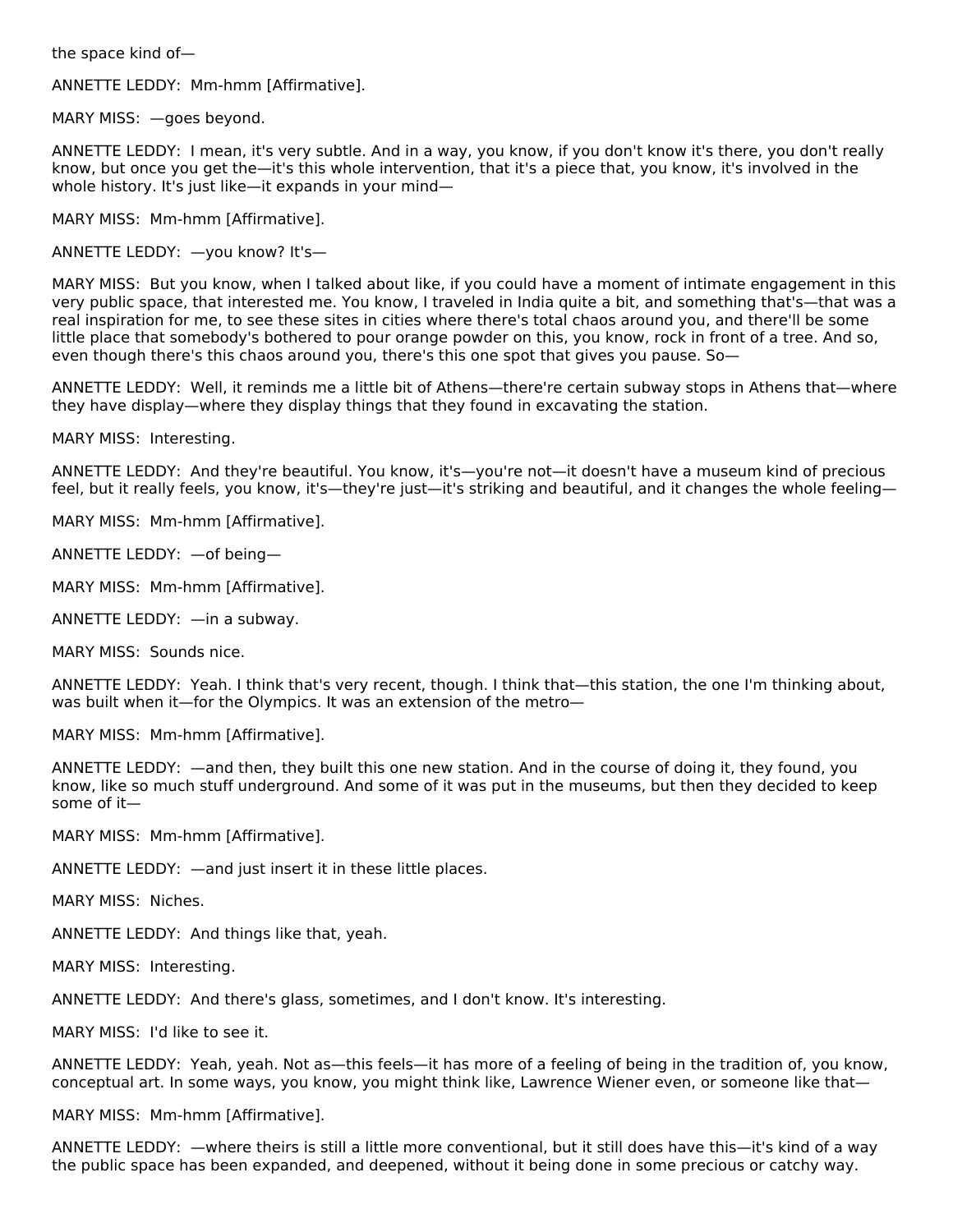the space kind of—

ANNETTE LEDDY: Mm-hmm [Affirmative].

MARY MISS: —goes beyond.

ANNETTE LEDDY: I mean, it's very subtle. And in a way, you know, if you don't know it's there, you don't really know, but once you get the—it's this whole intervention, that it's a piece that, you know, it's involved in the whole history. It's just like—it expands in your mind—

MARY MISS: Mm-hmm [Affirmative].

ANNETTE LEDDY: —you know? It's—

MARY MISS: But you know, when I talked about like, if you could have a moment of intimate engagement in this very public space, that interested me. You know, I traveled in India quite a bit, and something that's—that was a real inspiration for me, to see these sites in cities where there's total chaos around you, and there'll be some little place that somebody's bothered to pour orange powder on this, you know, rock in front of a tree. And so, even though there's this chaos around you, there's this one spot that gives you pause. So—

ANNETTE LEDDY: Well, it reminds me a little bit of Athens—there're certain subway stops in Athens that—where they have display—where they display things that they found in excavating the station.

MARY MISS: Interesting.

ANNETTE LEDDY: And they're beautiful. You know, it's—you're not—it doesn't have a museum kind of precious feel, but it really feels, you know, it's—they're just—it's striking and beautiful, and it changes the whole feeling—

MARY MISS: Mm-hmm [Affirmative].

ANNETTE LEDDY: —of being—

MARY MISS: Mm-hmm [Affirmative].

ANNETTE LEDDY: —in a subway.

MARY MISS: Sounds nice.

ANNETTE LEDDY: Yeah. I think that's very recent, though. I think that—this station, the one I'm thinking about, was built when it—for the Olympics. It was an extension of the metro—

MARY MISS: Mm-hmm [Affirmative].

ANNETTE LEDDY: —and then, they built this one new station. And in the course of doing it, they found, you know, like so much stuff underground. And some of it was put in the museums, but then they decided to keep some of it—

MARY MISS: Mm-hmm [Affirmative].

ANNETTE LEDDY: —and just insert it in these little places.

MARY MISS: Niches.

ANNETTE LEDDY: And things like that, yeah.

MARY MISS: Interesting.

ANNETTE LEDDY: And there's glass, sometimes, and I don't know. It's interesting.

MARY MISS: I'd like to see it.

ANNETTE LEDDY: Yeah, yeah. Not as—this feels—it has more of a feeling of being in the tradition of, you know, conceptual art. In some ways, you know, you might think like, Lawrence Wiener even, or someone like that—

MARY MISS: Mm-hmm [Affirmative].

ANNETTE LEDDY: —where theirs is still a little more conventional, but it still does have this—it's kind of a way the public space has been expanded, and deepened, without it being done in some precious or catchy way.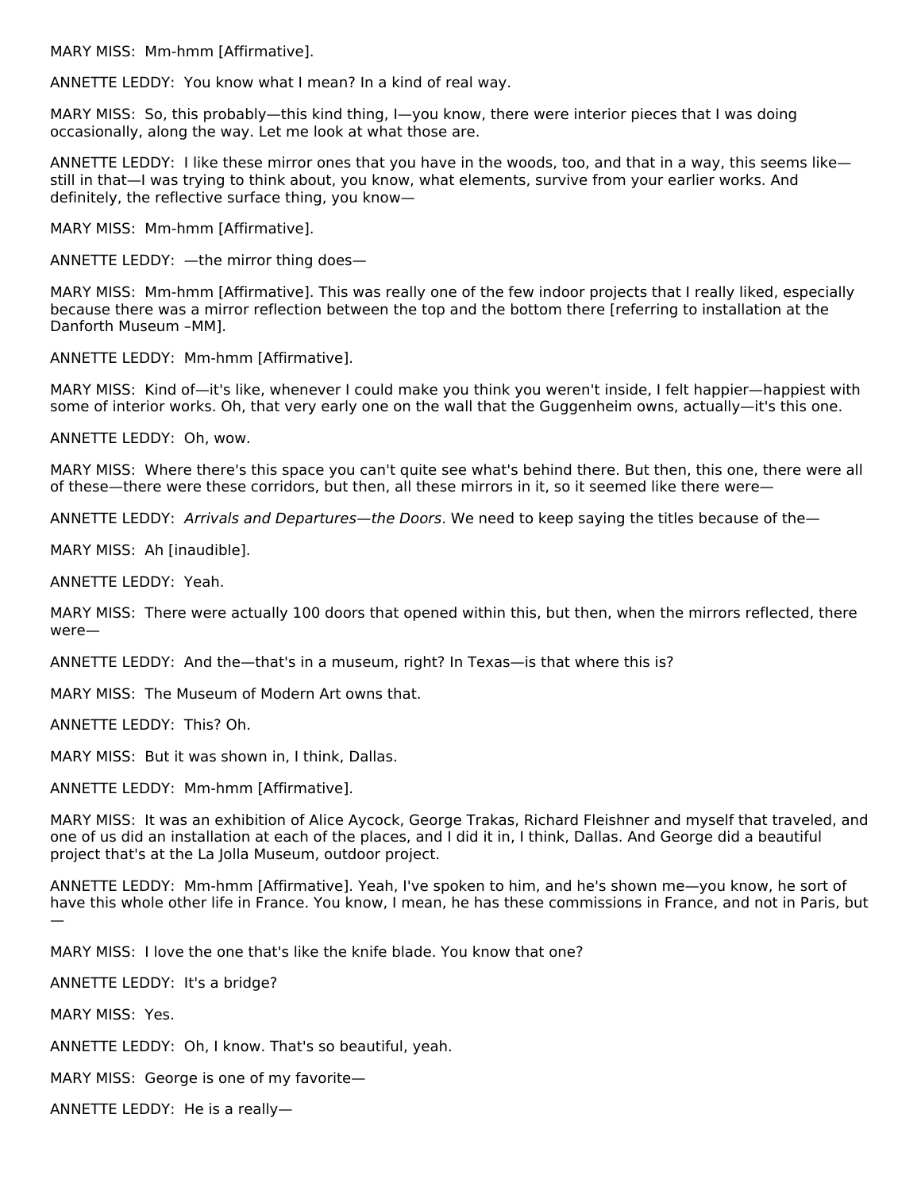MARY MISS: Mm-hmm [Affirmative].

ANNETTE LEDDY: You know what I mean? In a kind of real way.

MARY MISS: So, this probably—this kind thing, I—you know, there were interior pieces that I was doing occasionally, along the way. Let me look at what those are.

ANNETTE LEDDY: I like these mirror ones that you have in the woods, too, and that in a way, this seems like—still in that—I was trying to think about, you know, what elements, survive from your earlier works. And definitely, the reflective surface thing, you know—

MARY MISS: Mm-hmm [Affirmative].

ANNETTE LEDDY: —the mirror thing does—

MARY MISS: Mm-hmm [Affirmative]. This was really one of the few indoor projects that I really liked, especially because there was a mirror reflection between the top and the bottom there [referring to installation at the Danforth Museum –MM].

ANNETTE LEDDY: Mm-hmm [Affirmative].

MARY MISS: Kind of—it's like, whenever I could make you think you weren't inside, I felt happier—happiest with some of interior works. Oh, that very early one on the wall that the Guggenheim owns, actually—it's this one.

ANNETTE LEDDY: Oh, wow.

MARY MISS: Where there's this space you can't quite see what's behind there. But then, this one, there were all of these—there were these corridors, but then, all these mirrors in it, so it seemed like there were—

ANNETTE LEDDY: *Arrivals and Departures—the Doors*. We need to keep saying the titles because of the—

MARY MISS: Ah [inaudible].

ANNETTE LEDDY: Yeah.

MARY MISS: There were actually 100 doors that opened within this, but then, when the mirrors reflected, there were—

ANNETTE LEDDY: And the—that's in a museum, right? In Texas—is that where this is?

MARY MISS: The Museum of Modern Art owns that.

ANNETTE LEDDY: This? Oh.

MARY MISS: But it was shown in, I think, Dallas.

ANNETTE LEDDY: Mm-hmm [Affirmative].

MARY MISS: It was an exhibition of Alice Aycock, George Trakas, Richard Fleishner and myself that traveled, and one of us did an installation at each of the places, and I did it in, I think, Dallas. And George did a beautiful project that's at the La Jolla Museum, outdoor project.

ANNETTE LEDDY: Mm-hmm [Affirmative]. Yeah, I've spoken to him, and he's shown me—you know, he sort of have this whole other life in France. You know, I mean, he has these commissions in France, and not in Paris, but —

MARY MISS: I love the one that's like the knife blade. You know that one?

ANNETTE LEDDY: It's a bridge?

MARY MISS: Yes.

ANNETTE LEDDY: Oh, I know. That's so beautiful, yeah.

MARY MISS: George is one of my favorite—

ANNETTE LEDDY: He is a really—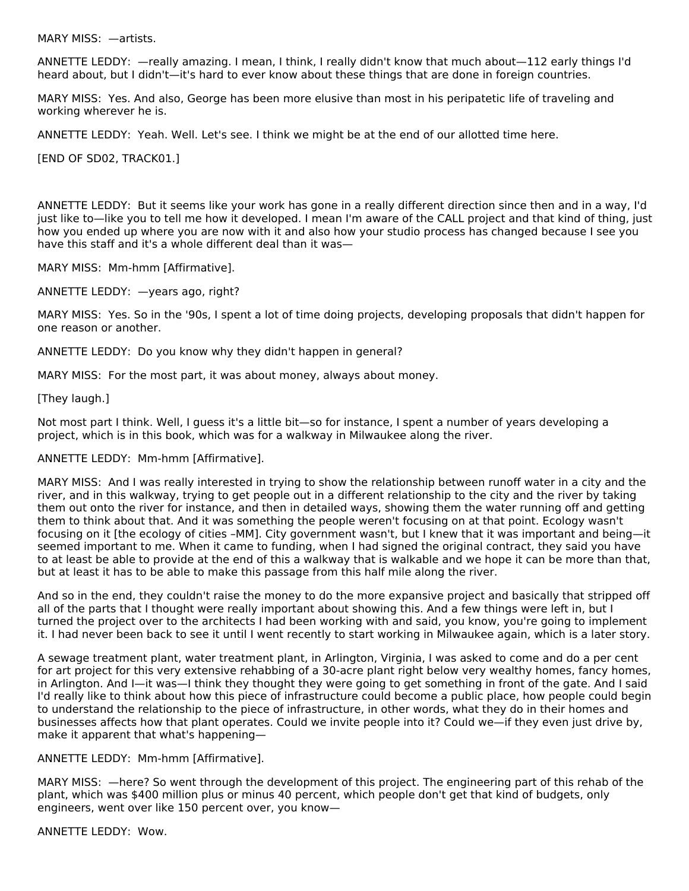MARY MISS: —artists.

ANNETTE LEDDY: —really amazing. I mean, I think, I really didn't know that much about—112 early things I'd heard about, but I didn't—it's hard to ever know about these things that are done in foreign countries.

MARY MISS: Yes. And also, George has been more elusive than most in his peripatetic life of traveling and working wherever he is.

ANNETTE LEDDY: Yeah. Well. Let's see. I think we might be at the end of our allotted time here.

[END OF SD02, TRACK01.]

ANNETTE LEDDY: But it seems like your work has gone in a really different direction since then and in a way, I'd just like to—like you to tell me how it developed. I mean I'm aware of the CALL project and that kind of thing, just how you ended up where you are now with it and also how your studio process has changed because I see you have this staff and it's a whole different deal than it was—

MARY MISS: Mm-hmm [Affirmative].

ANNETTE LEDDY: —years ago, right?

MARY MISS: Yes. So in the '90s, I spent a lot of time doing projects, developing proposals that didn't happen for one reason or another.

ANNETTE LEDDY: Do you know why they didn't happen in general?

MARY MISS: For the most part, it was about money, always about money.

[They laugh.]

Not most part I think. Well, I guess it's a little bit—so for instance, I spent a number of years developing a project, which is in this book, which was for a walkway in Milwaukee along the river.

ANNETTE LEDDY: Mm-hmm [Affirmative].

MARY MISS: And I was really interested in trying to show the relationship between runoff water in a city and the river, and in this walkway, trying to get people out in a different relationship to the city and the river by taking them out onto the river for instance, and then in detailed ways, showing them the water running off and getting them to think about that. And it was something the people weren't focusing on at that point. Ecology wasn't focusing on it [the ecology of cities –MM]. City government wasn't, but I knew that it was important and being—it seemed important to me. When it came to funding, when I had signed the original contract, they said you have to at least be able to provide at the end of this a walkway that is walkable and we hope it can be more than that, but at least it has to be able to make this passage from this half mile along the river.

And so in the end, they couldn't raise the money to do the more expansive project and basically that stripped off all of the parts that I thought were really important about showing this. And a few things were left in, but I turned the project over to the architects I had been working with and said, you know, you're going to implement it. I had never been back to see it until I went recently to start working in Milwaukee again, which is a later story.

A sewage treatment plant, water treatment plant, in Arlington, Virginia, I was asked to come and do a per cent for art project for this very extensive rehabbing of a 30-acre plant right below very wealthy homes, fancy homes, in Arlington. And I—it was—I think they thought they were going to get something in front of the gate. And I said I'd really like to think about how this piece of infrastructure could become a public place, how people could begin to understand the relationship to the piece of infrastructure, in other words, what they do in their homes and businesses affects how that plant operates. Could we invite people into it? Could we—if they even just drive by, make it apparent that what's happening—

ANNETTE LEDDY: Mm-hmm [Affirmative].

MARY MISS: —here? So went through the development of this project. The engineering part of this rehab of the plant, which was $400 million plus or minus 40 percent, which people don't get that kind of budgets, only engineers, went over like 150 percent over, you know—

ANNETTE LEDDY: Wow.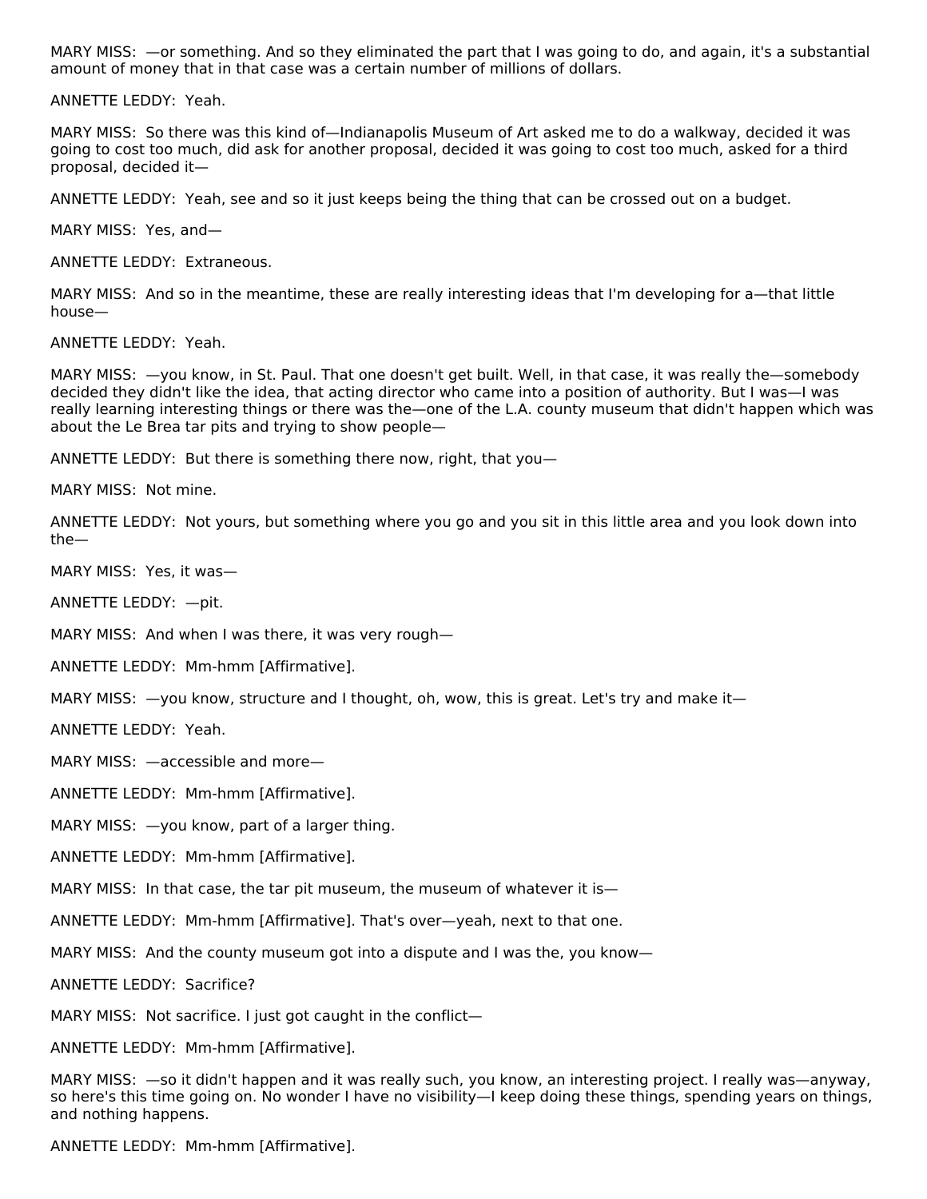MARY MISS: —or something. And so they eliminated the part that I was going to do, and again, it's a substantial amount of money that in that case was a certain number of millions of dollars.

ANNETTE LEDDY: Yeah.

MARY MISS: So there was this kind of—Indianapolis Museum of Art asked me to do a walkway, decided it was going to cost too much, did ask for another proposal, decided it was going to cost too much, asked for a third proposal, decided it—

ANNETTE LEDDY: Yeah, see and so it just keeps being the thing that can be crossed out on a budget.

MARY MISS: Yes, and—

ANNETTE LEDDY: Extraneous.

MARY MISS: And so in the meantime, these are really interesting ideas that I'm developing for a—that little house—

ANNETTE LEDDY: Yeah.

MARY MISS: —you know, in St. Paul. That one doesn't get built. Well, in that case, it was really the—somebody decided they didn't like the idea, that acting director who came into a position of authority. But I was—I was really learning interesting things or there was the—one of the L.A. county museum that didn't happen which was about the Le Brea tar pits and trying to show people—

ANNETTE LEDDY: But there is something there now, right, that you—

MARY MISS: Not mine.

ANNETTE LEDDY: Not yours, but something where you go and you sit in this little area and you look down into the—

MARY MISS: Yes, it was—

ANNETTE LEDDY: —pit.

MARY MISS: And when I was there, it was very rough—

ANNETTE LEDDY: Mm-hmm [Affirmative].

MARY MISS: —you know, structure and I thought, oh, wow, this is great. Let's try and make it—

ANNETTE LEDDY: Yeah.

MARY MISS: —accessible and more—

ANNETTE LEDDY: Mm-hmm [Affirmative].

MARY MISS: —you know, part of a larger thing.

ANNETTE LEDDY: Mm-hmm [Affirmative].

MARY MISS: In that case, the tar pit museum, the museum of whatever it is—

ANNETTE LEDDY: Mm-hmm [Affirmative]. That's over—yeah, next to that one.

MARY MISS: And the county museum got into a dispute and I was the, you know—

ANNETTE LEDDY: Sacrifice?

MARY MISS: Not sacrifice. I just got caught in the conflict—

ANNETTE LEDDY: Mm-hmm [Affirmative].

MARY MISS: —so it didn't happen and it was really such, you know, an interesting project. I really was—anyway, so here's this time going on. No wonder I have no visibility—I keep doing these things, spending years on things, and nothing happens.

ANNETTE LEDDY: Mm-hmm [Affirmative].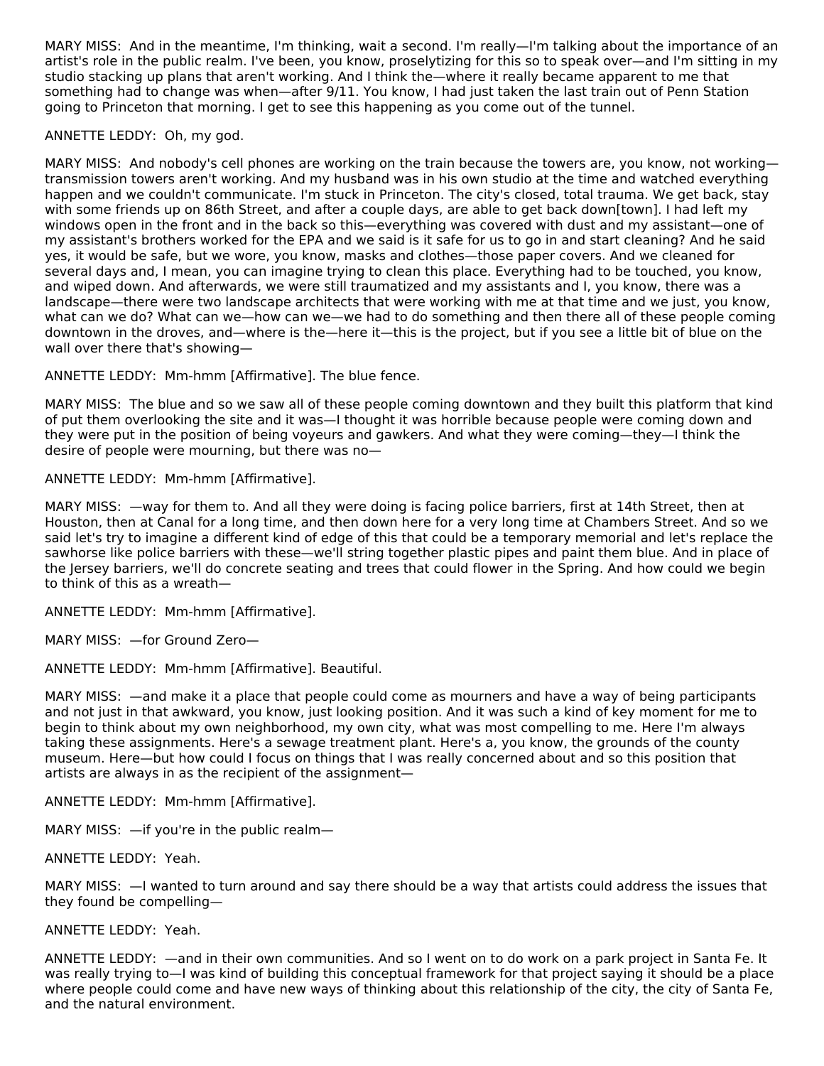MARY MISS: And in the meantime, I'm thinking, wait a second. I'm really—I'm talking about the importance of an artist's role in the public realm. I've been, you know, proselytizing for this so to speak over—and I'm sitting in my studio stacking up plans that aren't working. And I think the—where it really became apparent to me that something had to change was when—after 9/11. You know, I had just taken the last train out of Penn Station going to Princeton that morning. I get to see this happening as you come out of the tunnel.

ANNETTE LEDDY: Oh, my god.

MARY MISS: And nobody's cell phones are working on the train because the towers are, you know, not working—transmission towers aren't working. And my husband was in his own studio at the time and watched everything happen and we couldn't communicate. I'm stuck in Princeton. The city's closed, total trauma. We get back, stay with some friends up on 86th Street, and after a couple days, are able to get back down[town]. I had left my windows open in the front and in the back so this—everything was covered with dust and my assistant—one of my assistant's brothers worked for the EPA and we said is it safe for us to go in and start cleaning? And he said yes, it would be safe, but we wore, you know, masks and clothes—those paper covers. And we cleaned for several days and, I mean, you can imagine trying to clean this place. Everything had to be touched, you know, and wiped down. And afterwards, we were still traumatized and my assistants and I, you know, there was a landscape—there were two landscape architects that were working with me at that time and we just, you know, what can we do? What can we—how can we—we had to do something and then there all of these people coming downtown in the droves, and—where is the—here it—this is the project, but if you see a little bit of blue on the wall over there that's showing—

ANNETTE LEDDY: Mm-hmm [Affirmative]. The blue fence.

MARY MISS: The blue and so we saw all of these people coming downtown and they built this platform that kind of put them overlooking the site and it was—I thought it was horrible because people were coming down and they were put in the position of being voyeurs and gawkers. And what they were coming—they—I think the desire of people were mourning, but there was no—

ANNETTE LEDDY: Mm-hmm [Affirmative].

MARY MISS: —way for them to. And all they were doing is facing police barriers, first at 14th Street, then at Houston, then at Canal for a long time, and then down here for a very long time at Chambers Street. And so we said let's try to imagine a different kind of edge of this that could be a temporary memorial and let's replace the sawhorse like police barriers with these—we'll string together plastic pipes and paint them blue. And in place of the Jersey barriers, we'll do concrete seating and trees that could flower in the Spring. And how could we begin to think of this as a wreath—

ANNETTE LEDDY: Mm-hmm [Affirmative].

MARY MISS: —for Ground Zero—

ANNETTE LEDDY: Mm-hmm [Affirmative]. Beautiful.

MARY MISS: —and make it a place that people could come as mourners and have a way of being participants and not just in that awkward, you know, just looking position. And it was such a kind of key moment for me to begin to think about my own neighborhood, my own city, what was most compelling to me. Here I'm always taking these assignments. Here's a sewage treatment plant. Here's a, you know, the grounds of the county museum. Here—but how could I focus on things that I was really concerned about and so this position that artists are always in as the recipient of the assignment—

ANNETTE LEDDY: Mm-hmm [Affirmative].

MARY MISS: —if you're in the public realm—

ANNETTE LEDDY: Yeah.

MARY MISS: —I wanted to turn around and say there should be a way that artists could address the issues that they found be compelling—

ANNETTE LEDDY: Yeah.

ANNETTE LEDDY: —and in their own communities. And so I went on to do work on a park project in Santa Fe. It was really trying to—I was kind of building this conceptual framework for that project saying it should be a place where people could come and have new ways of thinking about this relationship of the city, the city of Santa Fe, and the natural environment.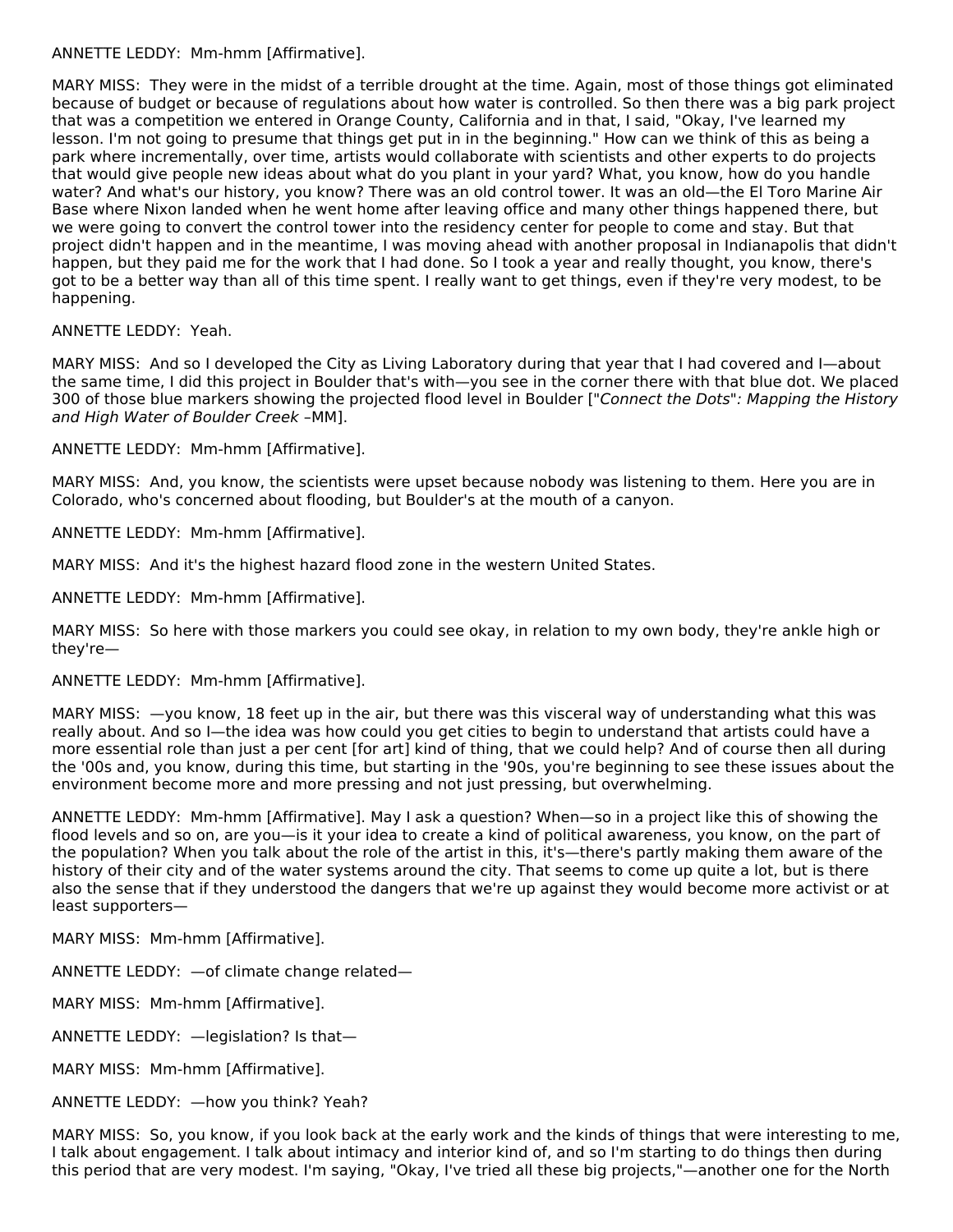ANNETTE LEDDY:  Mm-hmm [Affirmative].

MARY MISS:  They were in the midst of a terrible drought at the time. Again, most of those things got eliminated because of budget or because of regulations about how water is controlled. So then there was a big park project that was a competition we entered in Orange County, California and in that, I said, "Okay, I've learned my lesson. I'm not going to presume that things get put in in the beginning." How can we think of this as being a park where incrementally, over time, artists would collaborate with scientists and other experts to do projects that would give people new ideas about what do you plant in your yard? What, you know, how do you handle water? And what's our history, you know? There was an old control tower. It was an old—the El Toro Marine Air Base where Nixon landed when he went home after leaving office and many other things happened there, but we were going to convert the control tower into the residency center for people to come and stay. But that project didn't happen and in the meantime, I was moving ahead with another proposal in Indianapolis that didn't happen, but they paid me for the work that I had done. So I took a year and really thought, you know, there's got to be a better way than all of this time spent. I really want to get things, even if they're very modest, to be happening.

ANNETTE LEDDY:  Yeah.

MARY MISS:  And so I developed the City as Living Laboratory during that year that I had covered and I—about the same time, I did this project in Boulder that's with—you see in the corner there with that blue dot. We placed 300 of those blue markers showing the projected flood level in Boulder ["*Connect the Dots*"*: Mapping the History and High Water of Boulder Creek* –MM].

ANNETTE LEDDY:  Mm-hmm [Affirmative].

MARY MISS:  And, you know, the scientists were upset because nobody was listening to them. Here you are in Colorado, who's concerned about flooding, but Boulder's at the mouth of a canyon.

ANNETTE LEDDY:  Mm-hmm [Affirmative].

MARY MISS:  And it's the highest hazard flood zone in the western United States.

ANNETTE LEDDY:  Mm-hmm [Affirmative].

MARY MISS:  So here with those markers you could see okay, in relation to my own body, they're ankle high or they're—

ANNETTE LEDDY:  Mm-hmm [Affirmative].

MARY MISS:  —you know, 18 feet up in the air, but there was this visceral way of understanding what this was really about. And so I—the idea was how could you get cities to begin to understand that artists could have a more essential role than just a per cent [for art] kind of thing, that we could help? And of course then all during the '00s and, you know, during this time, but starting in the '90s, you're beginning to see these issues about the environment become more and more pressing and not just pressing, but overwhelming.

ANNETTE LEDDY:  Mm-hmm [Affirmative]. May I ask a question? When—so in a project like this of showing the flood levels and so on, are you—is it your idea to create a kind of political awareness, you know, on the part of the population? When you talk about the role of the artist in this, it's—there's partly making them aware of the history of their city and of the water systems around the city. That seems to come up quite a lot, but is there also the sense that if they understood the dangers that we're up against they would become more activist or at least supporters—

MARY MISS:  Mm-hmm [Affirmative].

ANNETTE LEDDY:  —of climate change related—

MARY MISS:  Mm-hmm [Affirmative].

ANNETTE LEDDY:  —legislation? Is that—

MARY MISS:  Mm-hmm [Affirmative].

ANNETTE LEDDY:  —how you think? Yeah?

MARY MISS:  So, you know, if you look back at the early work and the kinds of things that were interesting to me, I talk about engagement. I talk about intimacy and interior kind of, and so I'm starting to do things then during this period that are very modest. I'm saying, "Okay, I've tried all these big projects,"—another one for the North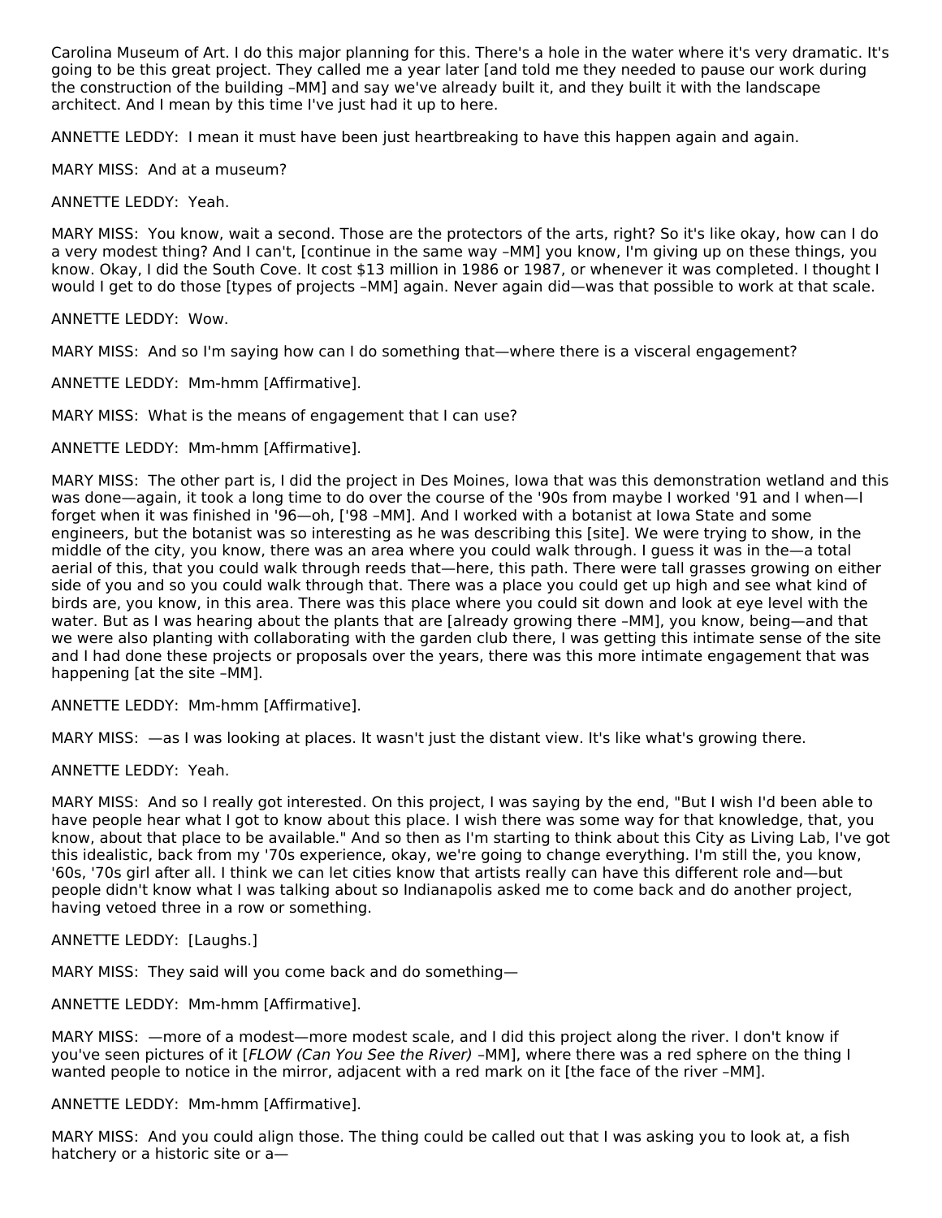Carolina Museum of Art. I do this major planning for this. There's a hole in the water where it's very dramatic. It's going to be this great project. They called me a year later [and told me they needed to pause our work during the construction of the building –MM] and say we've already built it, and they built it with the landscape architect. And I mean by this time I've just had it up to here.

ANNETTE LEDDY: I mean it must have been just heartbreaking to have this happen again and again.

MARY MISS: And at a museum?

ANNETTE LEDDY: Yeah.

MARY MISS: You know, wait a second. Those are the protectors of the arts, right? So it's like okay, how can I do a very modest thing? And I can't, [continue in the same way –MM] you know, I'm giving up on these things, you know. Okay, I did the South Cove. It cost $13 million in 1986 or 1987, or whenever it was completed. I thought I would I get to do those [types of projects –MM] again. Never again did—was that possible to work at that scale.

ANNETTE LEDDY: Wow.

MARY MISS: And so I'm saying how can I do something that—where there is a visceral engagement?

ANNETTE LEDDY: Mm-hmm [Affirmative].

MARY MISS: What is the means of engagement that I can use?

ANNETTE LEDDY: Mm-hmm [Affirmative].

MARY MISS: The other part is, I did the project in Des Moines, Iowa that was this demonstration wetland and this was done—again, it took a long time to do over the course of the '90s from maybe I worked '91 and I when—I forget when it was finished in '96—oh, ['98 –MM]. And I worked with a botanist at Iowa State and some engineers, but the botanist was so interesting as he was describing this [site]. We were trying to show, in the middle of the city, you know, there was an area where you could walk through. I guess it was in the—a total aerial of this, that you could walk through reeds that—here, this path. There were tall grasses growing on either side of you and so you could walk through that. There was a place you could get up high and see what kind of birds are, you know, in this area. There was this place where you could sit down and look at eye level with the water. But as I was hearing about the plants that are [already growing there –MM], you know, being—and that we were also planting with collaborating with the garden club there, I was getting this intimate sense of the site and I had done these projects or proposals over the years, there was this more intimate engagement that was happening [at the site –MM].

ANNETTE LEDDY: Mm-hmm [Affirmative].

MARY MISS: —as I was looking at places. It wasn't just the distant view. It's like what's growing there.

ANNETTE LEDDY: Yeah.

MARY MISS: And so I really got interested. On this project, I was saying by the end, "But I wish I'd been able to have people hear what I got to know about this place. I wish there was some way for that knowledge, that, you know, about that place to be available." And so then as I'm starting to think about this City as Living Lab, I've got this idealistic, back from my '70s experience, okay, we're going to change everything. I'm still the, you know, '60s, '70s girl after all. I think we can let cities know that artists really can have this different role and—but people didn't know what I was talking about so Indianapolis asked me to come back and do another project, having vetoed three in a row or something.

ANNETTE LEDDY: [Laughs.]

MARY MISS: They said will you come back and do something—

ANNETTE LEDDY: Mm-hmm [Affirmative].

MARY MISS: —more of a modest—more modest scale, and I did this project along the river. I don't know if you've seen pictures of it [*FLOW (Can You See the River)* –MM], where there was a red sphere on the thing I wanted people to notice in the mirror, adjacent with a red mark on it [the face of the river –MM].

ANNETTE LEDDY: Mm-hmm [Affirmative].

MARY MISS: And you could align those. The thing could be called out that I was asking you to look at, a fish hatchery or a historic site or a—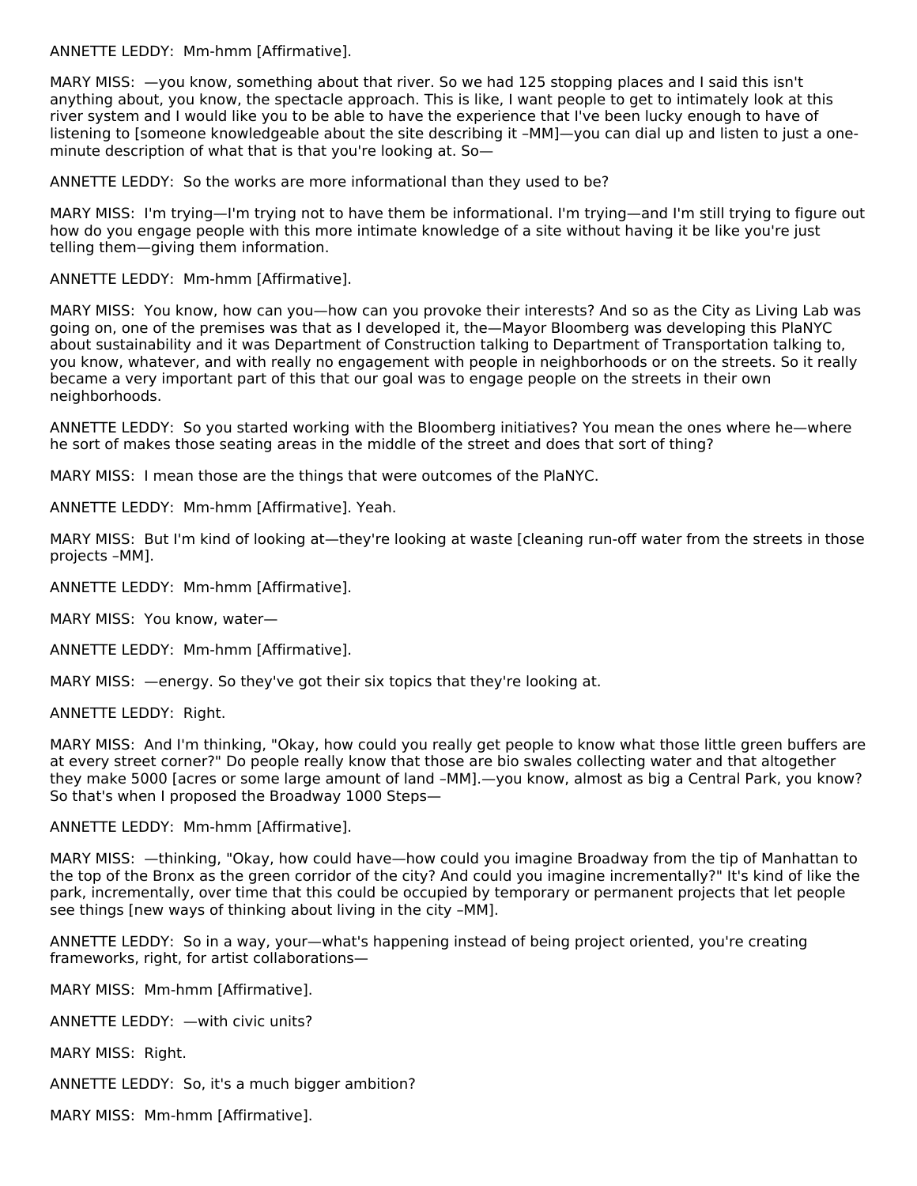ANNETTE LEDDY: Mm-hmm [Affirmative].

MARY MISS: —you know, something about that river. So we had 125 stopping places and I said this isn't anything about, you know, the spectacle approach. This is like, I want people to get to intimately look at this river system and I would like you to be able to have the experience that I've been lucky enough to have of listening to [someone knowledgeable about the site describing it –MM]—you can dial up and listen to just a one-minute description of what that is that you're looking at. So—

ANNETTE LEDDY: So the works are more informational than they used to be?

MARY MISS: I'm trying—I'm trying not to have them be informational. I'm trying—and I'm still trying to figure out how do you engage people with this more intimate knowledge of a site without having it be like you're just telling them—giving them information.

ANNETTE LEDDY: Mm-hmm [Affirmative].

MARY MISS: You know, how can you—how can you provoke their interests? And so as the City as Living Lab was going on, one of the premises was that as I developed it, the—Mayor Bloomberg was developing this PlaNYC about sustainability and it was Department of Construction talking to Department of Transportation talking to, you know, whatever, and with really no engagement with people in neighborhoods or on the streets. So it really became a very important part of this that our goal was to engage people on the streets in their own neighborhoods.

ANNETTE LEDDY: So you started working with the Bloomberg initiatives? You mean the ones where he—where he sort of makes those seating areas in the middle of the street and does that sort of thing?

MARY MISS: I mean those are the things that were outcomes of the PlaNYC.

ANNETTE LEDDY: Mm-hmm [Affirmative]. Yeah.

MARY MISS: But I'm kind of looking at—they're looking at waste [cleaning run-off water from the streets in those projects –MM].

ANNETTE LEDDY: Mm-hmm [Affirmative].

MARY MISS: You know, water—

ANNETTE LEDDY: Mm-hmm [Affirmative].

MARY MISS: —energy. So they've got their six topics that they're looking at.

ANNETTE LEDDY: Right.

MARY MISS: And I'm thinking, "Okay, how could you really get people to know what those little green buffers are at every street corner?" Do people really know that those are bio swales collecting water and that altogether they make 5000 [acres or some large amount of land –MM].—you know, almost as big a Central Park, you know? So that's when I proposed the Broadway 1000 Steps—

ANNETTE LEDDY: Mm-hmm [Affirmative].

MARY MISS: —thinking, "Okay, how could have—how could you imagine Broadway from the tip of Manhattan to the top of the Bronx as the green corridor of the city? And could you imagine incrementally?" It's kind of like the park, incrementally, over time that this could be occupied by temporary or permanent projects that let people see things [new ways of thinking about living in the city –MM].

ANNETTE LEDDY: So in a way, your—what's happening instead of being project oriented, you're creating frameworks, right, for artist collaborations—

MARY MISS: Mm-hmm [Affirmative].

ANNETTE LEDDY: —with civic units?

MARY MISS: Right.

ANNETTE LEDDY: So, it's a much bigger ambition?

MARY MISS: Mm-hmm [Affirmative].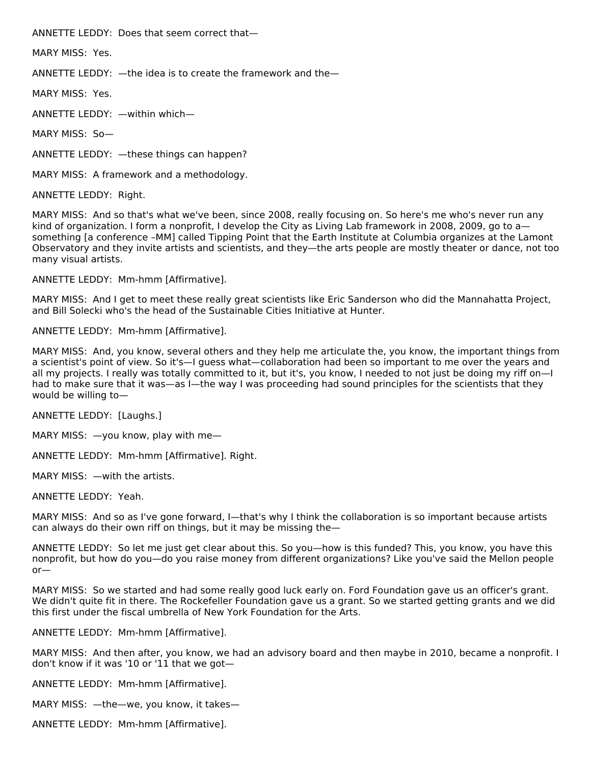ANNETTE LEDDY: Does that seem correct that—

MARY MISS: Yes.

ANNETTE LEDDY: —the idea is to create the framework and the—

MARY MISS: Yes.

ANNETTE LEDDY: —within which—

MARY MISS: So—

ANNETTE LEDDY: —these things can happen?

MARY MISS: A framework and a methodology.

ANNETTE LEDDY: Right.

MARY MISS: And so that's what we've been, since 2008, really focusing on. So here's me who's never run any kind of organization. I form a nonprofit, I develop the City as Living Lab framework in 2008, 2009, go to a—something [a conference –MM] called Tipping Point that the Earth Institute at Columbia organizes at the Lamont Observatory and they invite artists and scientists, and they—the arts people are mostly theater or dance, not too many visual artists.

ANNETTE LEDDY: Mm-hmm [Affirmative].

MARY MISS: And I get to meet these really great scientists like Eric Sanderson who did the Mannahatta Project, and Bill Solecki who's the head of the Sustainable Cities Initiative at Hunter.

ANNETTE LEDDY: Mm-hmm [Affirmative].

MARY MISS: And, you know, several others and they help me articulate the, you know, the important things from a scientist's point of view. So it's—I guess what—collaboration had been so important to me over the years and all my projects. I really was totally committed to it, but it's, you know, I needed to not just be doing my riff on—I had to make sure that it was—as I—the way I was proceeding had sound principles for the scientists that they would be willing to—

ANNETTE LEDDY: [Laughs.]

MARY MISS: —you know, play with me—

ANNETTE LEDDY: Mm-hmm [Affirmative]. Right.

MARY MISS: —with the artists.

ANNETTE LEDDY: Yeah.

MARY MISS: And so as I've gone forward, I—that's why I think the collaboration is so important because artists can always do their own riff on things, but it may be missing the—

ANNETTE LEDDY: So let me just get clear about this. So you—how is this funded? This, you know, you have this nonprofit, but how do you—do you raise money from different organizations? Like you've said the Mellon people or—

MARY MISS: So we started and had some really good luck early on. Ford Foundation gave us an officer's grant. We didn't quite fit in there. The Rockefeller Foundation gave us a grant. So we started getting grants and we did this first under the fiscal umbrella of New York Foundation for the Arts.

ANNETTE LEDDY: Mm-hmm [Affirmative].

MARY MISS: And then after, you know, we had an advisory board and then maybe in 2010, became a nonprofit. I don't know if it was '10 or '11 that we got—

ANNETTE LEDDY: Mm-hmm [Affirmative].

MARY MISS: —the—we, you know, it takes—

ANNETTE LEDDY: Mm-hmm [Affirmative].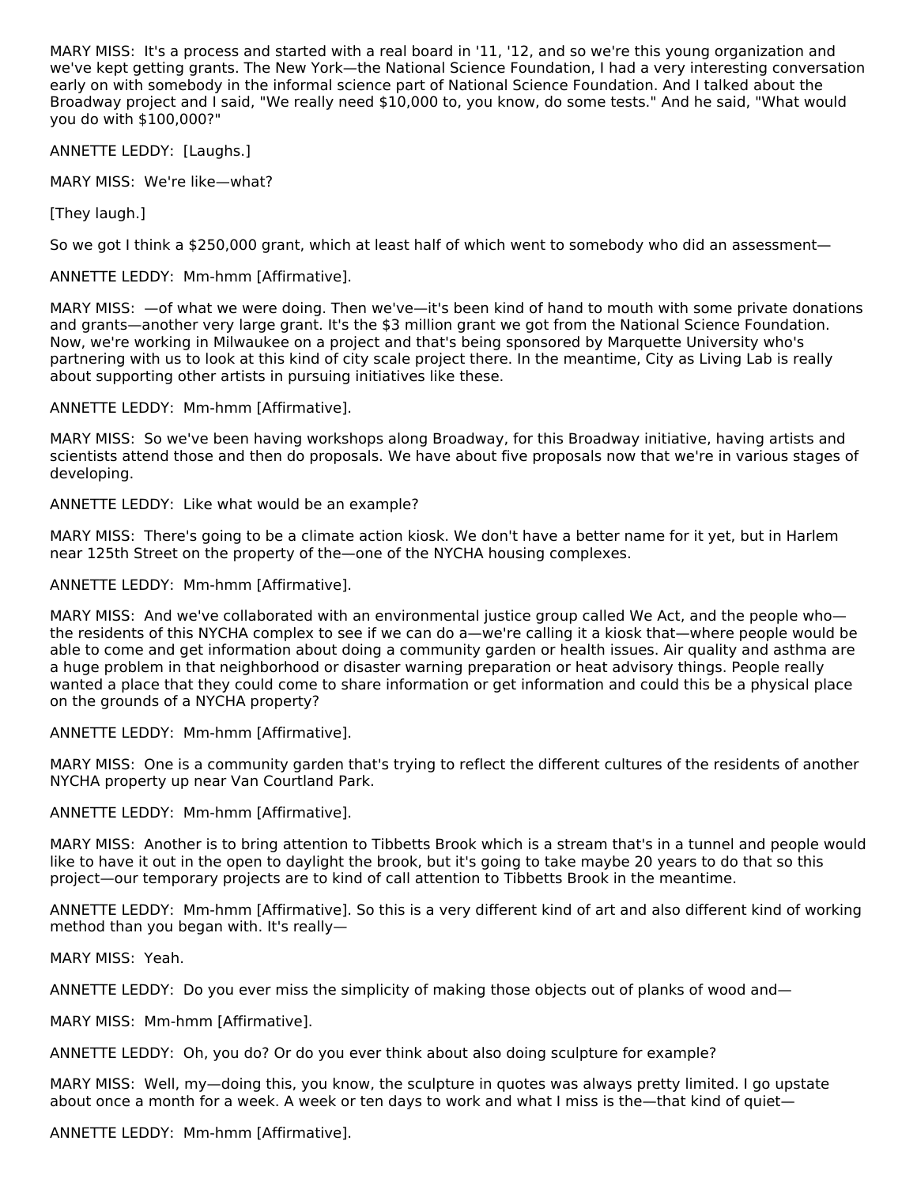MARY MISS: It's a process and started with a real board in '11, '12, and so we're this young organization and we've kept getting grants. The New York—the National Science Foundation, I had a very interesting conversation early on with somebody in the informal science part of National Science Foundation. And I talked about the Broadway project and I said, "We really need $10,000 to, you know, do some tests." And he said, "What would you do with $100,000?"

ANNETTE LEDDY: [Laughs.]

MARY MISS: We're like—what?

[They laugh.]

So we got I think a $250,000 grant, which at least half of which went to somebody who did an assessment—

ANNETTE LEDDY: Mm-hmm [Affirmative].

MARY MISS: —of what we were doing. Then we've—it's been kind of hand to mouth with some private donations and grants—another very large grant. It's the $3 million grant we got from the National Science Foundation. Now, we're working in Milwaukee on a project and that's being sponsored by Marquette University who's partnering with us to look at this kind of city scale project there. In the meantime, City as Living Lab is really about supporting other artists in pursuing initiatives like these.

ANNETTE LEDDY: Mm-hmm [Affirmative].

MARY MISS: So we've been having workshops along Broadway, for this Broadway initiative, having artists and scientists attend those and then do proposals. We have about five proposals now that we're in various stages of developing.

ANNETTE LEDDY: Like what would be an example?

MARY MISS: There's going to be a climate action kiosk. We don't have a better name for it yet, but in Harlem near 125th Street on the property of the—one of the NYCHA housing complexes.

ANNETTE LEDDY: Mm-hmm [Affirmative].

MARY MISS: And we've collaborated with an environmental justice group called We Act, and the people who—the residents of this NYCHA complex to see if we can do a—we're calling it a kiosk that—where people would be able to come and get information about doing a community garden or health issues. Air quality and asthma are a huge problem in that neighborhood or disaster warning preparation or heat advisory things. People really wanted a place that they could come to share information or get information and could this be a physical place on the grounds of a NYCHA property?

ANNETTE LEDDY: Mm-hmm [Affirmative].

MARY MISS: One is a community garden that's trying to reflect the different cultures of the residents of another NYCHA property up near Van Courtland Park.

ANNETTE LEDDY: Mm-hmm [Affirmative].

MARY MISS: Another is to bring attention to Tibbetts Brook which is a stream that's in a tunnel and people would like to have it out in the open to daylight the brook, but it's going to take maybe 20 years to do that so this project—our temporary projects are to kind of call attention to Tibbetts Brook in the meantime.

ANNETTE LEDDY: Mm-hmm [Affirmative]. So this is a very different kind of art and also different kind of working method than you began with. It's really—

MARY MISS: Yeah.

ANNETTE LEDDY: Do you ever miss the simplicity of making those objects out of planks of wood and—

MARY MISS: Mm-hmm [Affirmative].

ANNETTE LEDDY: Oh, you do? Or do you ever think about also doing sculpture for example?

MARY MISS: Well, my—doing this, you know, the sculpture in quotes was always pretty limited. I go upstate about once a month for a week. A week or ten days to work and what I miss is the—that kind of quiet—

ANNETTE LEDDY: Mm-hmm [Affirmative].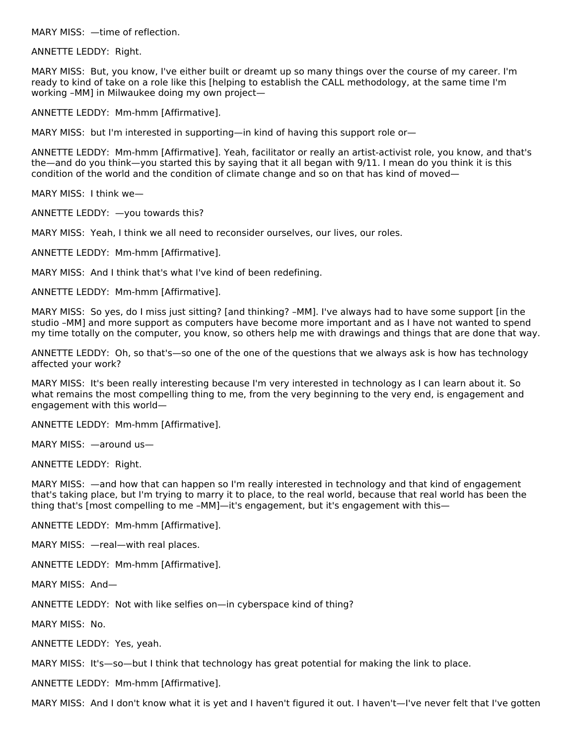MARY MISS: —time of reflection.

ANNETTE LEDDY: Right.

MARY MISS: But, you know, I've either built or dreamt up so many things over the course of my career. I'm ready to kind of take on a role like this [helping to establish the CALL methodology, at the same time I'm working –MM] in Milwaukee doing my own project—

ANNETTE LEDDY: Mm-hmm [Affirmative].

MARY MISS: but I'm interested in supporting—in kind of having this support role or—

ANNETTE LEDDY: Mm-hmm [Affirmative]. Yeah, facilitator or really an artist-activist role, you know, and that's the—and do you think—you started this by saying that it all began with 9/11. I mean do you think it is this condition of the world and the condition of climate change and so on that has kind of moved—

MARY MISS: I think we—

ANNETTE LEDDY: —you towards this?

MARY MISS: Yeah, I think we all need to reconsider ourselves, our lives, our roles.

ANNETTE LEDDY: Mm-hmm [Affirmative].

MARY MISS: And I think that's what I've kind of been redefining.

ANNETTE LEDDY: Mm-hmm [Affirmative].

MARY MISS: So yes, do I miss just sitting? [and thinking? –MM]. I've always had to have some support [in the studio –MM] and more support as computers have become more important and as I have not wanted to spend my time totally on the computer, you know, so others help me with drawings and things that are done that way.

ANNETTE LEDDY: Oh, so that's—so one of the one of the questions that we always ask is how has technology affected your work?

MARY MISS: It's been really interesting because I'm very interested in technology as I can learn about it. So what remains the most compelling thing to me, from the very beginning to the very end, is engagement and engagement with this world—

ANNETTE LEDDY: Mm-hmm [Affirmative].

MARY MISS: —around us—

ANNETTE LEDDY: Right.

MARY MISS: —and how that can happen so I'm really interested in technology and that kind of engagement that's taking place, but I'm trying to marry it to place, to the real world, because that real world has been the thing that's [most compelling to me –MM]—it's engagement, but it's engagement with this—

ANNETTE LEDDY: Mm-hmm [Affirmative].

MARY MISS: —real—with real places.

ANNETTE LEDDY: Mm-hmm [Affirmative].

MARY MISS: And—

ANNETTE LEDDY: Not with like selfies on—in cyberspace kind of thing?

MARY MISS: No.

ANNETTE LEDDY: Yes, yeah.

MARY MISS: It's—so—but I think that technology has great potential for making the link to place.

ANNETTE LEDDY: Mm-hmm [Affirmative].

MARY MISS: And I don't know what it is yet and I haven't figured it out. I haven't—I've never felt that I've gotten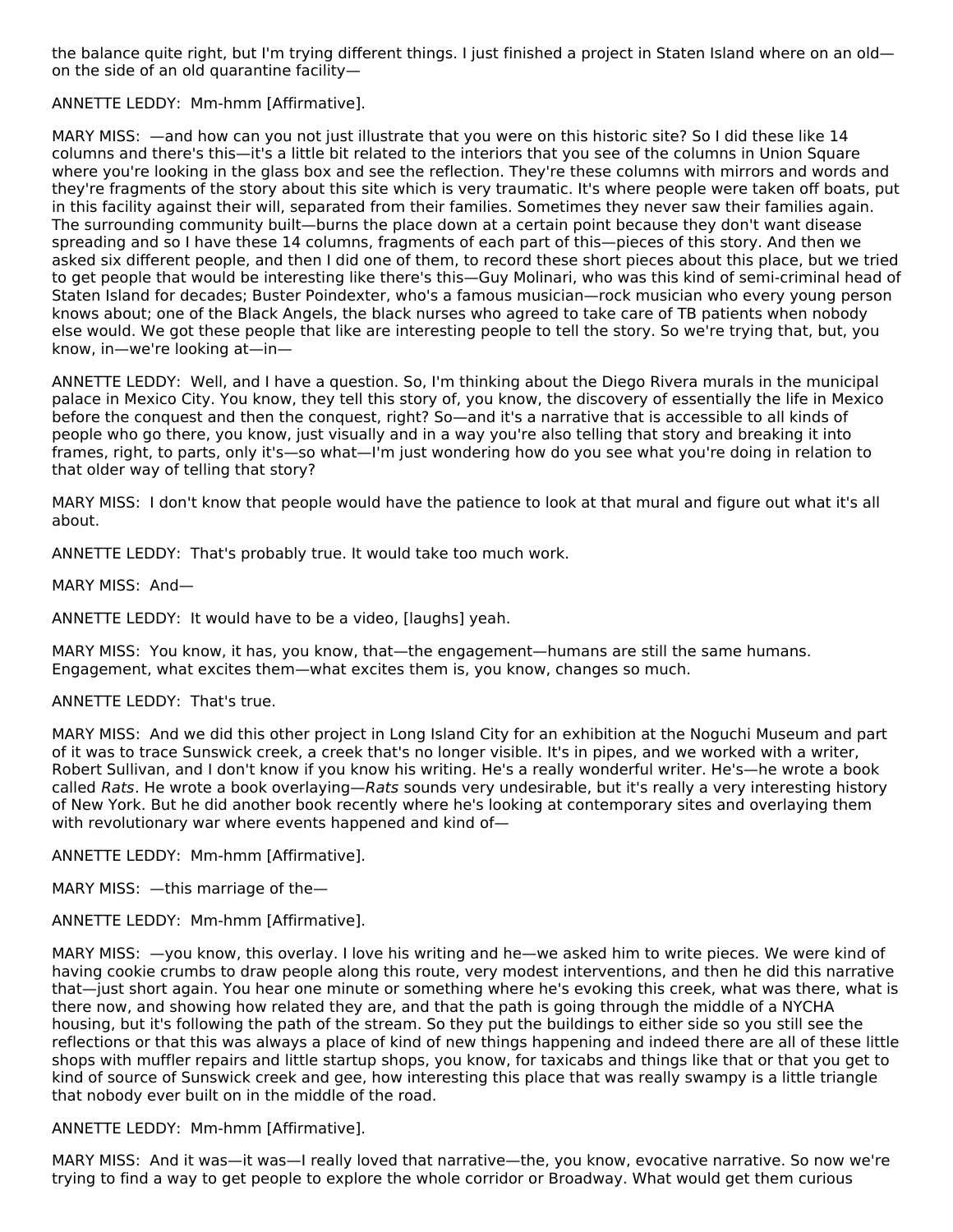the balance quite right, but I'm trying different things. I just finished a project in Staten Island where on an old—on the side of an old quarantine facility—

ANNETTE LEDDY: Mm-hmm [Affirmative].

MARY MISS: —and how can you not just illustrate that you were on this historic site? So I did these like 14 columns and there's this—it's a little bit related to the interiors that you see of the columns in Union Square where you're looking in the glass box and see the reflection. They're these columns with mirrors and words and they're fragments of of the story about this site which is very traumatic. It's where people were taken off boats, put in this facility against their will, separated from their families. Sometimes they never saw their families again. The surrounding community built—burns the place down at a certain point because they don't want disease spreading and so I have these 14 columns, fragments of each part of this—pieces of this story. And then we asked six different people, and then I did one of them, to record these short pieces about this place, but we tried to get people that would be interesting like there's this—Guy Molinari, who was this kind of semi-criminal head of Staten Island for decades; Buster Poindexter, who's a famous musician—rock musician who every young person knows about; one of the Black Angels, the black nurses who agreed to take care of TB patients when nobody else would. We got these people that like are interesting people to tell the story. So we're trying that, but, you know, in—we're looking at—in—

ANNETTE LEDDY: Well, and I have a question. So, I'm thinking about the Diego Rivera murals in the municipal palace in Mexico City. You know, they tell this story of, you know, the discovery of essentially the life in Mexico before the conquest and then the conquest, right? So—and it's a narrative that is accessible to all kinds of people who go there, you know, just visually and in a way you're also telling that story and breaking it into frames, right, to parts, only it's—so what—I'm just wondering how do you see what you're doing in relation to that older way of telling that story?

MARY MISS: I don't know that people would have the patience to look at that mural and figure out what it's all about.

ANNETTE LEDDY: That's probably true. It would take too much work.

MARY MISS: And—

ANNETTE LEDDY: It would have to be a video, [laughs] yeah.

MARY MISS: You know, it has, you know, that—the engagement—humans are still the same humans. Engagement, what excites them—what excites them is, you know, changes so much.

ANNETTE LEDDY: That's true.

MARY MISS: And we did this other project in Long Island City for an exhibition at the Noguchi Museum and part of it was to trace Sunswick creek, a creek that's no longer visible. It's in pipes, and we worked with a writer, Robert Sullivan, and I don't know if you know his writing. He's a really wonderful writer. He's—he wrote a book called *Rats*. He wrote a book overlaying—*Rats* sounds very undesirable, but it's really a very interesting history of New York. But he did another book recently where he's looking at contemporary sites and overlaying them with revolutionary war where events happened and kind of—

ANNETTE LEDDY: Mm-hmm [Affirmative].

MARY MISS: —this marriage of the—

ANNETTE LEDDY: Mm-hmm [Affirmative].

MARY MISS: —you know, this overlay. I love his writing and he—we asked him to write pieces. We were kind of having cookie crumbs to draw people along this route, very modest interventions, and then he did this narrative that—just short again. You hear one minute or something where he's evoking this creek, what was there, what is there now, and showing how related they are, and that the path is going through the middle of a NYCHA housing, but it's following the path of the stream. So they put the buildings to either side so you still see the reflections or that this was always a place of kind of new things happening and indeed there are all of these little shops with muffler repairs and little startup shops, you know, for taxicabs and things like that or that you get to kind of source of Sunswick creek and gee, how interesting this place that was really swampy is a little triangle that nobody ever built on in the middle of the road.

ANNETTE LEDDY: Mm-hmm [Affirmative].

MARY MISS: And it was—it was—I really loved that narrative—the, you know, evocative narrative. So now we're trying to find a way to get people to explore the whole corridor or Broadway. What would get them curious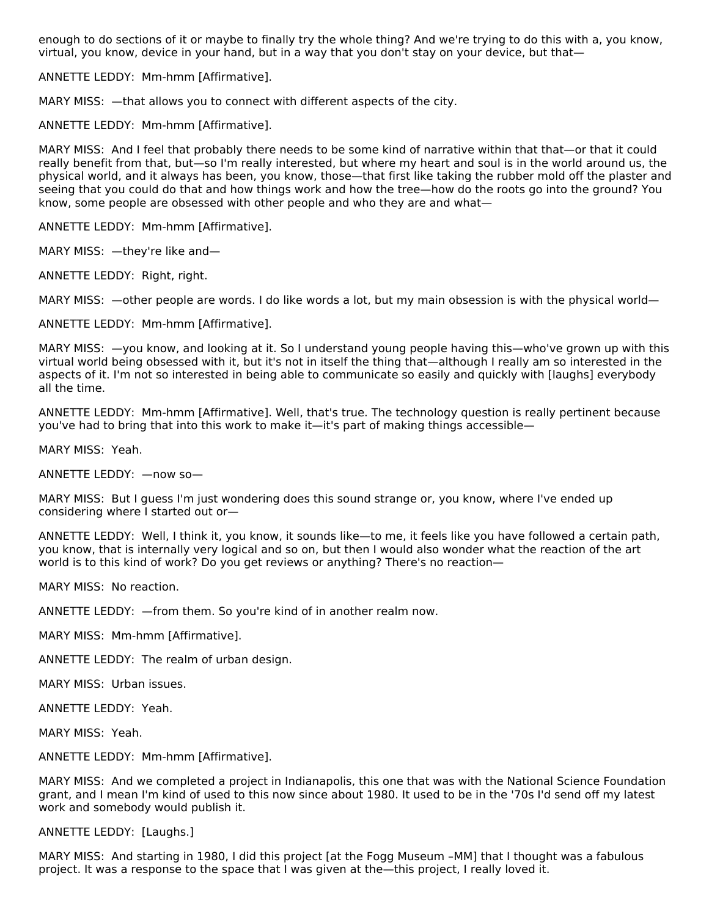enough to do sections of it or maybe to finally try the whole thing? And we're trying to do this with a, you know, virtual, you know, device in your hand, but in a way that you don't stay on your device, but that—

ANNETTE LEDDY: Mm-hmm [Affirmative].

MARY MISS: —that allows you to connect with different aspects of the city.

ANNETTE LEDDY: Mm-hmm [Affirmative].

MARY MISS: And I feel that probably there needs to be some kind of narrative within that that—or that it could really benefit from that, but—so I'm really interested, but where my heart and soul is in the world around us, the physical world, and it always has been, you know, those—that first like taking the rubber mold off the plaster and seeing that you could do that and how things work and how the tree—how do the roots go into the ground? You know, some people are obsessed with other people and who they are and what—

ANNETTE LEDDY: Mm-hmm [Affirmative].

MARY MISS: —they're like and—

ANNETTE LEDDY: Right, right.

MARY MISS: —other people are words. I do like words a lot, but my main obsession is with the physical world—

ANNETTE LEDDY: Mm-hmm [Affirmative].

MARY MISS: —you know, and looking at it. So I understand young people having this—who've grown up with this virtual world being obsessed with it, but it's not in itself the thing that—although I really am so interested in the aspects of it. I'm not so interested in being able to communicate so easily and quickly with [laughs] everybody all the time.

ANNETTE LEDDY: Mm-hmm [Affirmative]. Well, that's true. The technology question is really pertinent because you've had to bring that into this work to make it—it's part of making things accessible—

MARY MISS: Yeah.

ANNETTE LEDDY: —now so—

MARY MISS: But I guess I'm just wondering does this sound strange or, you know, where I've ended up considering where I started out or—

ANNETTE LEDDY: Well, I think it, you know, it sounds like—to me, it feels like you have followed a certain path, you know, that is internally very logical and so on, but then I would also wonder what the reaction of the art world is to this kind of work? Do you get reviews or anything? There's no reaction—

MARY MISS: No reaction.

ANNETTE LEDDY: —from them. So you're kind of in another realm now.

MARY MISS: Mm-hmm [Affirmative].

ANNETTE LEDDY: The realm of urban design.

MARY MISS: Urban issues.

ANNETTE LEDDY: Yeah.

MARY MISS: Yeah.

ANNETTE LEDDY: Mm-hmm [Affirmative].

MARY MISS: And we completed a project in Indianapolis, this one that was with the National Science Foundation grant, and I mean I'm kind of used to this now since about 1980. It used to be in the '70s I'd send off my latest work and somebody would publish it.

ANNETTE LEDDY: [Laughs.]

MARY MISS: And starting in 1980, I did this project [at the Fogg Museum –MM] that I thought was a fabulous project. It was a response to the space that I was given at the—this project, I really loved it.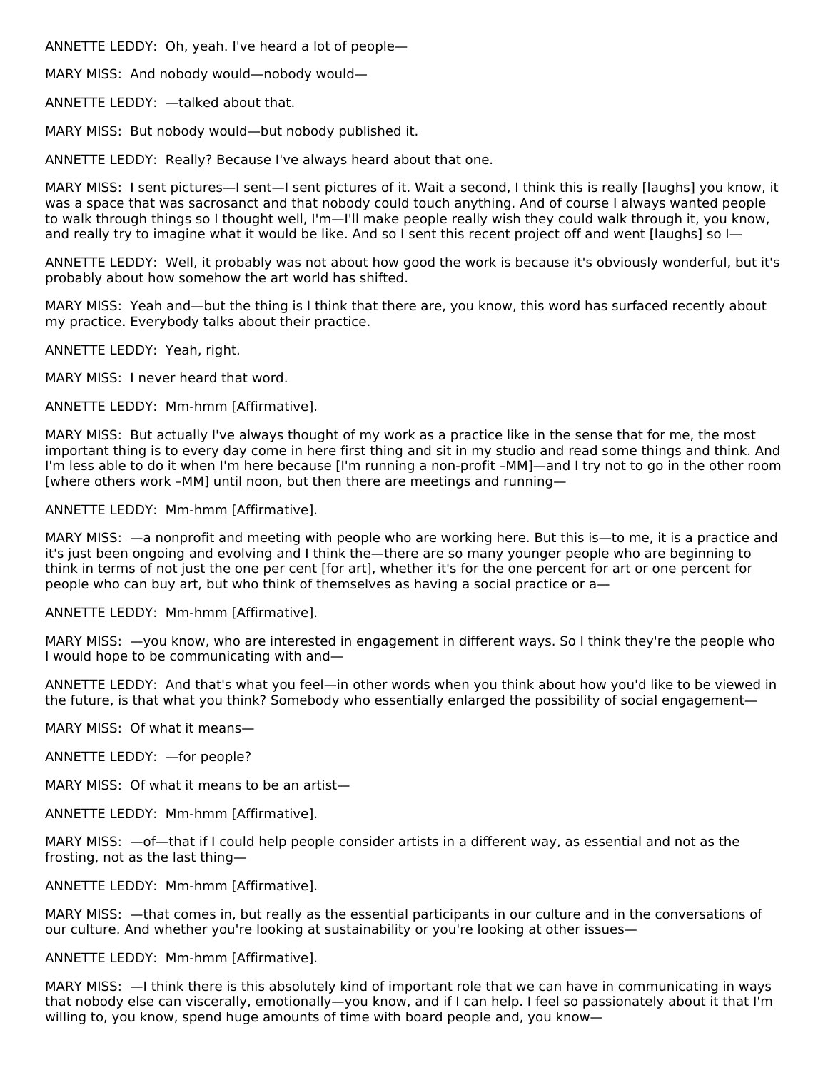ANNETTE LEDDY: Oh, yeah. I've heard a lot of people—

MARY MISS: And nobody would—nobody would—

ANNETTE LEDDY: —talked about that.

MARY MISS: But nobody would—but nobody published it.

ANNETTE LEDDY: Really? Because I've always heard about that one.

MARY MISS: I sent pictures—I sent—I sent pictures of it. Wait a second, I think this is really [laughs] you know, it was a space that was sacrosanct and that nobody could touch anything. And of course I always wanted people to walk through things so I thought well, I'm—I'll make people really wish they could walk through it, you know, and really try to imagine what it would be like. And so I sent this recent project off and went [laughs] so I—

ANNETTE LEDDY: Well, it probably was not about how good the work is because it's obviously wonderful, but it's probably about how somehow the art world has shifted.

MARY MISS: Yeah and—but the thing is I think that there are, you know, this word has surfaced recently about my practice. Everybody talks about their practice.

ANNETTE LEDDY: Yeah, right.

MARY MISS: I never heard that word.

ANNETTE LEDDY: Mm-hmm [Affirmative].

MARY MISS: But actually I've always thought of my work as a practice like in the sense that for me, the most important thing is to every day come in here first thing and sit in my studio and read some things and think. And I'm less able to do it when I'm here because [I'm running a non-profit –MM]—and I try not to go in the other room [where others work –MM] until noon, but then there are meetings and running—

ANNETTE LEDDY: Mm-hmm [Affirmative].

MARY MISS: —a nonprofit and meeting with people who are working here. But this is—to me, it is a practice and it's just been ongoing and evolving and I think the—there are so many younger people who are beginning to think in terms of not just the one per cent [for art], whether it's for the one percent for art or one percent for people who can buy art, but who think of themselves as having a social practice or a—

ANNETTE LEDDY: Mm-hmm [Affirmative].

MARY MISS: —you know, who are interested in engagement in different ways. So I think they're the people who I would hope to be communicating with and—

ANNETTE LEDDY: And that's what you feel—in other words when you think about how you'd like to be viewed in the future, is that what you think? Somebody who essentially enlarged the possibility of social engagement—

MARY MISS: Of what it means—

ANNETTE LEDDY: —for people?

MARY MISS: Of what it means to be an artist—

ANNETTE LEDDY: Mm-hmm [Affirmative].

MARY MISS: —of—that if I could help people consider artists in a different way, as essential and not as the frosting, not as the last thing—

ANNETTE LEDDY: Mm-hmm [Affirmative].

MARY MISS: —that comes in, but really as the essential participants in our culture and in the conversations of our culture. And whether you're looking at sustainability or you're looking at other issues—

ANNETTE LEDDY: Mm-hmm [Affirmative].

MARY MISS: —I think there is this absolutely kind of important role that we can have in communicating in ways that nobody else can viscerally, emotionally—you know, and if I can help. I feel so passionately about it that I'm willing to, you know, spend huge amounts of time with board people and, you know—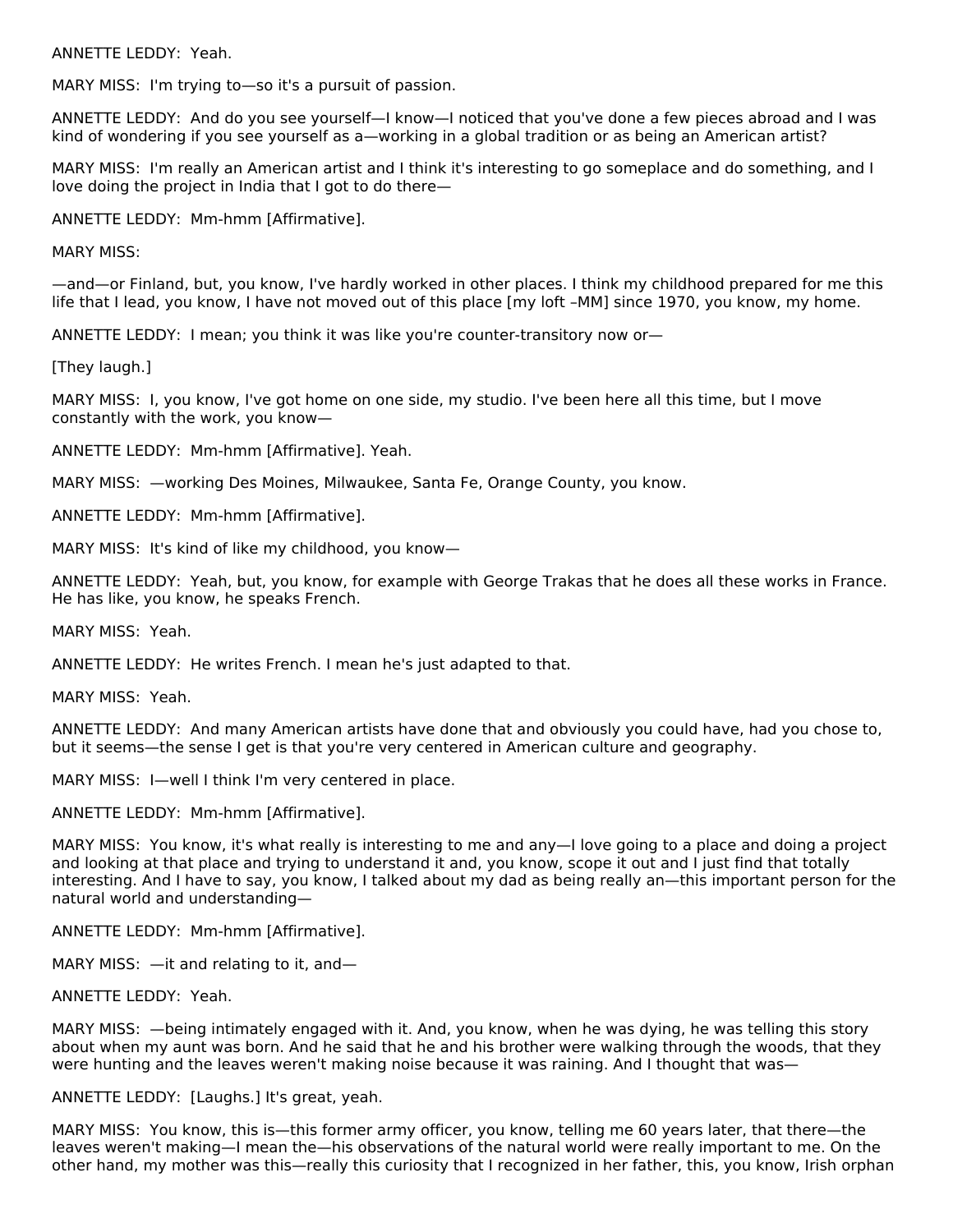ANNETTE LEDDY: Yeah.

MARY MISS: I'm trying to—so it's a pursuit of passion.

ANNETTE LEDDY: And do you see yourself—I know—I noticed that you've done a few pieces abroad and I was kind of wondering if you see yourself as a—working in a global tradition or as being an American artist?

MARY MISS: I'm really an American artist and I think it's interesting to go someplace and do something, and I love doing the project in India that I got to do there—

ANNETTE LEDDY: Mm-hmm [Affirmative].

MARY MISS:

—and—or Finland, but, you know, I've hardly worked in other places. I think my childhood prepared for me this life that I lead, you know, I have not moved out of this place [my loft –MM] since 1970, you know, my home.

ANNETTE LEDDY: I mean; you think it was like you're counter-transitory now or—

[They laugh.]

MARY MISS: I, you know, I've got home on one side, my studio. I've been here all this time, but I move constantly with the work, you know—

ANNETTE LEDDY: Mm-hmm [Affirmative]. Yeah.

MARY MISS: —working Des Moines, Milwaukee, Santa Fe, Orange County, you know.

ANNETTE LEDDY: Mm-hmm [Affirmative].

MARY MISS: It's kind of like my childhood, you know—

ANNETTE LEDDY: Yeah, but, you know, for example with George Trakas that he does all these works in France. He has like, you know, he speaks French.

MARY MISS: Yeah.

ANNETTE LEDDY: He writes French. I mean he's just adapted to that.

MARY MISS: Yeah.

ANNETTE LEDDY: And many American artists have done that and obviously you could have, had you chose to, but it seems—the sense I get is that you're very centered in American culture and geography.

MARY MISS: I—well I think I'm very centered in place.

ANNETTE LEDDY: Mm-hmm [Affirmative].

MARY MISS: You know, it's what really is interesting to me and any—I love going to a place and doing a project and looking at that place and trying to understand it and, you know, scope it out and I just find that totally interesting. And I have to say, you know, I talked about my dad as being really an—this important person for the natural world and understanding—

ANNETTE LEDDY: Mm-hmm [Affirmative].

MARY MISS: —it and relating to it, and—

ANNETTE LEDDY: Yeah.

MARY MISS: —being intimately engaged with it. And, you know, when he was dying, he was telling this story about when my aunt was born. And he said that he and his brother were walking through the woods, that they were hunting and the leaves weren't making noise because it was raining. And I thought that was—

ANNETTE LEDDY: [Laughs.] It's great, yeah.

MARY MISS: You know, this is—this former army officer, you know, telling me 60 years later, that there—the leaves weren't making—I mean the—his observations of the natural world were really important to me. On the other hand, my mother was this—really this curiosity that I recognized in her father, this, you know, Irish orphan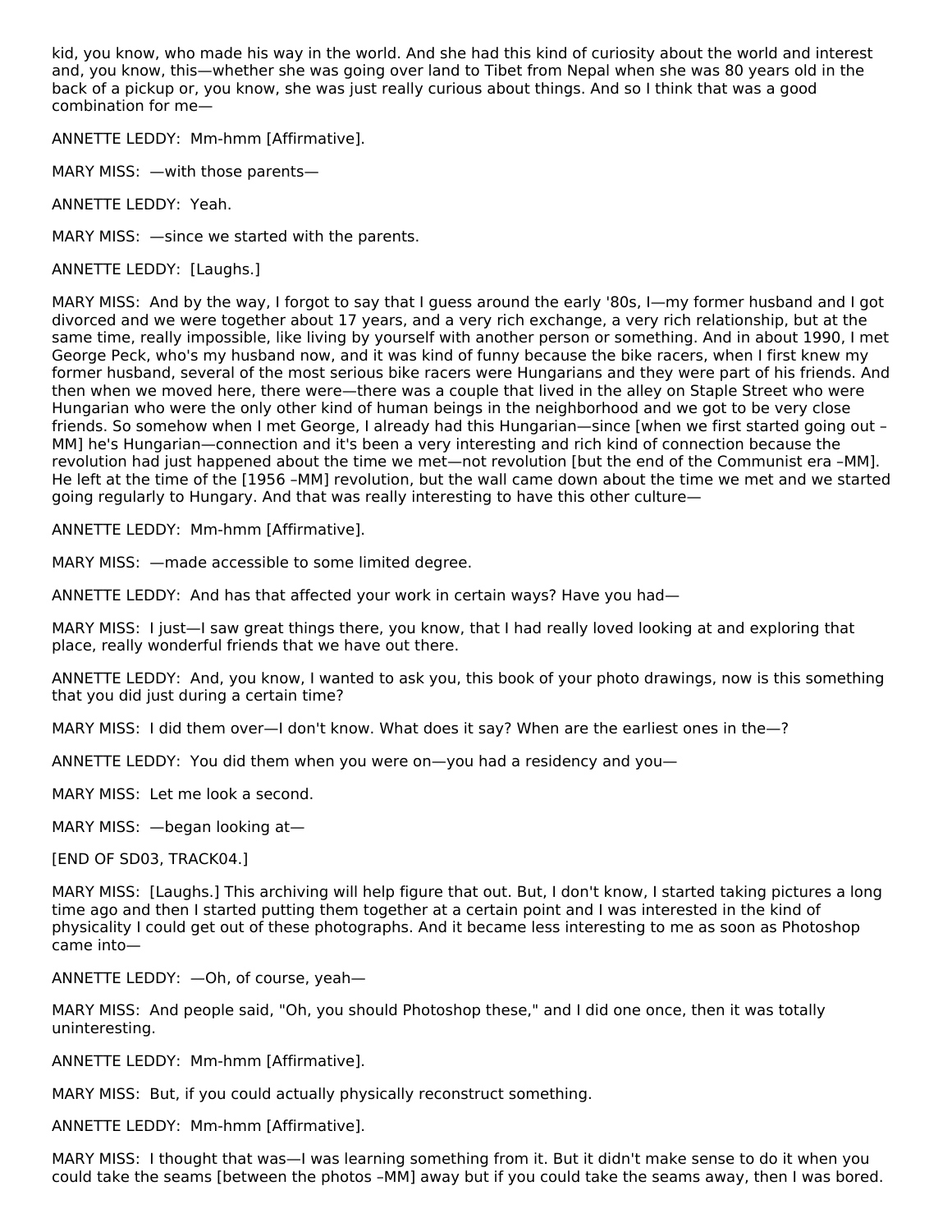kid, you know, who made his way in the world. And she had this kind of curiosity about the world and interest and, you know, this—whether she was going over land to Tibet from Nepal when she was 80 years old in the back of a pickup or, you know, she was just really curious about things. And so I think that was a good combination for me—

ANNETTE LEDDY: Mm-hmm [Affirmative].

MARY MISS: —with those parents—

ANNETTE LEDDY: Yeah.

MARY MISS: —since we started with the parents.

ANNETTE LEDDY: [Laughs.]

MARY MISS: And by the way, I forgot to say that I guess around the early '80s, I—my former husband and I got divorced and we were together about 17 years, and a very rich exchange, a very rich relationship, but at the same time, really impossible, like living by yourself with another person or something. And in about 1990, I met George Peck, who's my husband now, and it was kind of funny because the bike racers, when I first knew my former husband, several of the most serious bike racers were Hungarians and they were part of his friends. And then when we moved here, there were—there was a couple that lived in the alley on Staple Street who were Hungarian who were the only other kind of human beings in the neighborhood and we got to be very close friends. So somehow when I met George, I already had this Hungarian—since [when we first started going out –MM] he's Hungarian—connection and it's been a very interesting and rich kind of connection because the revolution had just happened about the time we met—not revolution [but the end of the Communist era –MM]. He left at the time of the [1956 –MM] revolution, but the wall came down about the time we met and we started going regularly to Hungary. And that was really interesting to have this other culture—

ANNETTE LEDDY: Mm-hmm [Affirmative].

MARY MISS: —made accessible to some limited degree.

ANNETTE LEDDY: And has that affected your work in certain ways? Have you had—

MARY MISS: I just—I saw great things there, you know, that I had really loved looking at and exploring that place, really wonderful friends that we have out there.

ANNETTE LEDDY: And, you know, I wanted to ask you, this book of your photo drawings, now is this something that you did just during a certain time?

MARY MISS: I did them over—I don't know. What does it say? When are the earliest ones in the—?

ANNETTE LEDDY: You did them when you were on—you had a residency and you—

MARY MISS: Let me look a second.

MARY MISS: —began looking at—

[END OF SD03, TRACK04.]

MARY MISS: [Laughs.] This archiving will help figure that out. But, I don't know, I started taking pictures a long time ago and then I started putting them together at a certain point and I was interested in the kind of physicality I could get out of these photographs. And it became less interesting to me as soon as Photoshop came into—

ANNETTE LEDDY: —Oh, of course, yeah—

MARY MISS: And people said, "Oh, you should Photoshop these," and I did one once, then it was totally uninteresting.

ANNETTE LEDDY: Mm-hmm [Affirmative].

MARY MISS: But, if you could actually physically reconstruct something.

ANNETTE LEDDY: Mm-hmm [Affirmative].

MARY MISS: I thought that was—I was learning something from it. But it didn't make sense to do it when you could take the seams [between the photos –MM] away but if you could take the seams away, then I was bored.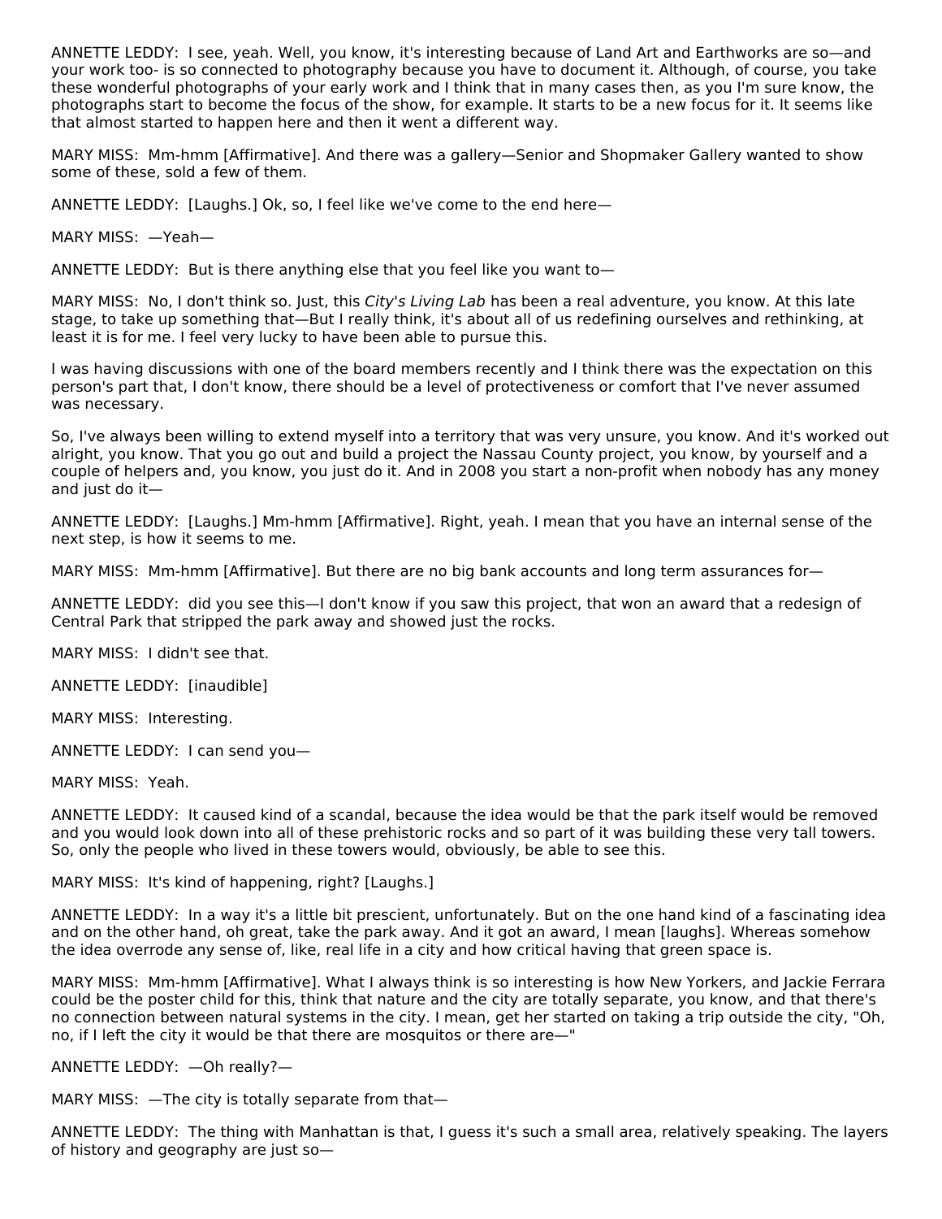ANNETTE LEDDY: I see, yeah. Well, you know, it's interesting because of Land Art and Earthworks are so—and your work too- is so connected to photography because you have to document it. Although, of course, you take these wonderful photographs of your early work and I think that in many cases then, as you I'm sure know, the photographs start to become the focus of the show, for example. It starts to be a new focus for it. It seems like that almost started to happen here and then it went a different way.

MARY MISS: Mm-hmm [Affirmative]. And there was a gallery—Senior and Shopmaker Gallery wanted to show some of these, sold a few of them.

ANNETTE LEDDY: [Laughs.] Ok, so, I feel like we've come to the end here—

MARY MISS: —Yeah—

ANNETTE LEDDY: But is there anything else that you feel like you want to—

MARY MISS: No, I don't think so. Just, this *City's Living Lab* has been a real adventure, you know. At this late stage, to take up something that—But I really think, it's about all of us redefining ourselves and rethinking, at least it is for me. I feel very lucky to have been able to pursue this.

I was having discussions with one of the board members recently and I think there was the expectation on this person's part that, I don't know, there should be a level of protectiveness or comfort that I've never assumed was necessary.

So, I've always been willing to extend myself into a territory that was very unsure, you know. And it's worked out alright, you know. That you go out and build a project the Nassau County project, you know, by yourself and a couple of helpers and, you know, you just do it. And in 2008 you start a non-profit when nobody has any money and just do it—

ANNETTE LEDDY: [Laughs.] Mm-hmm [Affirmative]. Right, yeah. I mean that you have an internal sense of the next step, is how it seems to me.

MARY MISS: Mm-hmm [Affirmative]. But there are no big bank accounts and long term assurances for—

ANNETTE LEDDY: did you see this—I don't know if you saw this project, that won an award that a redesign of Central Park that stripped the park away and showed just the rocks.

MARY MISS: I didn't see that.

ANNETTE LEDDY: [inaudible]

MARY MISS: Interesting.

ANNETTE LEDDY: I can send you—

MARY MISS: Yeah.

ANNETTE LEDDY: It caused kind of a scandal, because the idea would be that the park itself would be removed and you would look down into all of these prehistoric rocks and so part of it was building these very tall towers. So, only the people who lived in these towers would, obviously, be able to see this.

MARY MISS: It's kind of happening, right? [Laughs.]

ANNETTE LEDDY: In a way it's a little bit prescient, unfortunately. But on the one hand kind of a fascinating idea and on the other hand, oh great, take the park away. And it got an award, I mean [laughs]. Whereas somehow the idea overrode any sense of, like, real life in a city and how critical having that green space is.

MARY MISS: Mm-hmm [Affirmative]. What I always think is so interesting is how New Yorkers, and Jackie Ferrara could be the poster child for this, think that nature and the city are totally separate, you know, and that there's no connection between natural systems in the city. I mean, get her started on taking a trip outside the city, "Oh, no, if I left the city it would be that there are mosquitos or there are—"

ANNETTE LEDDY: —Oh really?—

MARY MISS: —The city is totally separate from that—

ANNETTE LEDDY: The thing with Manhattan is that, I guess it's such a small area, relatively speaking. The layers of history and geography are just so—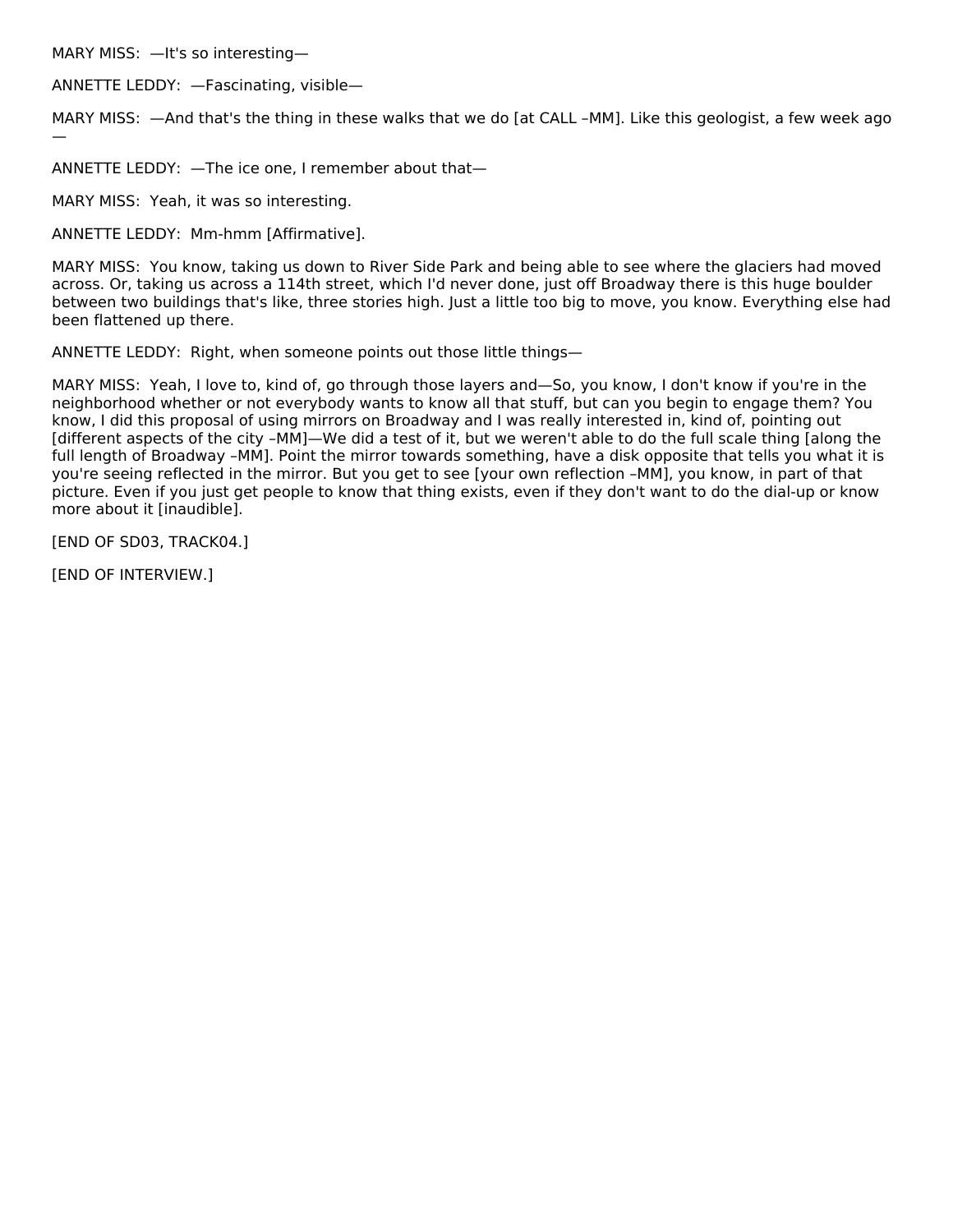MARY MISS: —It's so interesting—

ANNETTE LEDDY: —Fascinating, visible—

MARY MISS: —And that's the thing in these walks that we do [at CALL –MM]. Like this geologist, a few week ago —

ANNETTE LEDDY: —The ice one, I remember about that—

MARY MISS: Yeah, it was so interesting.

ANNETTE LEDDY: Mm-hmm [Affirmative].

MARY MISS: You know, taking us down to River Side Park and being able to see where the glaciers had moved across. Or, taking us across a 114th street, which I'd never done, just off Broadway there is this huge boulder between two buildings that's like, three stories high. Just a little too big to move, you know. Everything else had been flattened up there.

ANNETTE LEDDY: Right, when someone points out those little things—

MARY MISS: Yeah, I love to, kind of, go through those layers and—So, you know, I don't know if you're in the neighborhood whether or not everybody wants to know all that stuff, but can you begin to engage them? You know, I did this proposal of using mirrors on Broadway and I was really interested in, kind of, pointing out [different aspects of the city –MM]—We did a test of it, but we weren't able to do the full scale thing [along the full length of Broadway –MM]. Point the mirror towards something, have a disk opposite that tells you what it is you're seeing reflected in the mirror. But you get to see [your own reflection –MM], you know, in part of that picture. Even if you just get people to know that thing exists, even if they don't want to do the dial-up or know more about it [inaudible].

[END OF SD03, TRACK04.]

[END OF INTERVIEW.]